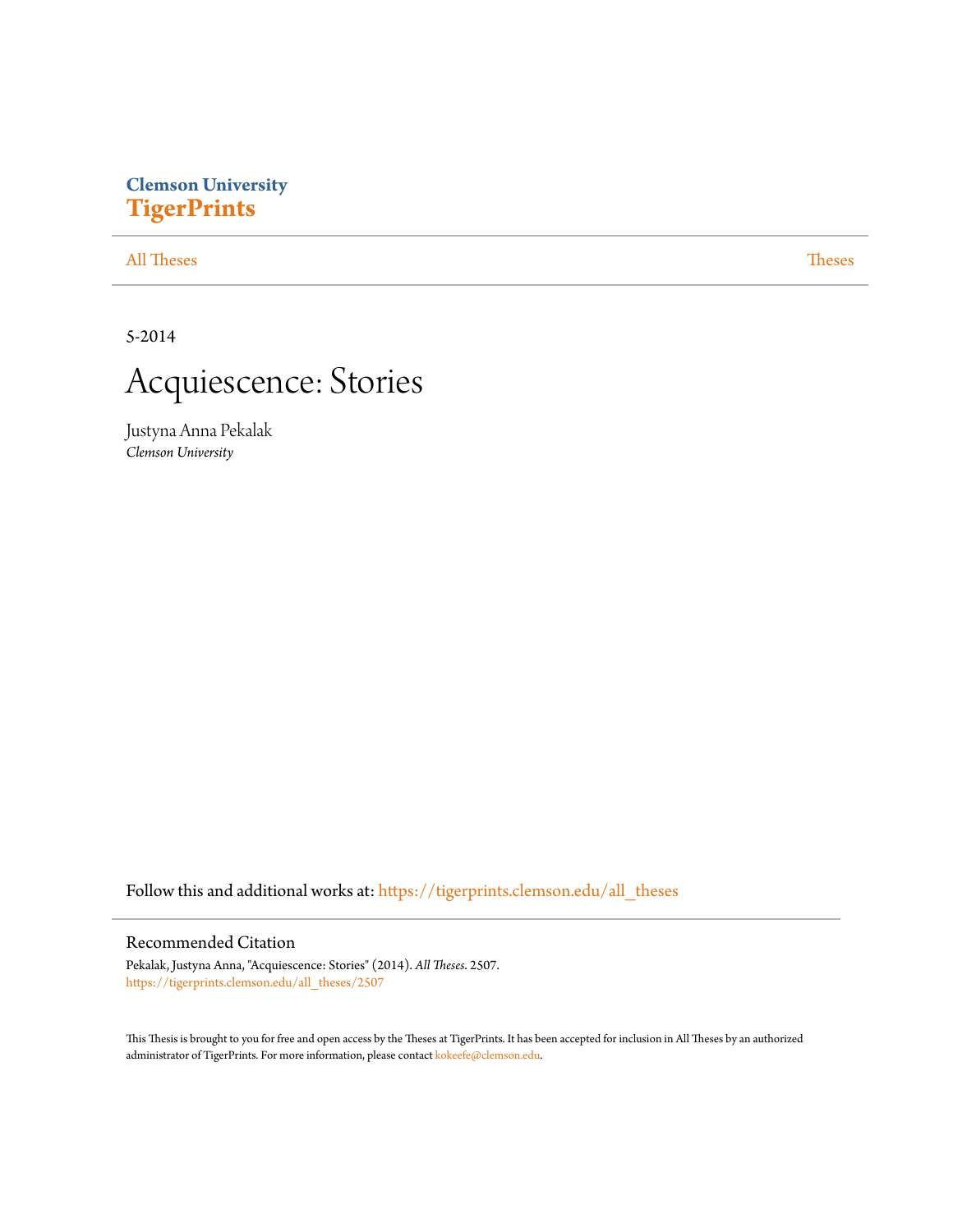Clemson University
**TigerPrints**

All Theses | Theses

---

5-2014

# Acquiescence: Stories

Justyna Anna Pekalak
*Clemson University*

Follow this and additional works at: https://tigerprints.clemson.edu/all_theses

## Recommended Citation

Pekalak, Justyna Anna, "Acquiescence: Stories" (2014). *All Theses*. 2507.
https://tigerprints.clemson.edu/all_theses/2507

This Thesis is brought to you for free and open access by the Theses at TigerPrints. It has been accepted for inclusion in All Theses by an authorized administrator of TigerPrints. For more information, please contact kokeefe@clemson.edu.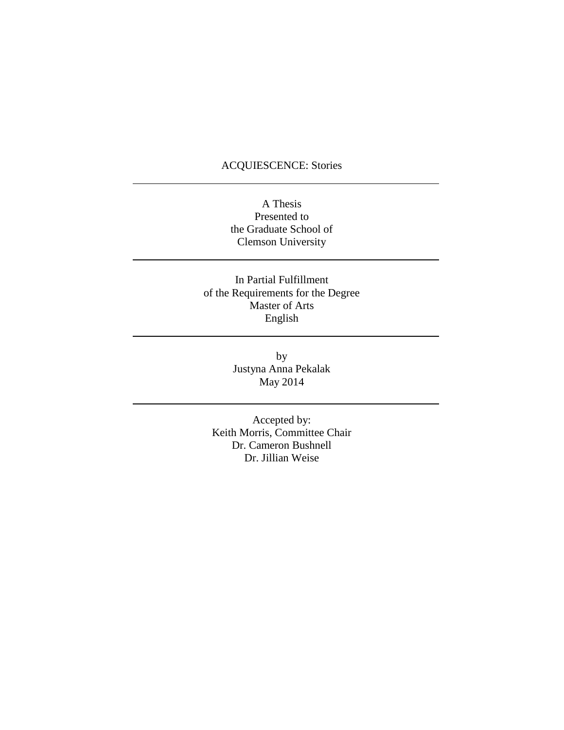ACQUIESCENCE: Stories

---

A Thesis
Presented to
the Graduate School of
Clemson University

---

In Partial Fulfillment
of the Requirements for the Degree
Master of Arts
English

---

by
Justyna Anna Pekalak
May 2014

---

Accepted by:
Keith Morris, Committee Chair
Dr. Cameron Bushnell
Dr. Jillian Weise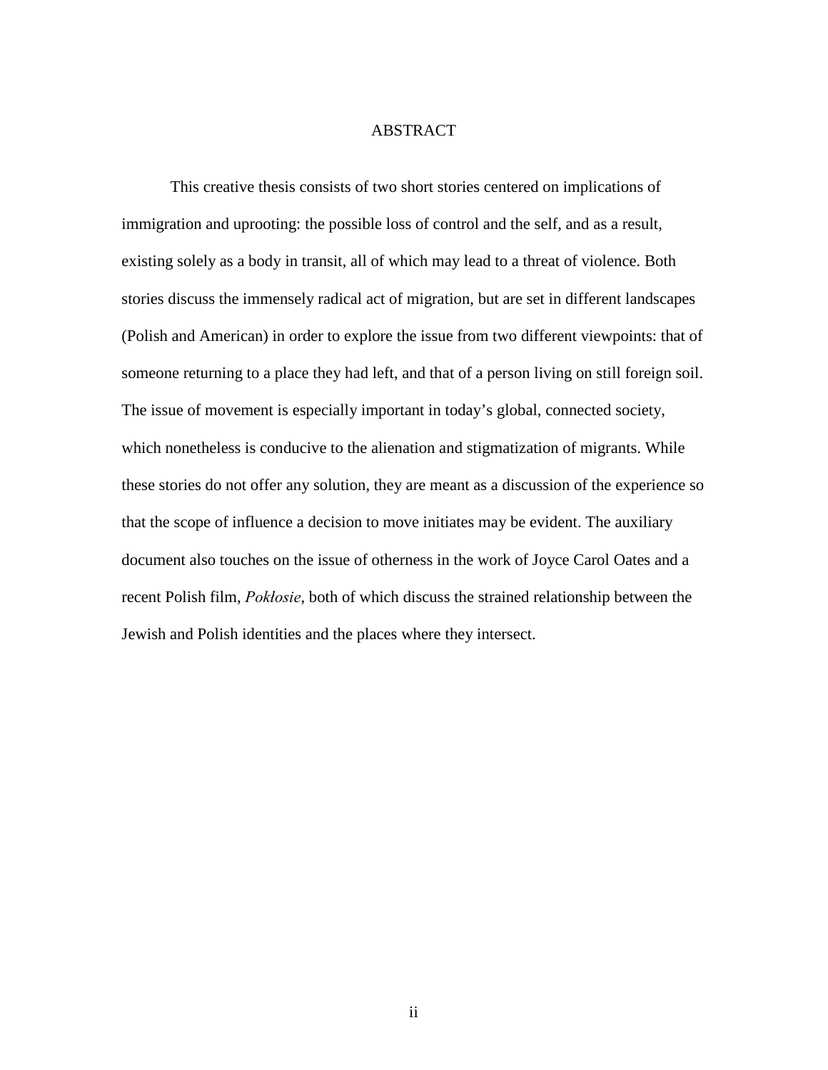# ABSTRACT

This creative thesis consists of two short stories centered on implications of immigration and uprooting: the possible loss of control and the self, and as a result, existing solely as a body in transit, all of which may lead to a threat of violence. Both stories discuss the immensely radical act of migration, but are set in different landscapes (Polish and American) in order to explore the issue from two different viewpoints: that of someone returning to a place they had left, and that of a person living on still foreign soil. The issue of movement is especially important in today's global, connected society, which nonetheless is conducive to the alienation and stigmatization of migrants. While these stories do not offer any solution, they are meant as a discussion of the experience so that the scope of influence a decision to move initiates may be evident. The auxiliary document also touches on the issue of otherness in the work of Joyce Carol Oates and a recent Polish film, *Pokłosie*, both of which discuss the strained relationship between the Jewish and Polish identities and the places where they intersect.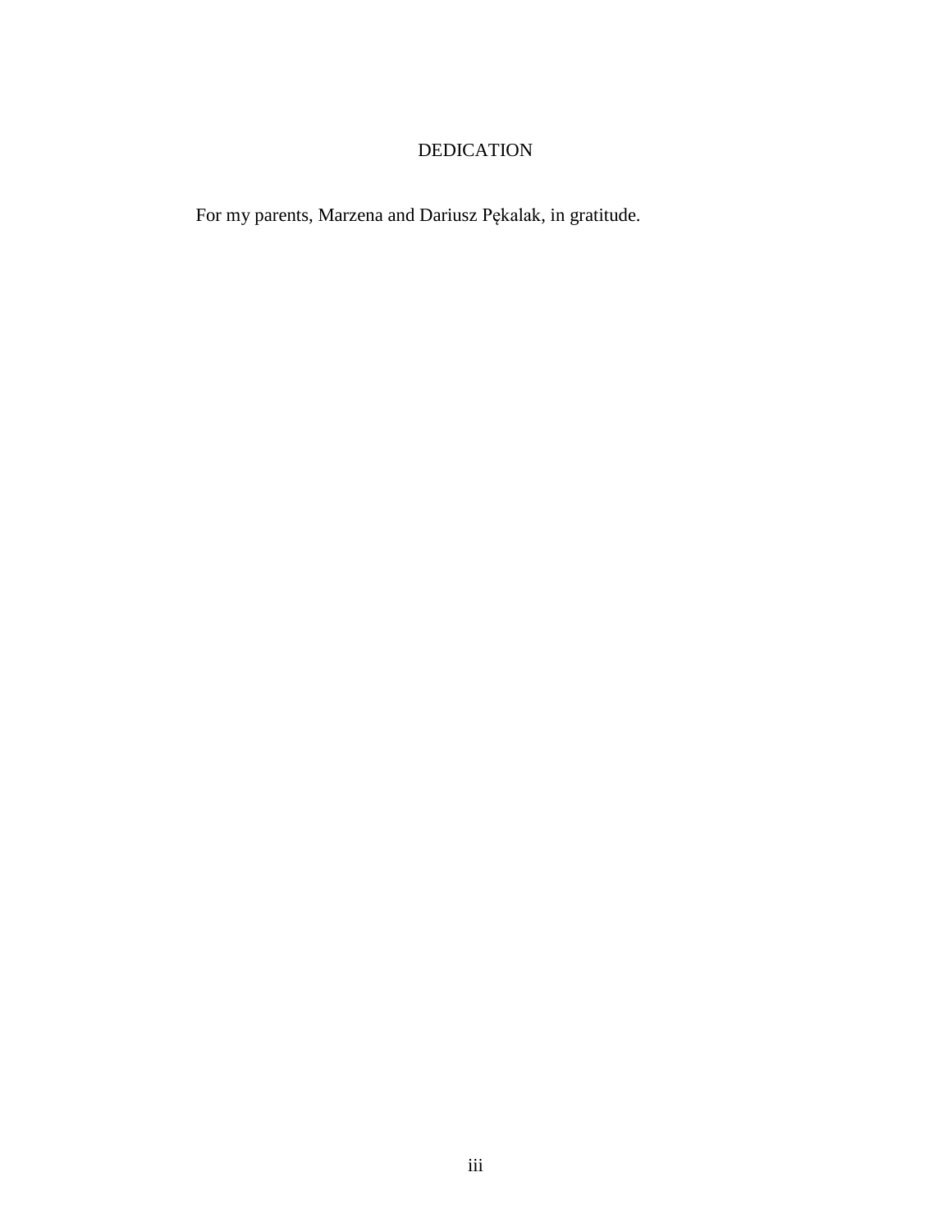# DEDICATION

For my parents, Marzena and Dariusz Pękalak, in gratitude.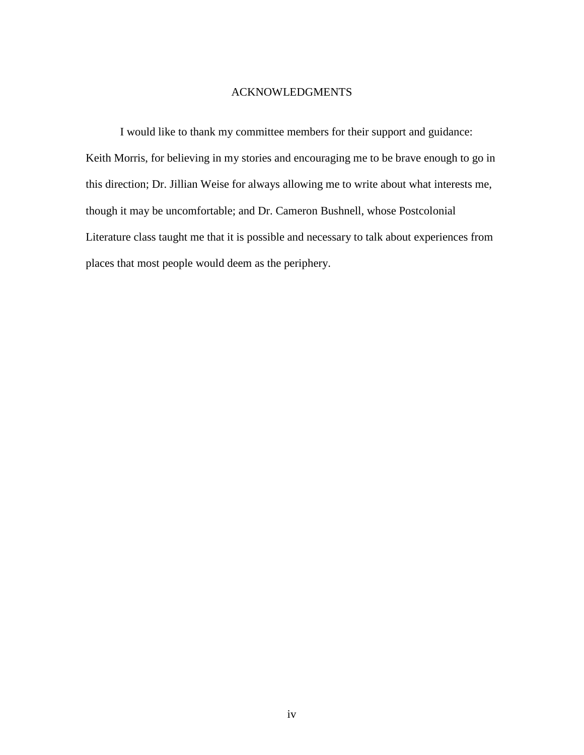# ACKNOWLEDGMENTS

I would like to thank my committee members for their support and guidance: Keith Morris, for believing in my stories and encouraging me to be brave enough to go in this direction; Dr. Jillian Weise for always allowing me to write about what interests me, though it may be uncomfortable; and Dr. Cameron Bushnell, whose Postcolonial Literature class taught me that it is possible and necessary to talk about experiences from places that most people would deem as the periphery.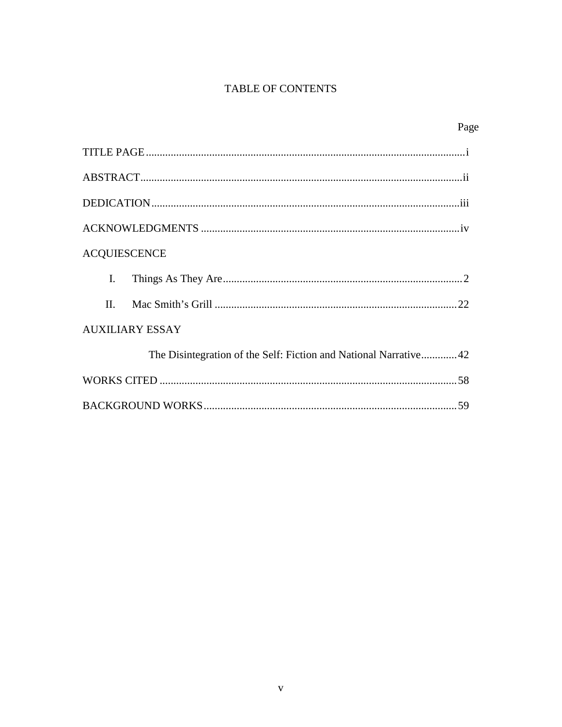# TABLE OF CONTENTS

| | Page |
|---|---|
| TITLE PAGE | i |
| ABSTRACT | ii |
| DEDICATION | iii |
| ACKNOWLEDGMENTS | iv |
| ACQUIESCENCE | |
| I. Things As They Are | 2 |
| II. Mac Smith's Grill | 22 |
| AUXILIARY ESSAY | |
| The Disintegration of the Self: Fiction and National Narrative | 42 |
| WORKS CITED | 58 |
| BACKGROUND WORKS | 59 |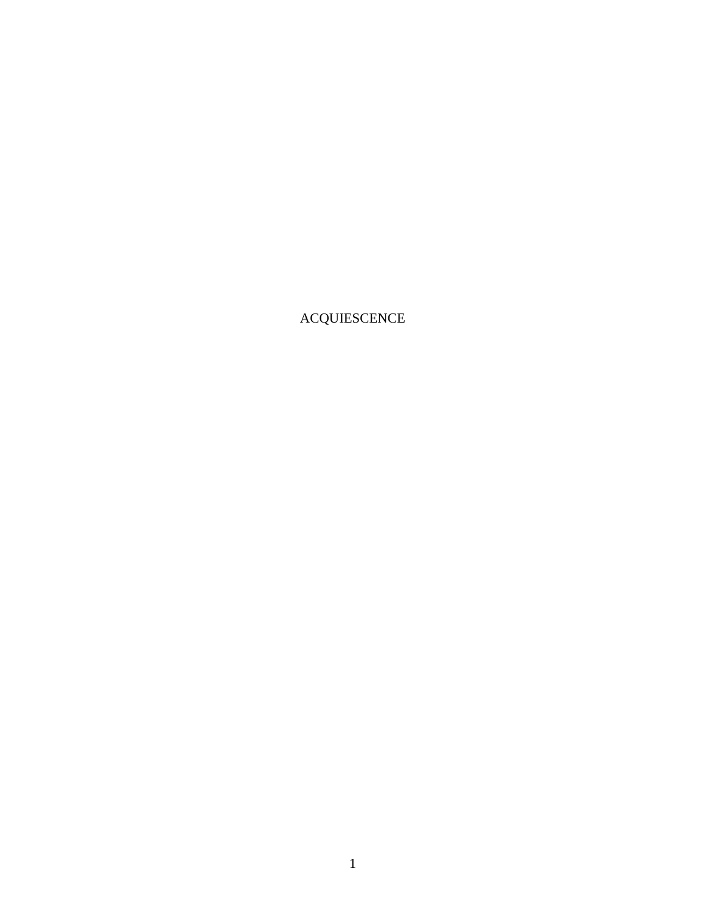# ACQUIESCENCE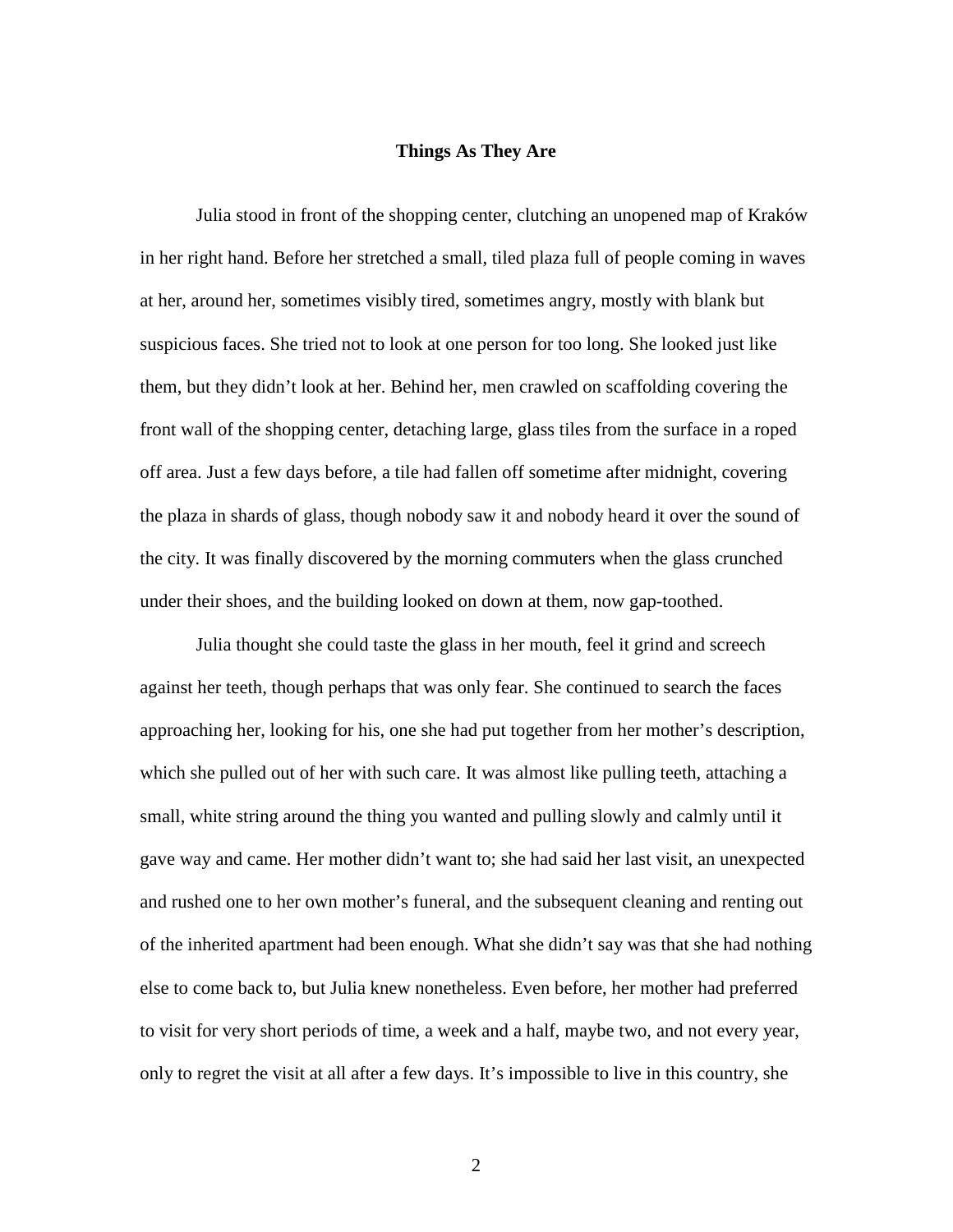# Things As They Are

Julia stood in front of the shopping center, clutching an unopened map of Kraków in her right hand. Before her stretched a small, tiled plaza full of people coming in waves at her, around her, sometimes visibly tired, sometimes angry, mostly with blank but suspicious faces. She tried not to look at one person for too long. She looked just like them, but they didn't look at her. Behind her, men crawled on scaffolding covering the front wall of the shopping center, detaching large, glass tiles from the surface in a roped off area. Just a few days before, a tile had fallen off sometime after midnight, covering the plaza in shards of glass, though nobody saw it and nobody heard it over the sound of the city. It was finally discovered by the morning commuters when the glass crunched under their shoes, and the building looked on down at them, now gap-toothed.

Julia thought she could taste the glass in her mouth, feel it grind and screech against her teeth, though perhaps that was only fear. She continued to search the faces approaching her, looking for his, one she had put together from her mother's description, which she pulled out of her with such care. It was almost like pulling teeth, attaching a small, white string around the thing you wanted and pulling slowly and calmly until it gave way and came. Her mother didn't want to; she had said her last visit, an unexpected and rushed one to her own mother's funeral, and the subsequent cleaning and renting out of the inherited apartment had been enough. What she didn't say was that she had nothing else to come back to, but Julia knew nonetheless. Even before, her mother had preferred to visit for very short periods of time, a week and a half, maybe two, and not every year, only to regret the visit at all after a few days. It's impossible to live in this country, she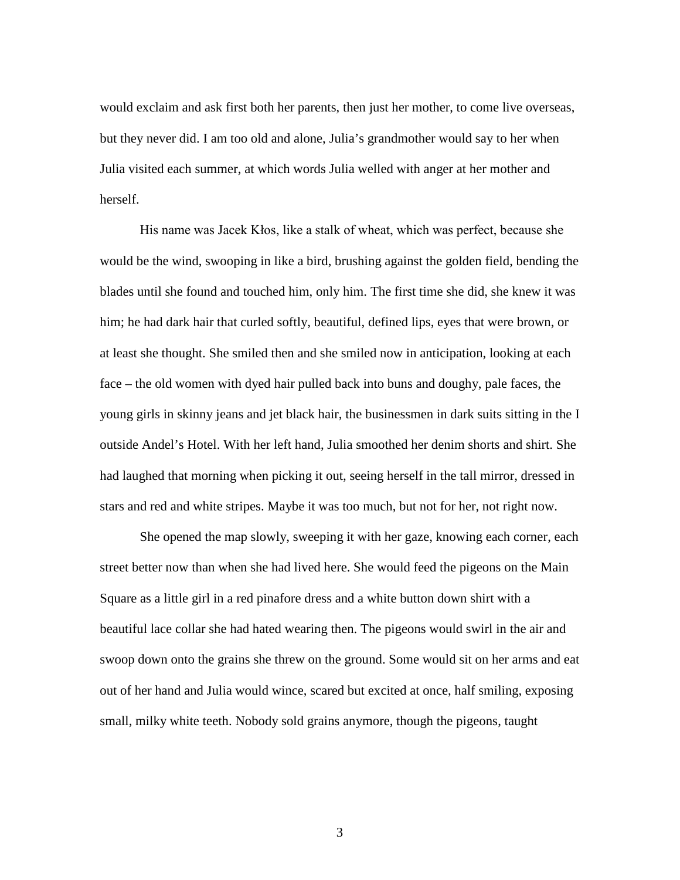would exclaim and ask first both her parents, then just her mother, to come live overseas, but they never did. I am too old and alone, Julia's grandmother would say to her when Julia visited each summer, at which words Julia welled with anger at her mother and herself.

His name was Jacek Kłos, like a stalk of wheat, which was perfect, because she would be the wind, swooping in like a bird, brushing against the golden field, bending the blades until she found and touched him, only him. The first time she did, she knew it was him; he had dark hair that curled softly, beautiful, defined lips, eyes that were brown, or at least she thought. She smiled then and she smiled now in anticipation, looking at each face – the old women with dyed hair pulled back into buns and doughy, pale faces, the young girls in skinny jeans and jet black hair, the businessmen in dark suits sitting in the I outside Andel's Hotel. With her left hand, Julia smoothed her denim shorts and shirt. She had laughed that morning when picking it out, seeing herself in the tall mirror, dressed in stars and red and white stripes. Maybe it was too much, but not for her, not right now.

She opened the map slowly, sweeping it with her gaze, knowing each corner, each street better now than when she had lived here. She would feed the pigeons on the Main Square as a little girl in a red pinafore dress and a white button down shirt with a beautiful lace collar she had hated wearing then. The pigeons would swirl in the air and swoop down onto the grains she threw on the ground. Some would sit on her arms and eat out of her hand and Julia would wince, scared but excited at once, half smiling, exposing small, milky white teeth. Nobody sold grains anymore, though the pigeons, taught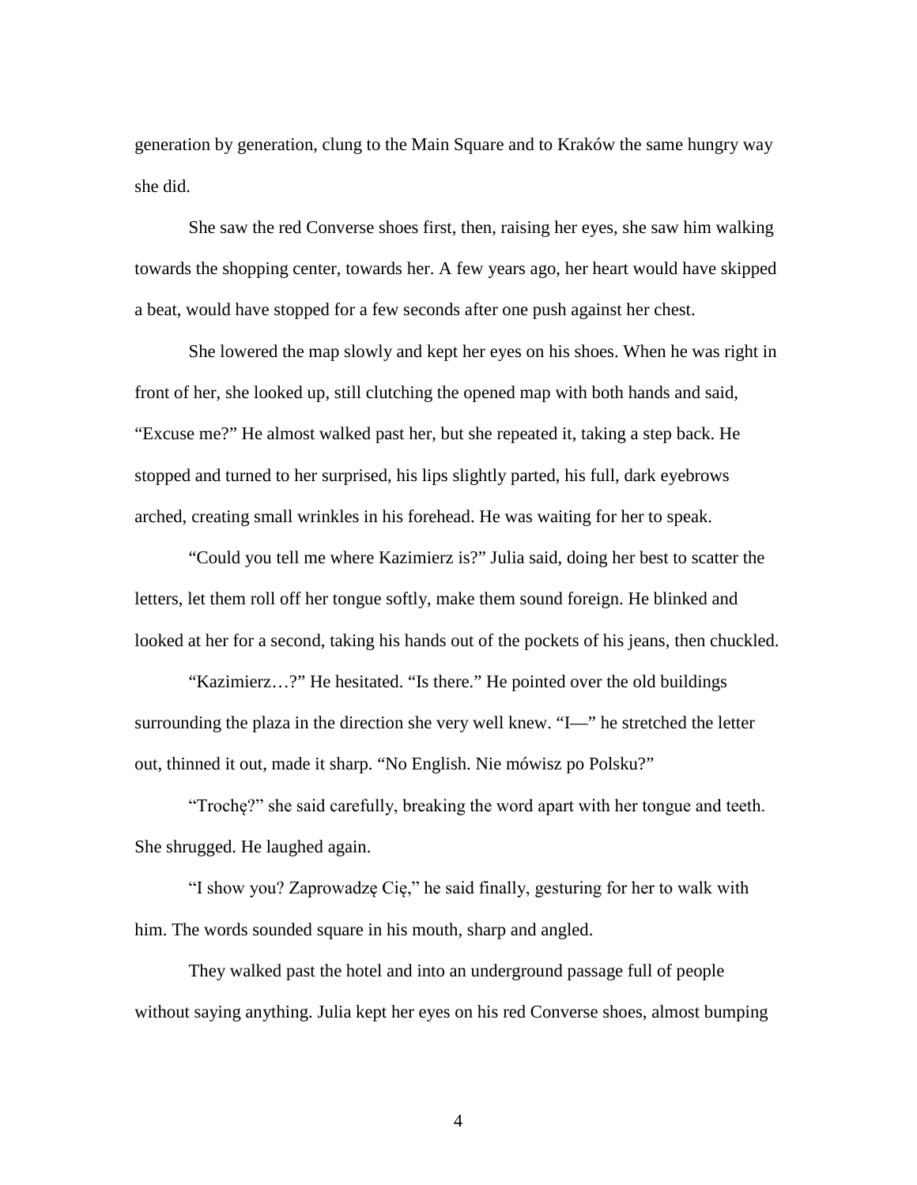generation by generation, clung to the Main Square and to Kraków the same hungry way she did.

She saw the red Converse shoes first, then, raising her eyes, she saw him walking towards the shopping center, towards her. A few years ago, her heart would have skipped a beat, would have stopped for a few seconds after one push against her chest.

She lowered the map slowly and kept her eyes on his shoes. When he was right in front of her, she looked up, still clutching the opened map with both hands and said, "Excuse me?" He almost walked past her, but she repeated it, taking a step back. He stopped and turned to her surprised, his lips slightly parted, his full, dark eyebrows arched, creating small wrinkles in his forehead. He was waiting for her to speak.

"Could you tell me where Kazimierz is?" Julia said, doing her best to scatter the letters, let them roll off her tongue softly, make them sound foreign. He blinked and looked at her for a second, taking his hands out of the pockets of his jeans, then chuckled.

"Kazimierz…?" He hesitated. "Is there." He pointed over the old buildings surrounding the plaza in the direction she very well knew. "I—" he stretched the letter out, thinned it out, made it sharp. "No English. Nie mówisz po Polsku?"

"Trochę?" she said carefully, breaking the word apart with her tongue and teeth. She shrugged. He laughed again.

"I show you? Zaprowadzę Cię," he said finally, gesturing for her to walk with him. The words sounded square in his mouth, sharp and angled.

They walked past the hotel and into an underground passage full of people without saying anything. Julia kept her eyes on his red Converse shoes, almost bumping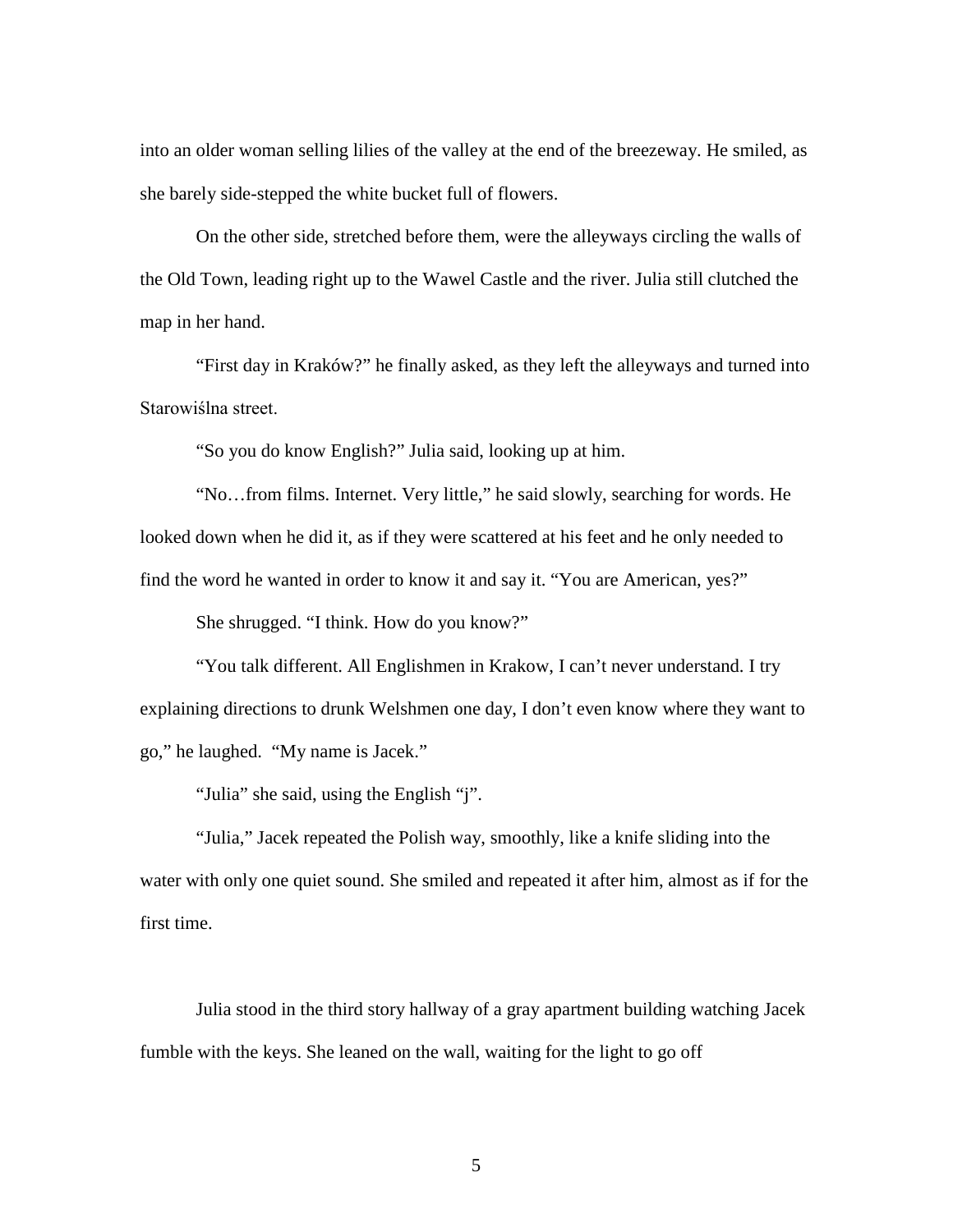into an older woman selling lilies of the valley at the end of the breezeway. He smiled, as she barely side-stepped the white bucket full of flowers.

On the other side, stretched before them, were the alleyways circling the walls of the Old Town, leading right up to the Wawel Castle and the river. Julia still clutched the map in her hand.

"First day in Kraków?" he finally asked, as they left the alleyways and turned into Starowiślna street.

"So you do know English?" Julia said, looking up at him.

"No…from films. Internet. Very little," he said slowly, searching for words. He looked down when he did it, as if they were scattered at his feet and he only needed to find the word he wanted in order to know it and say it. "You are American, yes?"

She shrugged. "I think. How do you know?"

"You talk different. All Englishmen in Krakow, I can't never understand. I try explaining directions to drunk Welshmen one day, I don't even know where they want to go," he laughed. "My name is Jacek."

"Julia" she said, using the English "j".

"Julia," Jacek repeated the Polish way, smoothly, like a knife sliding into the water with only one quiet sound. She smiled and repeated it after him, almost as if for the first time.

Julia stood in the third story hallway of a gray apartment building watching Jacek fumble with the keys. She leaned on the wall, waiting for the light to go off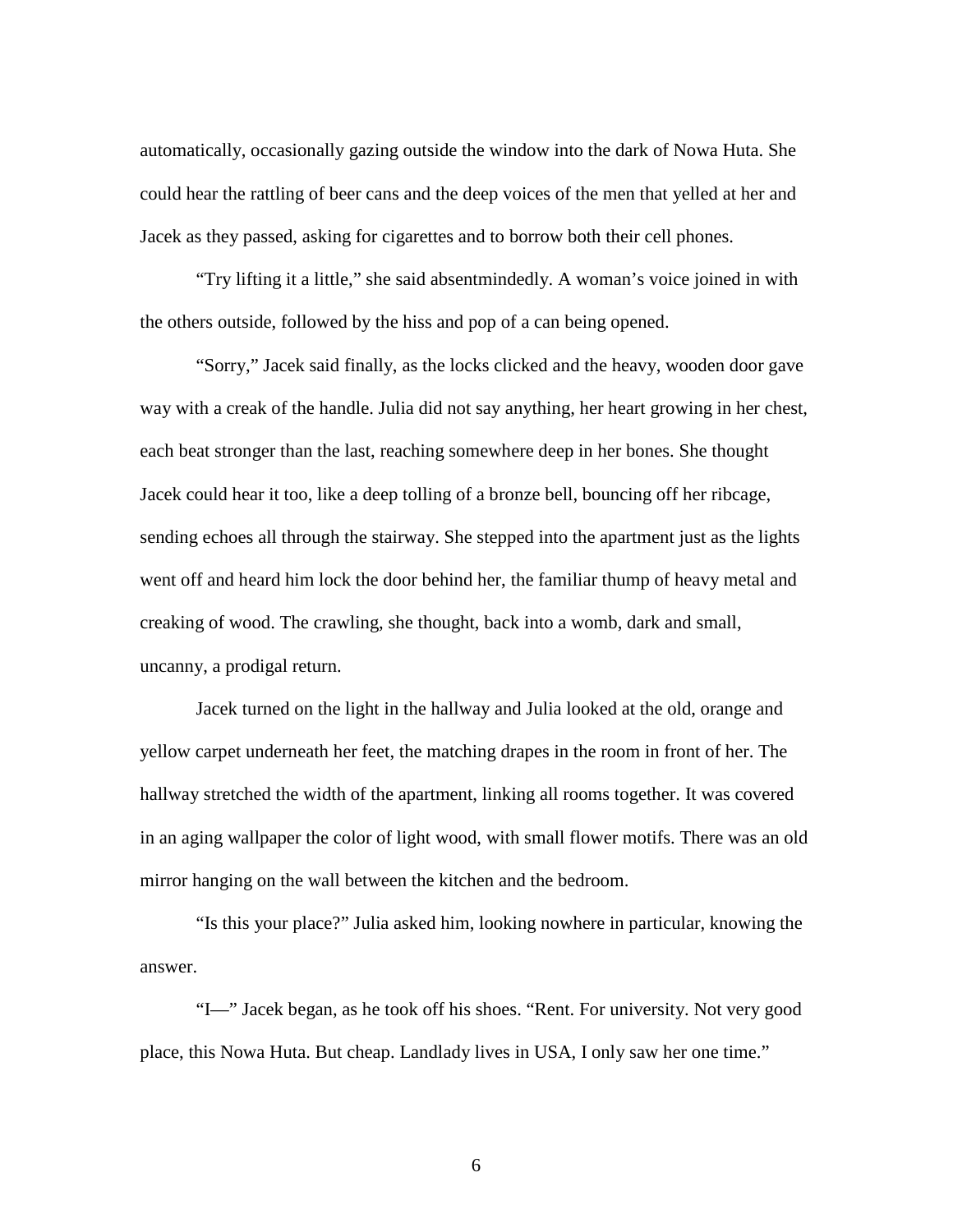automatically, occasionally gazing outside the window into the dark of Nowa Huta. She could hear the rattling of beer cans and the deep voices of the men that yelled at her and Jacek as they passed, asking for cigarettes and to borrow both their cell phones.

"Try lifting it a little," she said absentmindedly. A woman's voice joined in with the others outside, followed by the hiss and pop of a can being opened.

"Sorry," Jacek said finally, as the locks clicked and the heavy, wooden door gave way with a creak of the handle. Julia did not say anything, her heart growing in her chest, each beat stronger than the last, reaching somewhere deep in her bones. She thought Jacek could hear it too, like a deep tolling of a bronze bell, bouncing off her ribcage, sending echoes all through the stairway. She stepped into the apartment just as the lights went off and heard him lock the door behind her, the familiar thump of heavy metal and creaking of wood. The crawling, she thought, back into a womb, dark and small, uncanny, a prodigal return.

Jacek turned on the light in the hallway and Julia looked at the old, orange and yellow carpet underneath her feet, the matching drapes in the room in front of her. The hallway stretched the width of the apartment, linking all rooms together. It was covered in an aging wallpaper the color of light wood, with small flower motifs. There was an old mirror hanging on the wall between the kitchen and the bedroom.

"Is this your place?" Julia asked him, looking nowhere in particular, knowing the answer.

"I—" Jacek began, as he took off his shoes. "Rent. For university. Not very good place, this Nowa Huta. But cheap. Landlady lives in USA, I only saw her one time."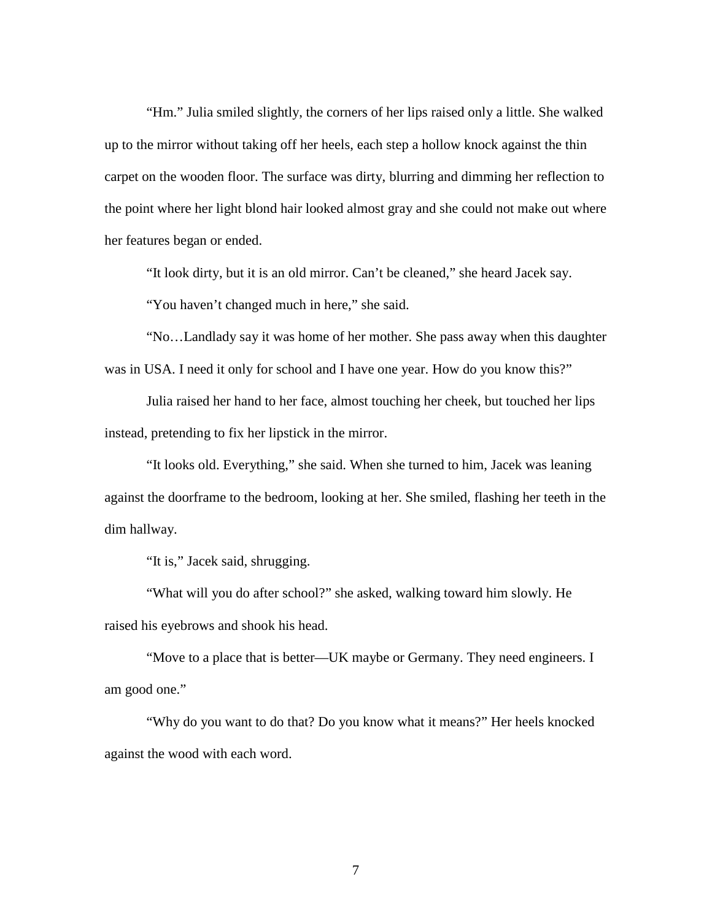"Hm." Julia smiled slightly, the corners of her lips raised only a little. She walked up to the mirror without taking off her heels, each step a hollow knock against the thin carpet on the wooden floor. The surface was dirty, blurring and dimming her reflection to the point where her light blond hair looked almost gray and she could not make out where her features began or ended.

"It look dirty, but it is an old mirror. Can't be cleaned," she heard Jacek say.

"You haven't changed much in here," she said.

"No…Landlady say it was home of her mother. She pass away when this daughter was in USA. I need it only for school and I have one year. How do you know this?"

Julia raised her hand to her face, almost touching her cheek, but touched her lips instead, pretending to fix her lipstick in the mirror.

"It looks old. Everything," she said. When she turned to him, Jacek was leaning against the doorframe to the bedroom, looking at her. She smiled, flashing her teeth in the dim hallway.

"It is," Jacek said, shrugging.

"What will you do after school?" she asked, walking toward him slowly. He raised his eyebrows and shook his head.

"Move to a place that is better—UK maybe or Germany. They need engineers. I am good one."

"Why do you want to do that? Do you know what it means?" Her heels knocked against the wood with each word.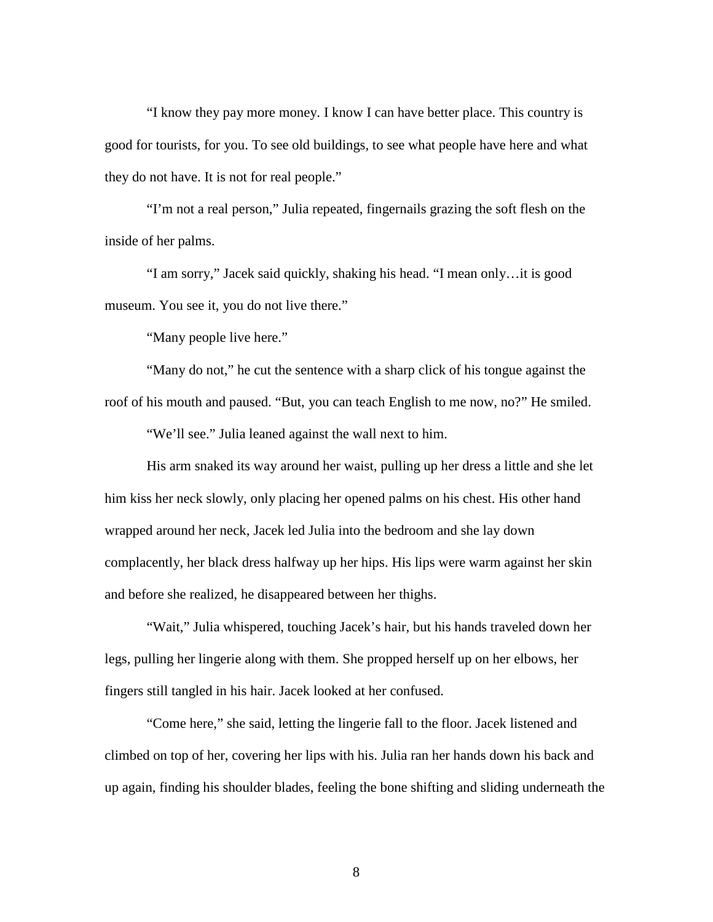"I know they pay more money. I know I can have better place. This country is good for tourists, for you. To see old buildings, to see what people have here and what they do not have. It is not for real people."

"I'm not a real person," Julia repeated, fingernails grazing the soft flesh on the inside of her palms.

"I am sorry," Jacek said quickly, shaking his head. "I mean only…it is good museum. You see it, you do not live there."

"Many people live here."

"Many do not," he cut the sentence with a sharp click of his tongue against the roof of his mouth and paused. "But, you can teach English to me now, no?" He smiled.

"We'll see." Julia leaned against the wall next to him.

His arm snaked its way around her waist, pulling up her dress a little and she let him kiss her neck slowly, only placing her opened palms on his chest. His other hand wrapped around her neck, Jacek led Julia into the bedroom and she lay down complacently, her black dress halfway up her hips. His lips were warm against her skin and before she realized, he disappeared between her thighs.

"Wait," Julia whispered, touching Jacek's hair, but his hands traveled down her legs, pulling her lingerie along with them. She propped herself up on her elbows, her fingers still tangled in his hair. Jacek looked at her confused.

"Come here," she said, letting the lingerie fall to the floor. Jacek listened and climbed on top of her, covering her lips with his. Julia ran her hands down his back and up again, finding his shoulder blades, feeling the bone shifting and sliding underneath the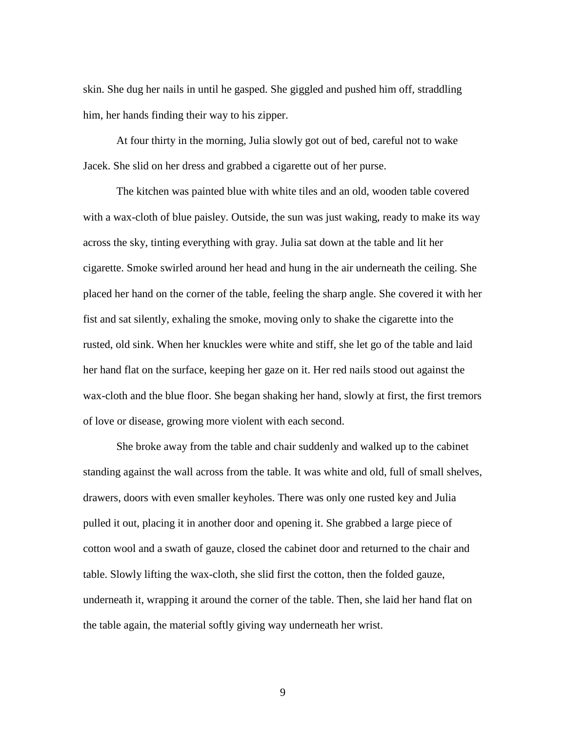skin. She dug her nails in until he gasped. She giggled and pushed him off, straddling him, her hands finding their way to his zipper.

At four thirty in the morning, Julia slowly got out of bed, careful not to wake Jacek. She slid on her dress and grabbed a cigarette out of her purse.

The kitchen was painted blue with white tiles and an old, wooden table covered with a wax-cloth of blue paisley. Outside, the sun was just waking, ready to make its way across the sky, tinting everything with gray. Julia sat down at the table and lit her cigarette. Smoke swirled around her head and hung in the air underneath the ceiling. She placed her hand on the corner of the table, feeling the sharp angle. She covered it with her fist and sat silently, exhaling the smoke, moving only to shake the cigarette into the rusted, old sink. When her knuckles were white and stiff, she let go of the table and laid her hand flat on the surface, keeping her gaze on it. Her red nails stood out against the wax-cloth and the blue floor. She began shaking her hand, slowly at first, the first tremors of love or disease, growing more violent with each second.

She broke away from the table and chair suddenly and walked up to the cabinet standing against the wall across from the table. It was white and old, full of small shelves, drawers, doors with even smaller keyholes. There was only one rusted key and Julia pulled it out, placing it in another door and opening it. She grabbed a large piece of cotton wool and a swath of gauze, closed the cabinet door and returned to the chair and table. Slowly lifting the wax-cloth, she slid first the cotton, then the folded gauze, underneath it, wrapping it around the corner of the table. Then, she laid her hand flat on the table again, the material softly giving way underneath her wrist.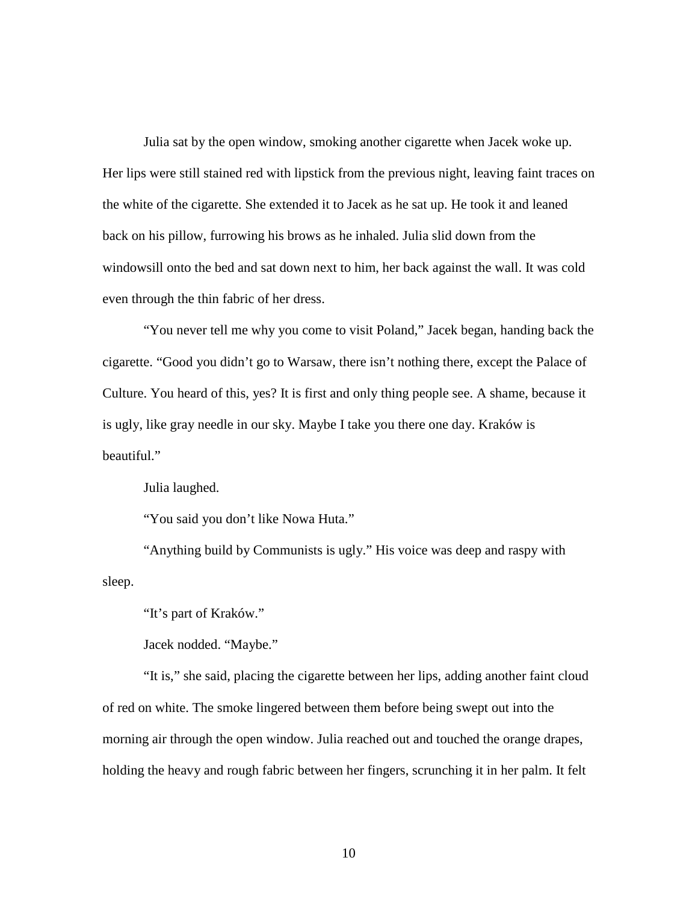Julia sat by the open window, smoking another cigarette when Jacek woke up. Her lips were still stained red with lipstick from the previous night, leaving faint traces on the white of the cigarette. She extended it to Jacek as he sat up. He took it and leaned back on his pillow, furrowing his brows as he inhaled. Julia slid down from the windowsill onto the bed and sat down next to him, her back against the wall. It was cold even through the thin fabric of her dress.

"You never tell me why you come to visit Poland," Jacek began, handing back the cigarette. "Good you didn't go to Warsaw, there isn't nothing there, except the Palace of Culture. You heard of this, yes? It is first and only thing people see. A shame, because it is ugly, like gray needle in our sky. Maybe I take you there one day. Kraków is beautiful."

Julia laughed.

"You said you don't like Nowa Huta."

"Anything build by Communists is ugly." His voice was deep and raspy with sleep.

"It's part of Kraków."

Jacek nodded. "Maybe."

"It is," she said, placing the cigarette between her lips, adding another faint cloud of red on white. The smoke lingered between them before being swept out into the morning air through the open window. Julia reached out and touched the orange drapes, holding the heavy and rough fabric between her fingers, scrunching it in her palm. It felt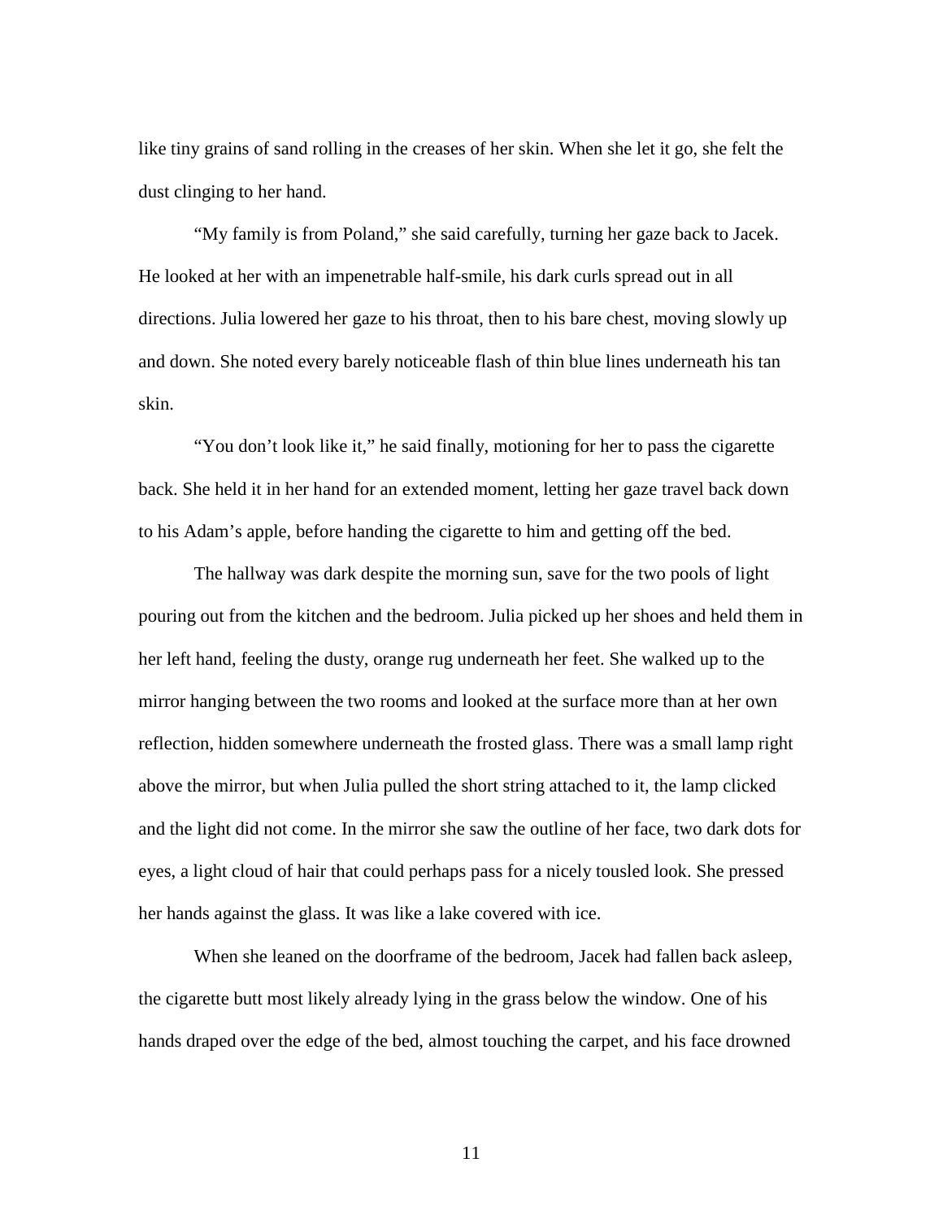like tiny grains of sand rolling in the creases of her skin. When she let it go, she felt the dust clinging to her hand.

"My family is from Poland," she said carefully, turning her gaze back to Jacek. He looked at her with an impenetrable half-smile, his dark curls spread out in all directions. Julia lowered her gaze to his throat, then to his bare chest, moving slowly up and down. She noted every barely noticeable flash of thin blue lines underneath his tan skin.

"You don't look like it," he said finally, motioning for her to pass the cigarette back. She held it in her hand for an extended moment, letting her gaze travel back down to his Adam's apple, before handing the cigarette to him and getting off the bed.

The hallway was dark despite the morning sun, save for the two pools of light pouring out from the kitchen and the bedroom. Julia picked up her shoes and held them in her left hand, feeling the dusty, orange rug underneath her feet. She walked up to the mirror hanging between the two rooms and looked at the surface more than at her own reflection, hidden somewhere underneath the frosted glass. There was a small lamp right above the mirror, but when Julia pulled the short string attached to it, the lamp clicked and the light did not come. In the mirror she saw the outline of her face, two dark dots for eyes, a light cloud of hair that could perhaps pass for a nicely tousled look. She pressed her hands against the glass. It was like a lake covered with ice.

When she leaned on the doorframe of the bedroom, Jacek had fallen back asleep, the cigarette butt most likely already lying in the grass below the window. One of his hands draped over the edge of the bed, almost touching the carpet, and his face drowned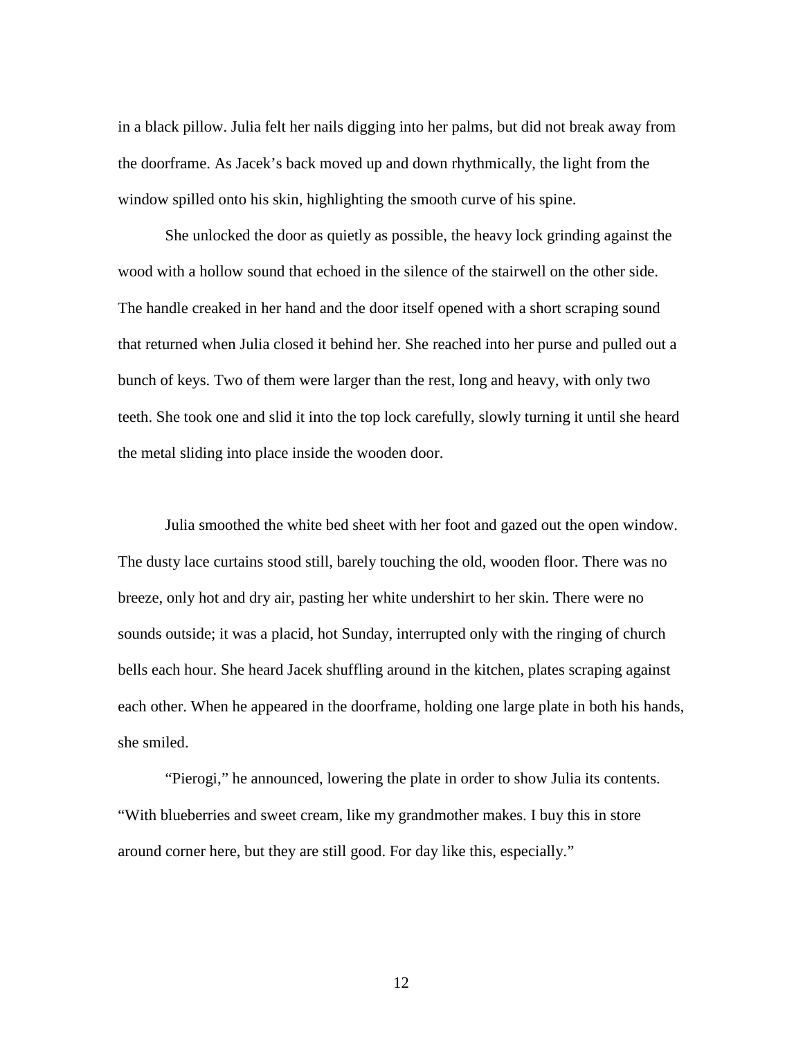in a black pillow. Julia felt her nails digging into her palms, but did not break away from the doorframe. As Jacek's back moved up and down rhythmically, the light from the window spilled onto his skin, highlighting the smooth curve of his spine.

She unlocked the door as quietly as possible, the heavy lock grinding against the wood with a hollow sound that echoed in the silence of the stairwell on the other side. The handle creaked in her hand and the door itself opened with a short scraping sound that returned when Julia closed it behind her. She reached into her purse and pulled out a bunch of keys. Two of them were larger than the rest, long and heavy, with only two teeth. She took one and slid it into the top lock carefully, slowly turning it until she heard the metal sliding into place inside the wooden door.

Julia smoothed the white bed sheet with her foot and gazed out the open window. The dusty lace curtains stood still, barely touching the old, wooden floor. There was no breeze, only hot and dry air, pasting her white undershirt to her skin. There were no sounds outside; it was a placid, hot Sunday, interrupted only with the ringing of church bells each hour. She heard Jacek shuffling around in the kitchen, plates scraping against each other. When he appeared in the doorframe, holding one large plate in both his hands, she smiled.

"Pierogi," he announced, lowering the plate in order to show Julia its contents. "With blueberries and sweet cream, like my grandmother makes. I buy this in store around corner here, but they are still good. For day like this, especially."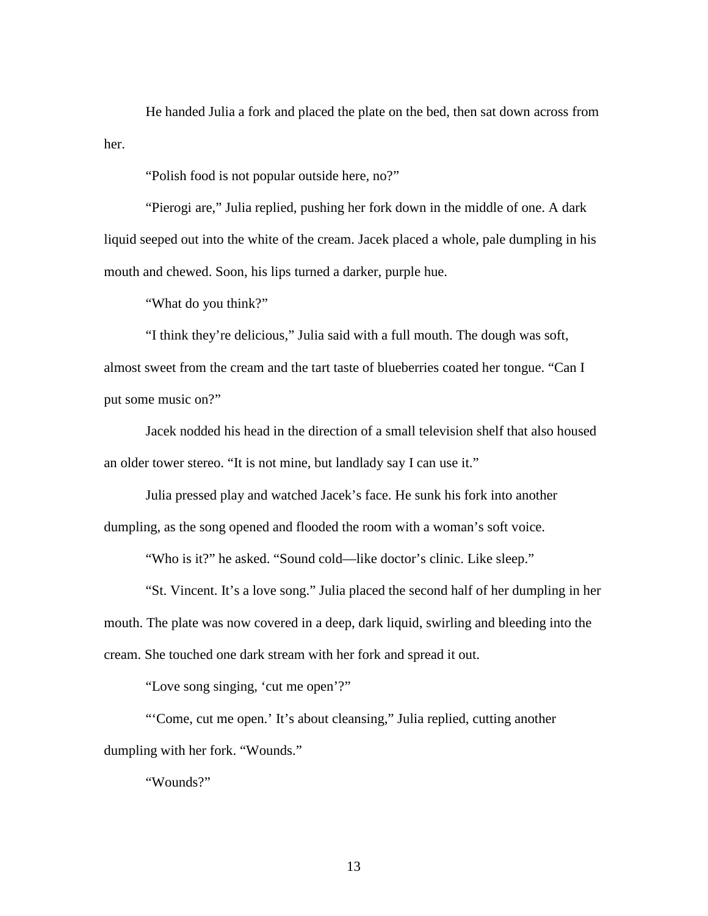He handed Julia a fork and placed the plate on the bed, then sat down across from her.

"Polish food is not popular outside here, no?"

"Pierogi are," Julia replied, pushing her fork down in the middle of one. A dark liquid seeped out into the white of the cream. Jacek placed a whole, pale dumpling in his mouth and chewed. Soon, his lips turned a darker, purple hue.

"What do you think?"

"I think they're delicious," Julia said with a full mouth. The dough was soft, almost sweet from the cream and the tart taste of blueberries coated her tongue. "Can I put some music on?"

Jacek nodded his head in the direction of a small television shelf that also housed an older tower stereo. "It is not mine, but landlady say I can use it."

Julia pressed play and watched Jacek's face. He sunk his fork into another dumpling, as the song opened and flooded the room with a woman's soft voice.

"Who is it?" he asked. "Sound cold—like doctor's clinic. Like sleep."

"St. Vincent. It's a love song." Julia placed the second half of her dumpling in her mouth. The plate was now covered in a deep, dark liquid, swirling and bleeding into the cream. She touched one dark stream with her fork and spread it out.

"Love song singing, 'cut me open'?"

"'Come, cut me open.' It's about cleansing," Julia replied, cutting another dumpling with her fork. "Wounds."

"Wounds?"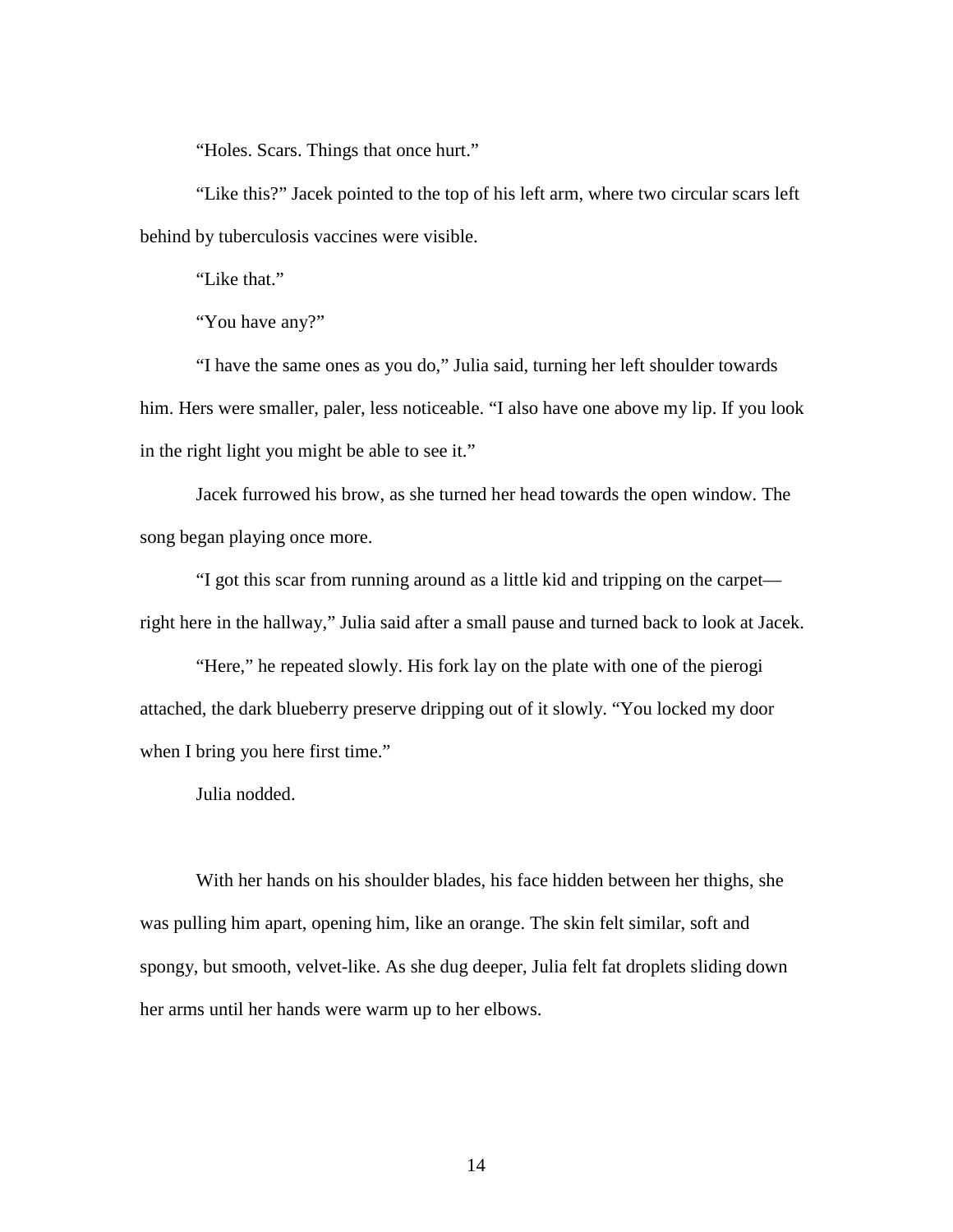"Holes. Scars. Things that once hurt."

"Like this?" Jacek pointed to the top of his left arm, where two circular scars left behind by tuberculosis vaccines were visible.

"Like that."

"You have any?"

"I have the same ones as you do," Julia said, turning her left shoulder towards him. Hers were smaller, paler, less noticeable. "I also have one above my lip. If you look in the right light you might be able to see it."

Jacek furrowed his brow, as she turned her head towards the open window. The song began playing once more.

"I got this scar from running around as a little kid and tripping on the carpet—right here in the hallway," Julia said after a small pause and turned back to look at Jacek.

"Here," he repeated slowly. His fork lay on the plate with one of the pierogi attached, the dark blueberry preserve dripping out of it slowly. "You locked my door when I bring you here first time."

Julia nodded.

With her hands on his shoulder blades, his face hidden between her thighs, she was pulling him apart, opening him, like an orange. The skin felt similar, soft and spongy, but smooth, velvet-like. As she dug deeper, Julia felt fat droplets sliding down her arms until her hands were warm up to her elbows.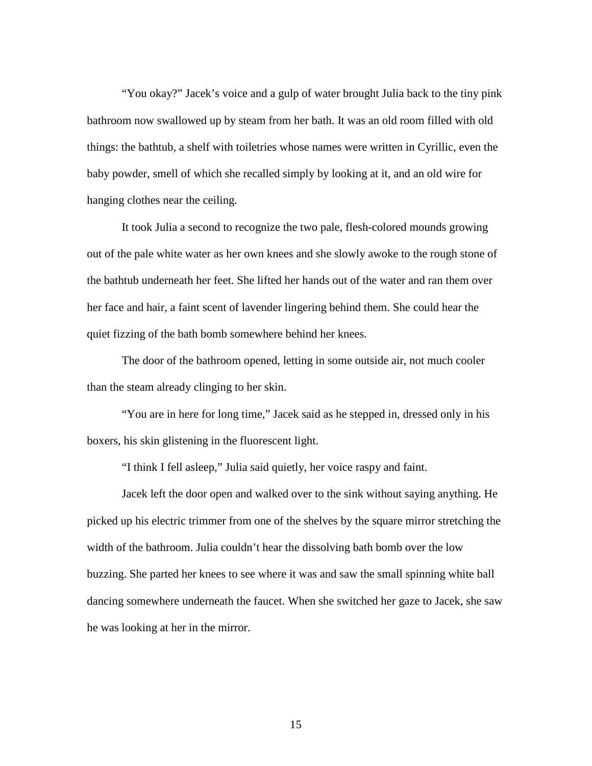"You okay?" Jacek's voice and a gulp of water brought Julia back to the tiny pink bathroom now swallowed up by steam from her bath. It was an old room filled with old things: the bathtub, a shelf with toiletries whose names were written in Cyrillic, even the baby powder, smell of which she recalled simply by looking at it, and an old wire for hanging clothes near the ceiling.

It took Julia a second to recognize the two pale, flesh-colored mounds growing out of the pale white water as her own knees and she slowly awoke to the rough stone of the bathtub underneath her feet. She lifted her hands out of the water and ran them over her face and hair, a faint scent of lavender lingering behind them. She could hear the quiet fizzing of the bath bomb somewhere behind her knees.

The door of the bathroom opened, letting in some outside air, not much cooler than the steam already clinging to her skin.

"You are in here for long time," Jacek said as he stepped in, dressed only in his boxers, his skin glistening in the fluorescent light.

"I think I fell asleep," Julia said quietly, her voice raspy and faint.

Jacek left the door open and walked over to the sink without saying anything. He picked up his electric trimmer from one of the shelves by the square mirror stretching the width of the bathroom. Julia couldn't hear the dissolving bath bomb over the low buzzing. She parted her knees to see where it was and saw the small spinning white ball dancing somewhere underneath the faucet. When she switched her gaze to Jacek, she saw he was looking at her in the mirror.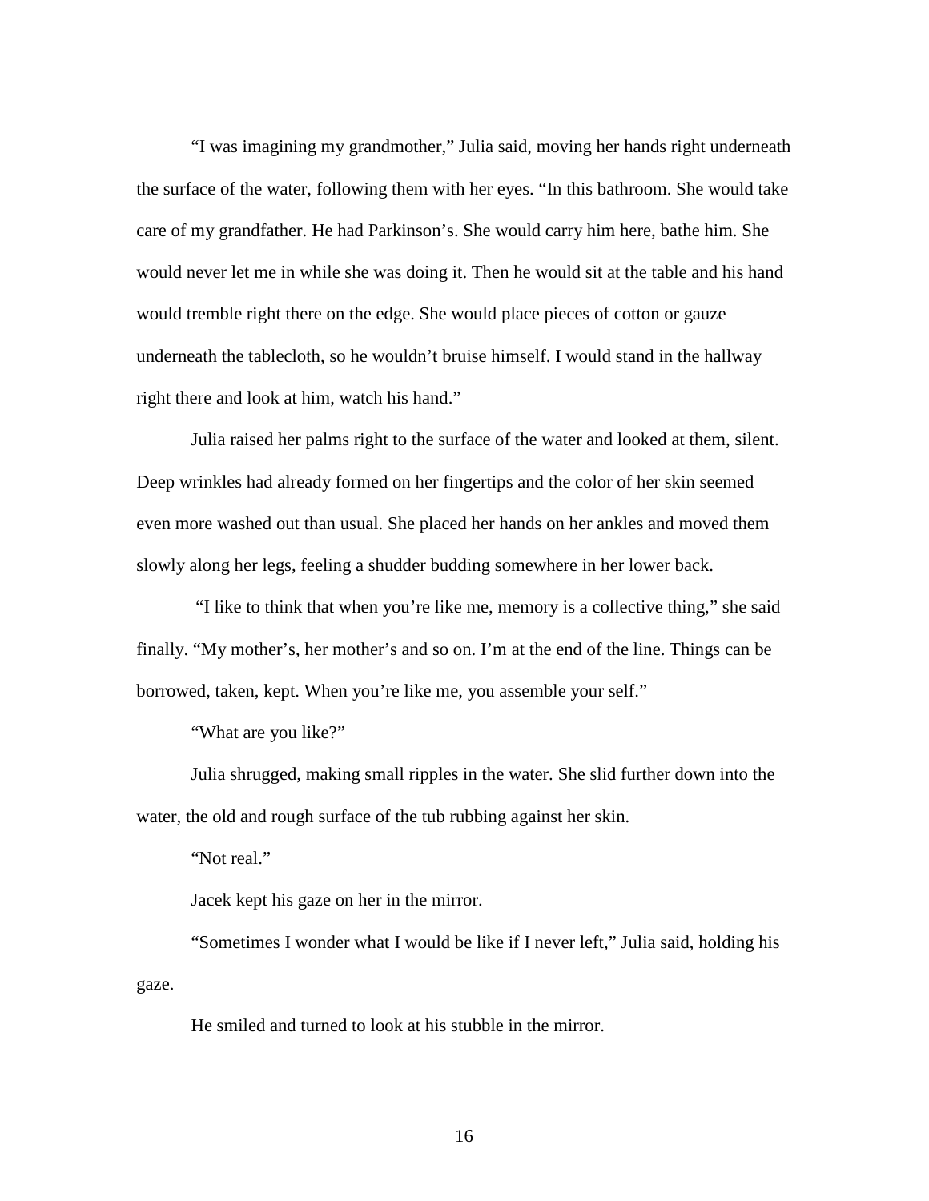"I was imagining my grandmother," Julia said, moving her hands right underneath the surface of the water, following them with her eyes. "In this bathroom. She would take care of my grandfather. He had Parkinson's. She would carry him here, bathe him. She would never let me in while she was doing it. Then he would sit at the table and his hand would tremble right there on the edge. She would place pieces of cotton or gauze underneath the tablecloth, so he wouldn't bruise himself. I would stand in the hallway right there and look at him, watch his hand."

Julia raised her palms right to the surface of the water and looked at them, silent. Deep wrinkles had already formed on her fingertips and the color of her skin seemed even more washed out than usual. She placed her hands on her ankles and moved them slowly along her legs, feeling a shudder budding somewhere in her lower back.

"I like to think that when you're like me, memory is a collective thing," she said finally. "My mother's, her mother's and so on. I'm at the end of the line. Things can be borrowed, taken, kept. When you're like me, you assemble your self."

"What are you like?"

Julia shrugged, making small ripples in the water. She slid further down into the water, the old and rough surface of the tub rubbing against her skin.

"Not real."

Jacek kept his gaze on her in the mirror.

"Sometimes I wonder what I would be like if I never left," Julia said, holding his gaze.

He smiled and turned to look at his stubble in the mirror.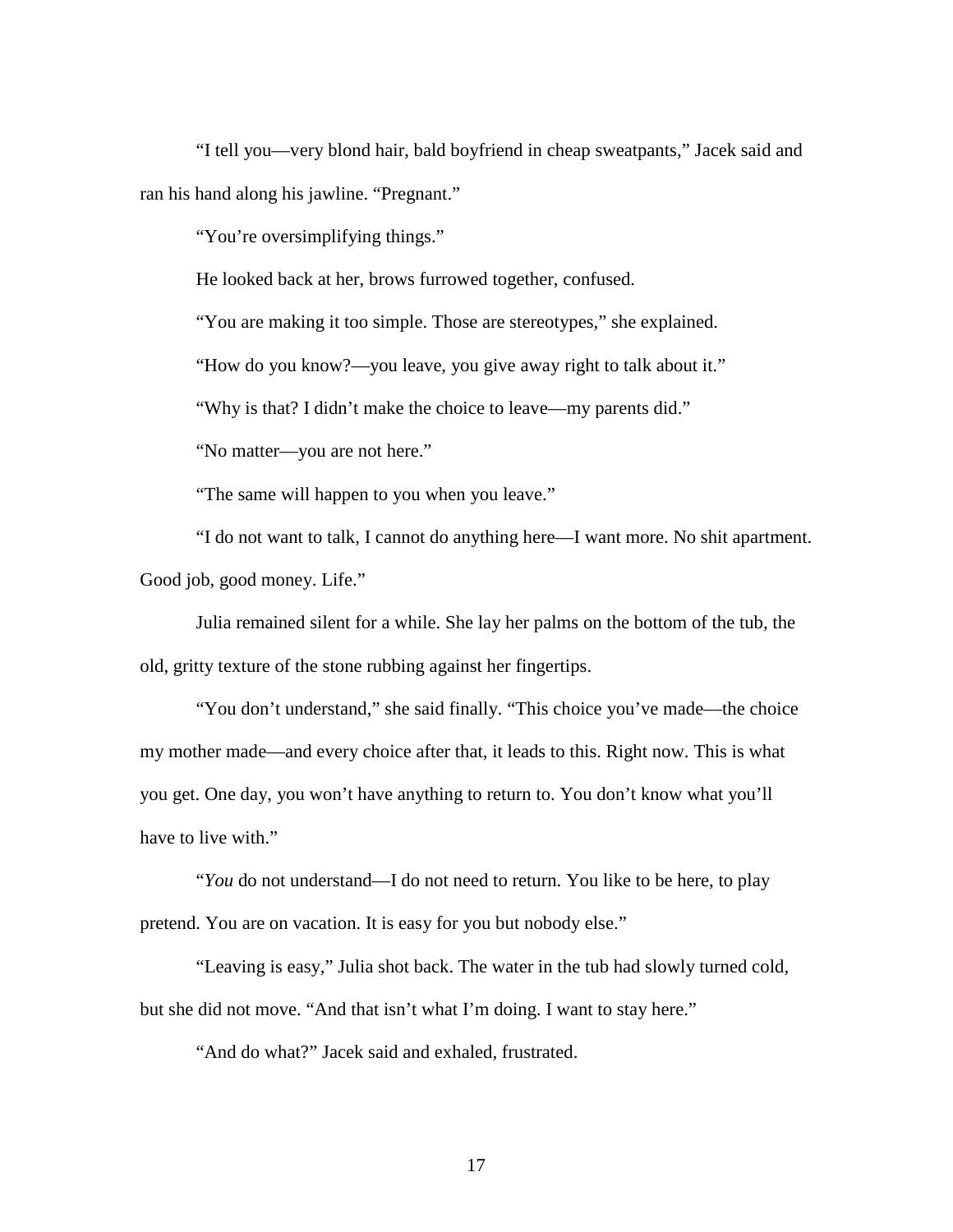"I tell you—very blond hair, bald boyfriend in cheap sweatpants," Jacek said and ran his hand along his jawline. "Pregnant."

"You're oversimplifying things."

He looked back at her, brows furrowed together, confused.

"You are making it too simple. Those are stereotypes," she explained.

"How do you know?—you leave, you give away right to talk about it."

"Why is that? I didn't make the choice to leave—my parents did."

"No matter—you are not here."

"The same will happen to you when you leave."

"I do not want to talk, I cannot do anything here—I want more. No shit apartment. Good job, good money. Life."

Julia remained silent for a while. She lay her palms on the bottom of the tub, the old, gritty texture of the stone rubbing against her fingertips.

"You don't understand," she said finally. "This choice you've made—the choice my mother made—and every choice after that, it leads to this. Right now. This is what you get. One day, you won't have anything to return to. You don't know what you'll have to live with."

"*You* do not understand—I do not need to return. You like to be here, to play pretend. You are on vacation. It is easy for you but nobody else."

"Leaving is easy," Julia shot back. The water in the tub had slowly turned cold, but she did not move. "And that isn't what I'm doing. I want to stay here."

"And do what?" Jacek said and exhaled, frustrated.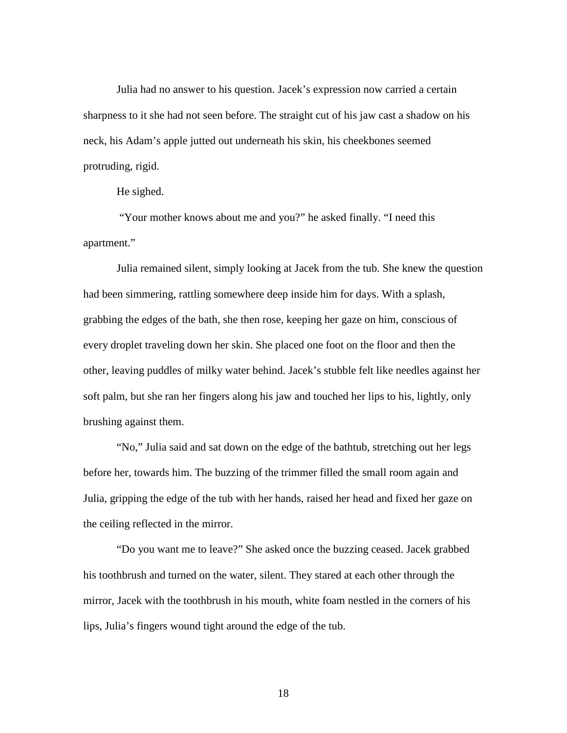Julia had no answer to his question. Jacek's expression now carried a certain sharpness to it she had not seen before. The straight cut of his jaw cast a shadow on his neck, his Adam's apple jutted out underneath his skin, his cheekbones seemed protruding, rigid.

He sighed.

"Your mother knows about me and you?" he asked finally. "I need this apartment."

Julia remained silent, simply looking at Jacek from the tub. She knew the question had been simmering, rattling somewhere deep inside him for days. With a splash, grabbing the edges of the bath, she then rose, keeping her gaze on him, conscious of every droplet traveling down her skin. She placed one foot on the floor and then the other, leaving puddles of milky water behind. Jacek's stubble felt like needles against her soft palm, but she ran her fingers along his jaw and touched her lips to his, lightly, only brushing against them.

"No," Julia said and sat down on the edge of the bathtub, stretching out her legs before her, towards him. The buzzing of the trimmer filled the small room again and Julia, gripping the edge of the tub with her hands, raised her head and fixed her gaze on the ceiling reflected in the mirror.

"Do you want me to leave?" She asked once the buzzing ceased. Jacek grabbed his toothbrush and turned on the water, silent. They stared at each other through the mirror, Jacek with the toothbrush in his mouth, white foam nestled in the corners of his lips, Julia's fingers wound tight around the edge of the tub.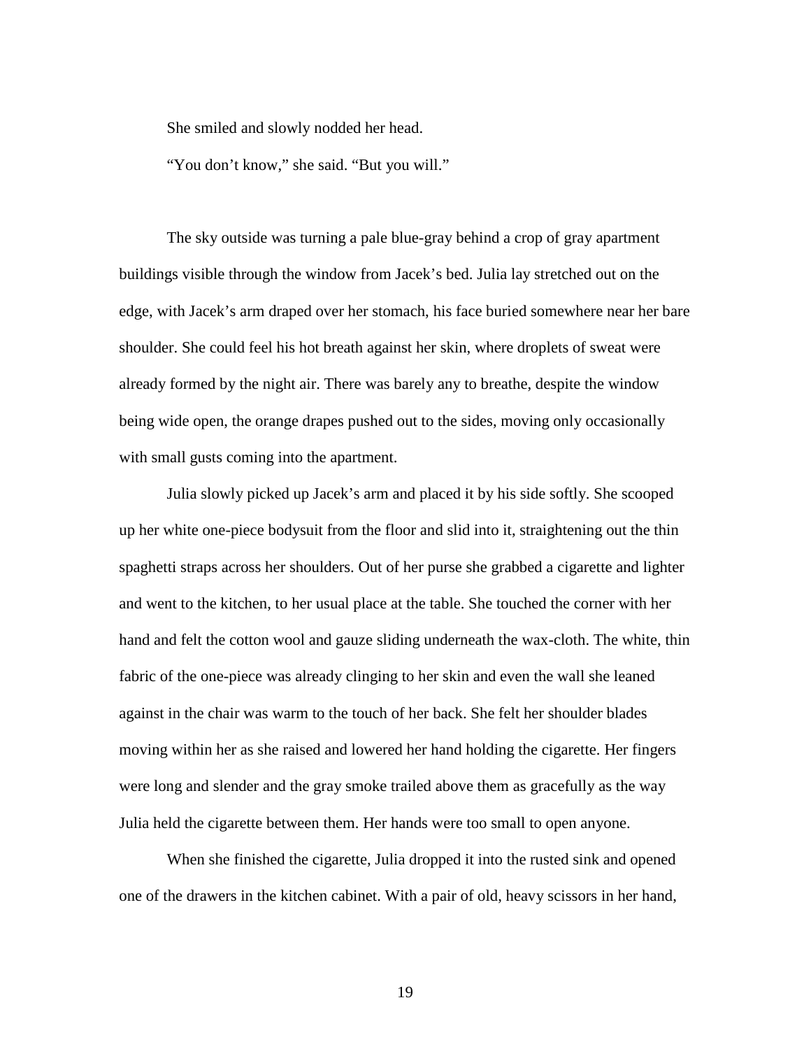She smiled and slowly nodded her head.

"You don't know," she said. "But you will."

The sky outside was turning a pale blue-gray behind a crop of gray apartment buildings visible through the window from Jacek's bed. Julia lay stretched out on the edge, with Jacek's arm draped over her stomach, his face buried somewhere near her bare shoulder. She could feel his hot breath against her skin, where droplets of sweat were already formed by the night air. There was barely any to breathe, despite the window being wide open, the orange drapes pushed out to the sides, moving only occasionally with small gusts coming into the apartment.

Julia slowly picked up Jacek's arm and placed it by his side softly. She scooped up her white one-piece bodysuit from the floor and slid into it, straightening out the thin spaghetti straps across her shoulders. Out of her purse she grabbed a cigarette and lighter and went to the kitchen, to her usual place at the table. She touched the corner with her hand and felt the cotton wool and gauze sliding underneath the wax-cloth. The white, thin fabric of the one-piece was already clinging to her skin and even the wall she leaned against in the chair was warm to the touch of her back. She felt her shoulder blades moving within her as she raised and lowered her hand holding the cigarette. Her fingers were long and slender and the gray smoke trailed above them as gracefully as the way Julia held the cigarette between them. Her hands were too small to open anyone.

When she finished the cigarette, Julia dropped it into the rusted sink and opened one of the drawers in the kitchen cabinet. With a pair of old, heavy scissors in her hand,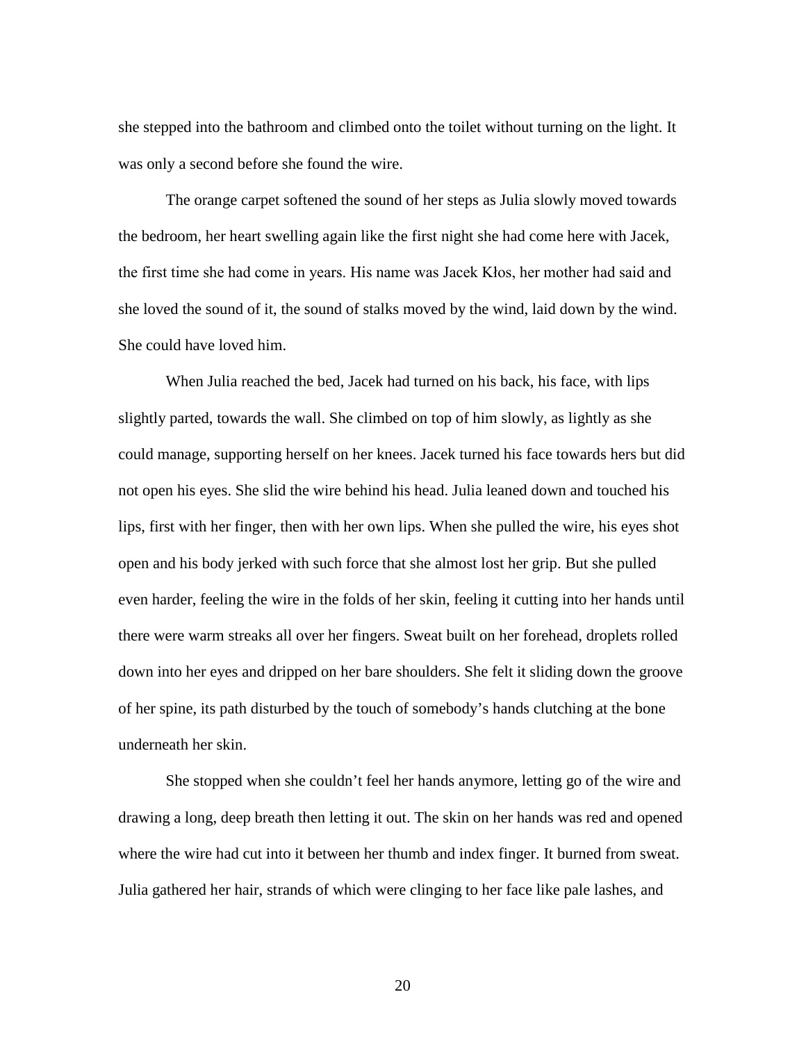she stepped into the bathroom and climbed onto the toilet without turning on the light. It was only a second before she found the wire.

The orange carpet softened the sound of her steps as Julia slowly moved towards the bedroom, her heart swelling again like the first night she had come here with Jacek, the first time she had come in years. His name was Jacek Kłos, her mother had said and she loved the sound of it, the sound of stalks moved by the wind, laid down by the wind. She could have loved him.

When Julia reached the bed, Jacek had turned on his back, his face, with lips slightly parted, towards the wall. She climbed on top of him slowly, as lightly as she could manage, supporting herself on her knees. Jacek turned his face towards hers but did not open his eyes. She slid the wire behind his head. Julia leaned down and touched his lips, first with her finger, then with her own lips. When she pulled the wire, his eyes shot open and his body jerked with such force that she almost lost her grip. But she pulled even harder, feeling the wire in the folds of her skin, feeling it cutting into her hands until there were warm streaks all over her fingers. Sweat built on her forehead, droplets rolled down into her eyes and dripped on her bare shoulders. She felt it sliding down the groove of her spine, its path disturbed by the touch of somebody's hands clutching at the bone underneath her skin.

She stopped when she couldn't feel her hands anymore, letting go of the wire and drawing a long, deep breath then letting it out. The skin on her hands was red and opened where the wire had cut into it between her thumb and index finger. It burned from sweat. Julia gathered her hair, strands of which were clinging to her face like pale lashes, and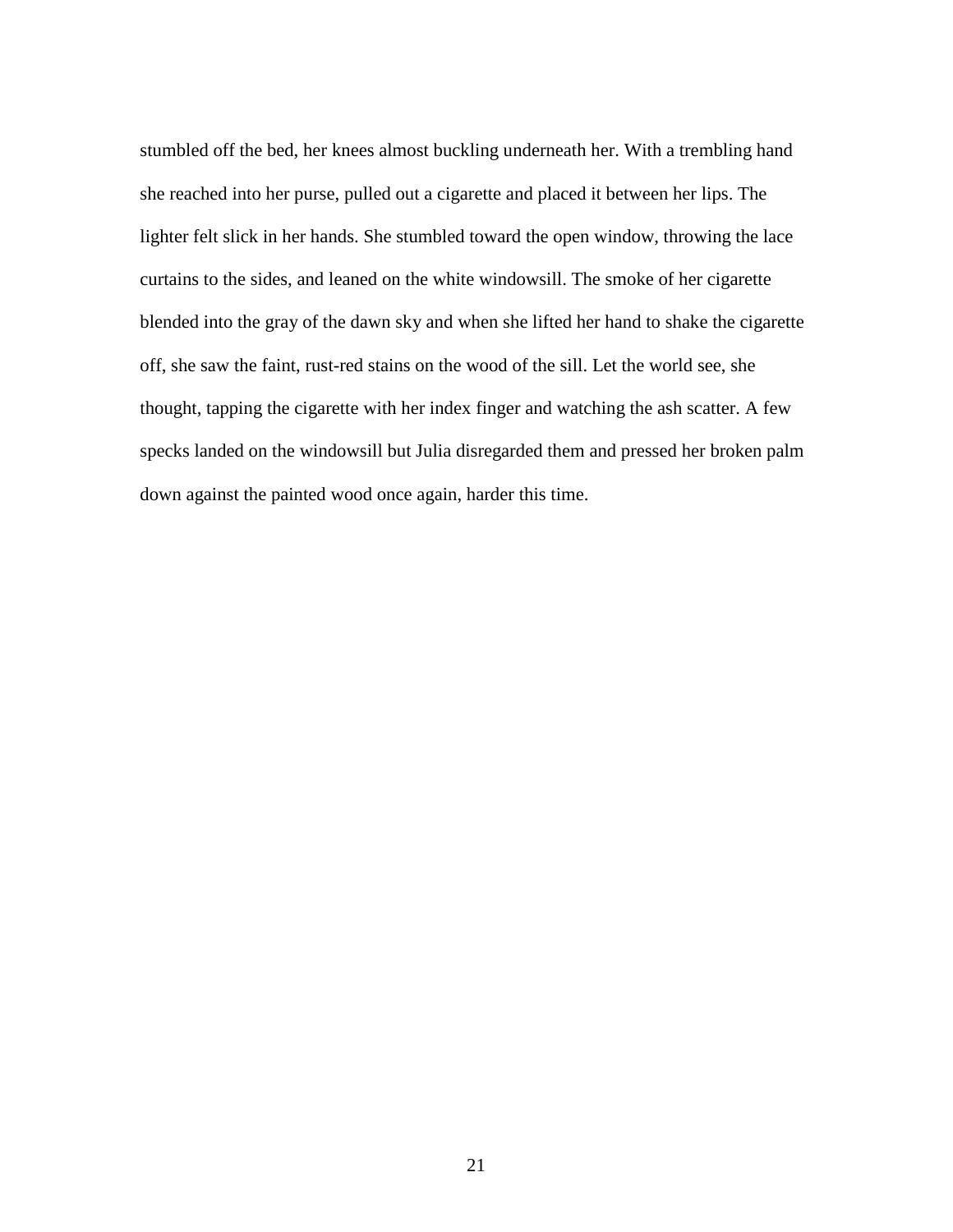stumbled off the bed, her knees almost buckling underneath her. With a trembling hand she reached into her purse, pulled out a cigarette and placed it between her lips. The lighter felt slick in her hands. She stumbled toward the open window, throwing the lace curtains to the sides, and leaned on the white windowsill. The smoke of her cigarette blended into the gray of the dawn sky and when she lifted her hand to shake the cigarette off, she saw the faint, rust-red stains on the wood of the sill. Let the world see, she thought, tapping the cigarette with her index finger and watching the ash scatter. A few specks landed on the windowsill but Julia disregarded them and pressed her broken palm down against the painted wood once again, harder this time.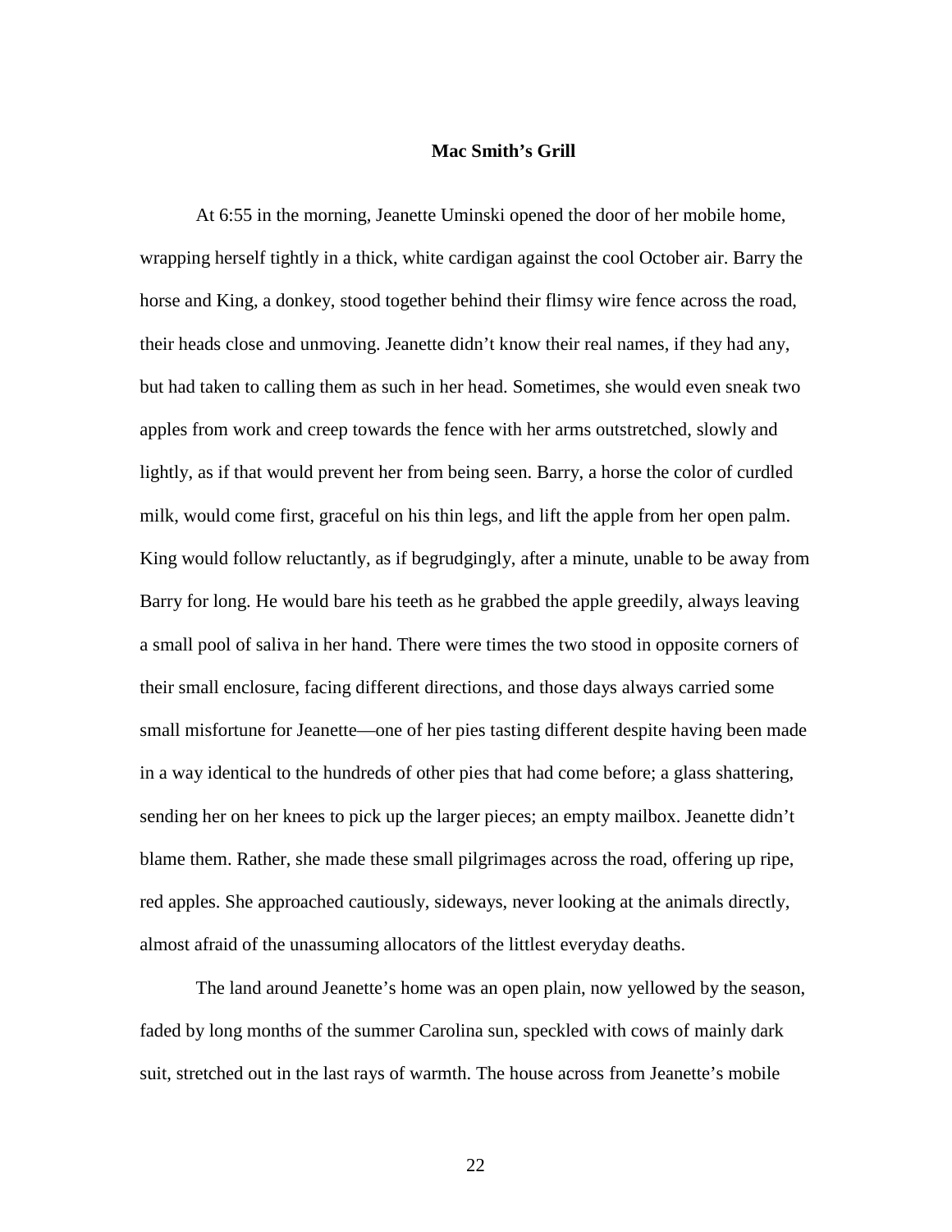## Mac Smith's Grill

At 6:55 in the morning, Jeanette Uminski opened the door of her mobile home, wrapping herself tightly in a thick, white cardigan against the cool October air. Barry the horse and King, a donkey, stood together behind their flimsy wire fence across the road, their heads close and unmoving. Jeanette didn't know their real names, if they had any, but had taken to calling them as such in her head. Sometimes, she would even sneak two apples from work and creep towards the fence with her arms outstretched, slowly and lightly, as if that would prevent her from being seen. Barry, a horse the color of curdled milk, would come first, graceful on his thin legs, and lift the apple from her open palm. King would follow reluctantly, as if begrudgingly, after a minute, unable to be away from Barry for long. He would bare his teeth as he grabbed the apple greedily, always leaving a small pool of saliva in her hand. There were times the two stood in opposite corners of their small enclosure, facing different directions, and those days always carried some small misfortune for Jeanette—one of her pies tasting different despite having been made in a way identical to the hundreds of other pies that had come before; a glass shattering, sending her on her knees to pick up the larger pieces; an empty mailbox. Jeanette didn't blame them. Rather, she made these small pilgrimages across the road, offering up ripe, red apples. She approached cautiously, sideways, never looking at the animals directly, almost afraid of the unassuming allocators of the littlest everyday deaths.

The land around Jeanette's home was an open plain, now yellowed by the season, faded by long months of the summer Carolina sun, speckled with cows of mainly dark suit, stretched out in the last rays of warmth. The house across from Jeanette's mobile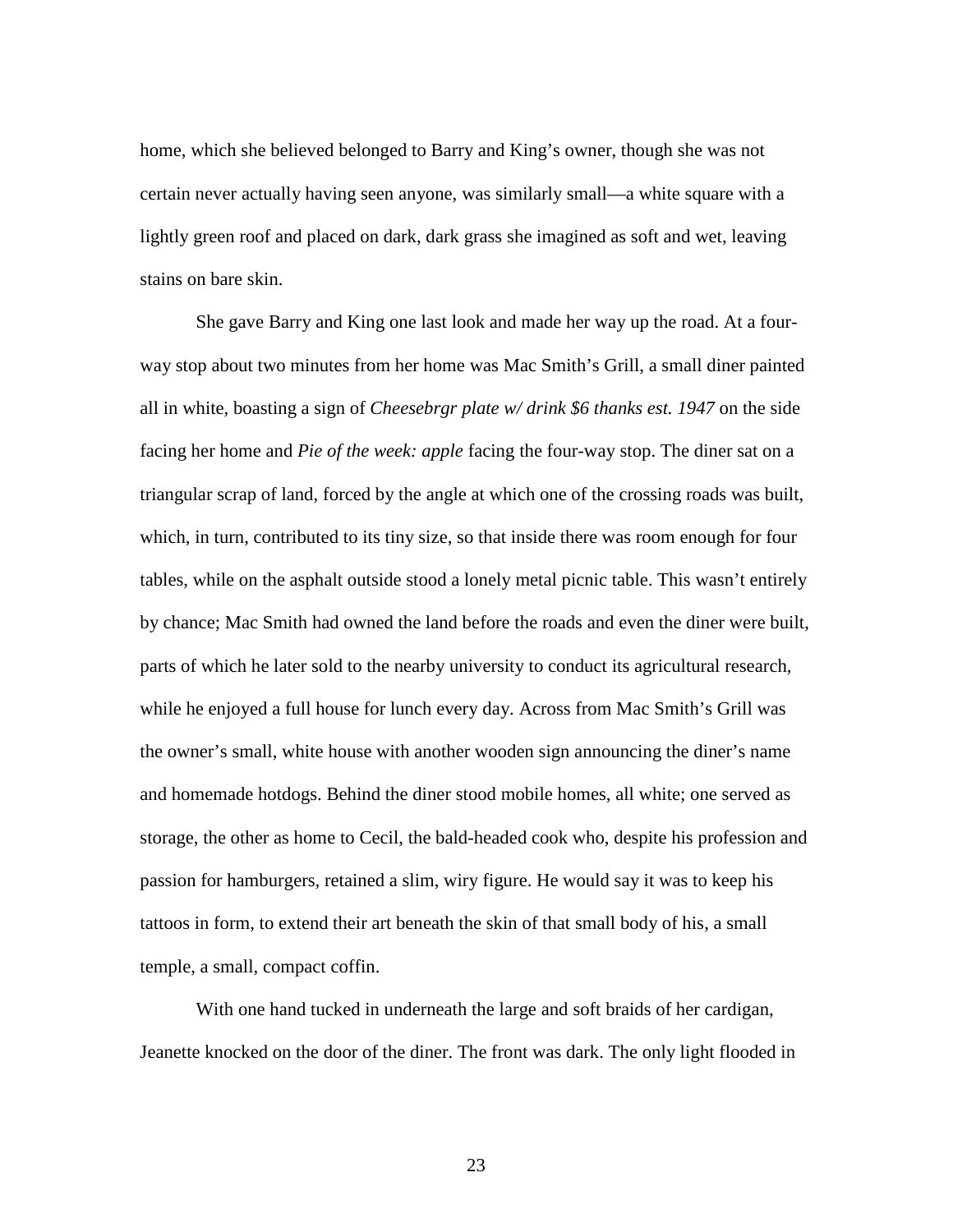home, which she believed belonged to Barry and King's owner, though she was not certain never actually having seen anyone, was similarly small—a white square with a lightly green roof and placed on dark, dark grass she imagined as soft and wet, leaving stains on bare skin.

She gave Barry and King one last look and made her way up the road. At a four-way stop about two minutes from her home was Mac Smith's Grill, a small diner painted all in white, boasting a sign of *Cheesebrgr plate w/ drink $6 thanks est. 1947* on the side facing her home and *Pie of the week: apple* facing the four-way stop. The diner sat on a triangular scrap of land, forced by the angle at which one of the crossing roads was built, which, in turn, contributed to its tiny size, so that inside there was room enough for four tables, while on the asphalt outside stood a lonely metal picnic table. This wasn't entirely by chance; Mac Smith had owned the land before the roads and even the diner were built, parts of which he later sold to the nearby university to conduct its agricultural research, while he enjoyed a full house for lunch every day. Across from Mac Smith's Grill was the owner's small, white house with another wooden sign announcing the diner's name and homemade hotdogs. Behind the diner stood mobile homes, all white; one served as storage, the other as home to Cecil, the bald-headed cook who, despite his profession and passion for hamburgers, retained a slim, wiry figure. He would say it was to keep his tattoos in form, to extend their art beneath the skin of that small body of his, a small temple, a small, compact coffin.

With one hand tucked in underneath the large and soft braids of her cardigan, Jeanette knocked on the door of the diner. The front was dark. The only light flooded in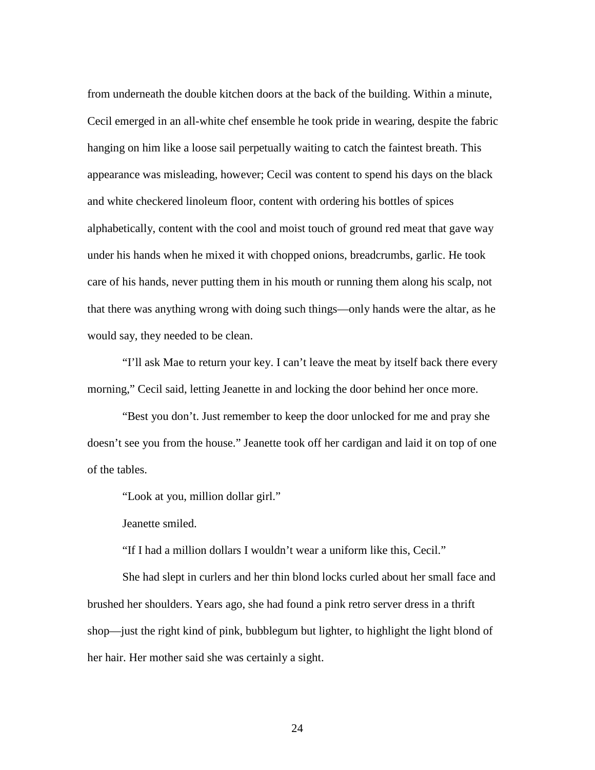from underneath the double kitchen doors at the back of the building. Within a minute, Cecil emerged in an all-white chef ensemble he took pride in wearing, despite the fabric hanging on him like a loose sail perpetually waiting to catch the faintest breath. This appearance was misleading, however; Cecil was content to spend his days on the black and white checkered linoleum floor, content with ordering his bottles of spices alphabetically, content with the cool and moist touch of ground red meat that gave way under his hands when he mixed it with chopped onions, breadcrumbs, garlic. He took care of his hands, never putting them in his mouth or running them along his scalp, not that there was anything wrong with doing such things—only hands were the altar, as he would say, they needed to be clean.

"I'll ask Mae to return your key. I can't leave the meat by itself back there every morning," Cecil said, letting Jeanette in and locking the door behind her once more.

"Best you don't. Just remember to keep the door unlocked for me and pray she doesn't see you from the house." Jeanette took off her cardigan and laid it on top of one of the tables.

"Look at you, million dollar girl."

Jeanette smiled.

"If I had a million dollars I wouldn't wear a uniform like this, Cecil."

She had slept in curlers and her thin blond locks curled about her small face and brushed her shoulders. Years ago, she had found a pink retro server dress in a thrift shop—just the right kind of pink, bubblegum but lighter, to highlight the light blond of her hair. Her mother said she was certainly a sight.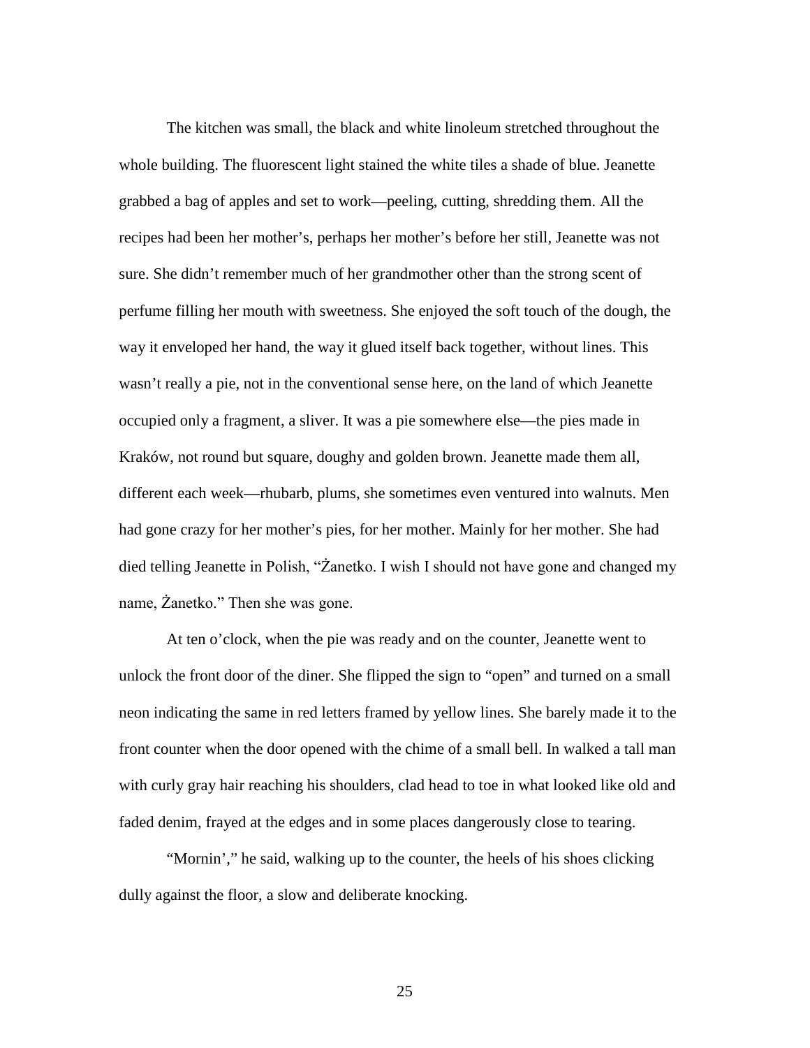The kitchen was small, the black and white linoleum stretched throughout the whole building. The fluorescent light stained the white tiles a shade of blue. Jeanette grabbed a bag of apples and set to work—peeling, cutting, shredding them. All the recipes had been her mother's, perhaps her mother's before her still, Jeanette was not sure. She didn't remember much of her grandmother other than the strong scent of perfume filling her mouth with sweetness. She enjoyed the soft touch of the dough, the way it enveloped her hand, the way it glued itself back together, without lines. This wasn't really a pie, not in the conventional sense here, on the land of which Jeanette occupied only a fragment, a sliver. It was a pie somewhere else—the pies made in Kraków, not round but square, doughy and golden brown. Jeanette made them all, different each week—rhubarb, plums, she sometimes even ventured into walnuts. Men had gone crazy for her mother's pies, for her mother. Mainly for her mother. She had died telling Jeanette in Polish, "Żanetko. I wish I should not have gone and changed my name, Żanetko." Then she was gone.

At ten o'clock, when the pie was ready and on the counter, Jeanette went to unlock the front door of the diner. She flipped the sign to "open" and turned on a small neon indicating the same in red letters framed by yellow lines. She barely made it to the front counter when the door opened with the chime of a small bell. In walked a tall man with curly gray hair reaching his shoulders, clad head to toe in what looked like old and faded denim, frayed at the edges and in some places dangerously close to tearing.

"Mornin'," he said, walking up to the counter, the heels of his shoes clicking dully against the floor, a slow and deliberate knocking.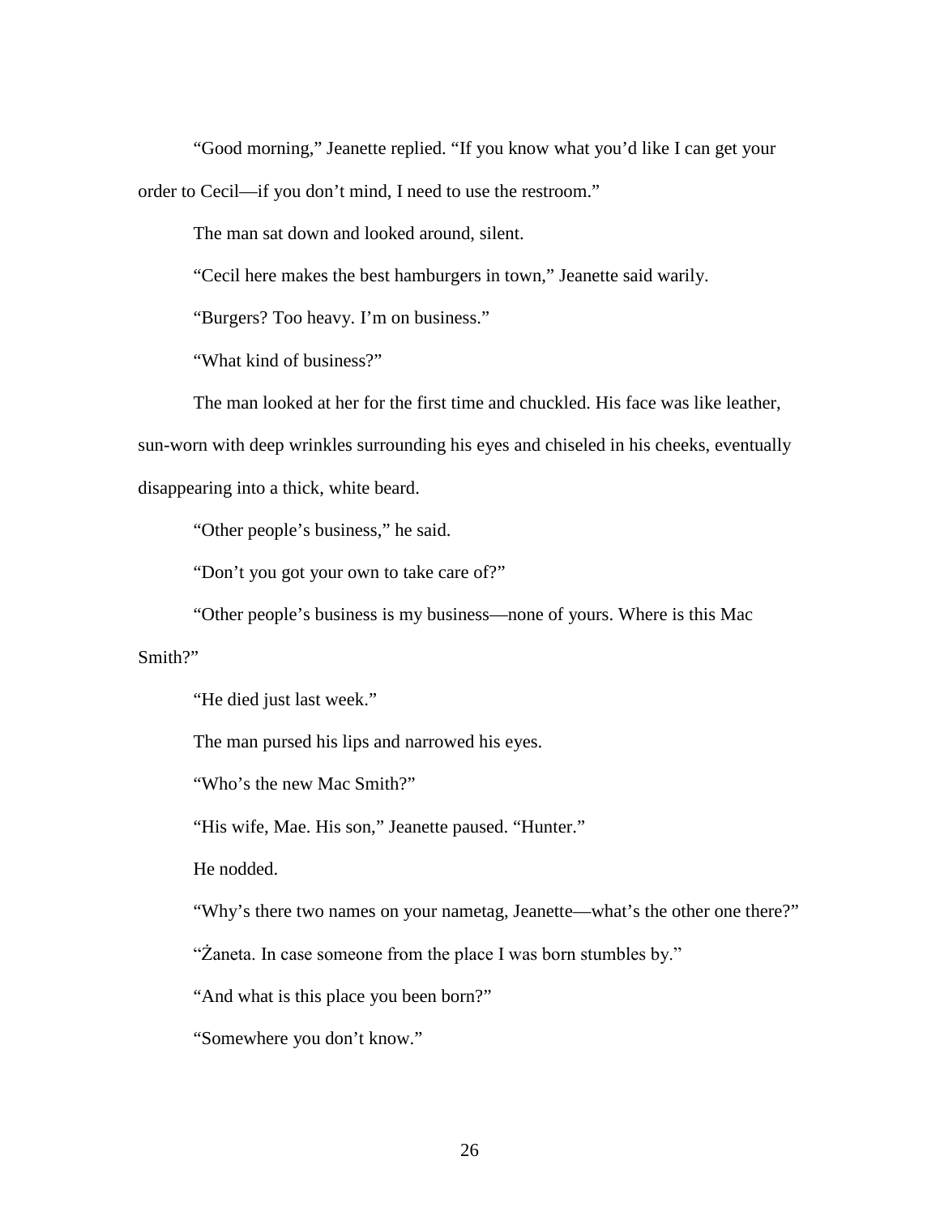"Good morning," Jeanette replied. "If you know what you'd like I can get your order to Cecil—if you don't mind, I need to use the restroom."

The man sat down and looked around, silent.

"Cecil here makes the best hamburgers in town," Jeanette said warily.

"Burgers? Too heavy. I'm on business."

"What kind of business?"

The man looked at her for the first time and chuckled. His face was like leather, sun-worn with deep wrinkles surrounding his eyes and chiseled in his cheeks, eventually disappearing into a thick, white beard.

"Other people's business," he said.

"Don't you got your own to take care of?"

"Other people's business is my business—none of yours. Where is this Mac Smith?"

"He died just last week."

The man pursed his lips and narrowed his eyes.

"Who's the new Mac Smith?"

"His wife, Mae. His son," Jeanette paused. "Hunter."

He nodded.

"Why's there two names on your nametag, Jeanette—what's the other one there?"

"Żaneta. In case someone from the place I was born stumbles by."

"And what is this place you been born?"

"Somewhere you don't know."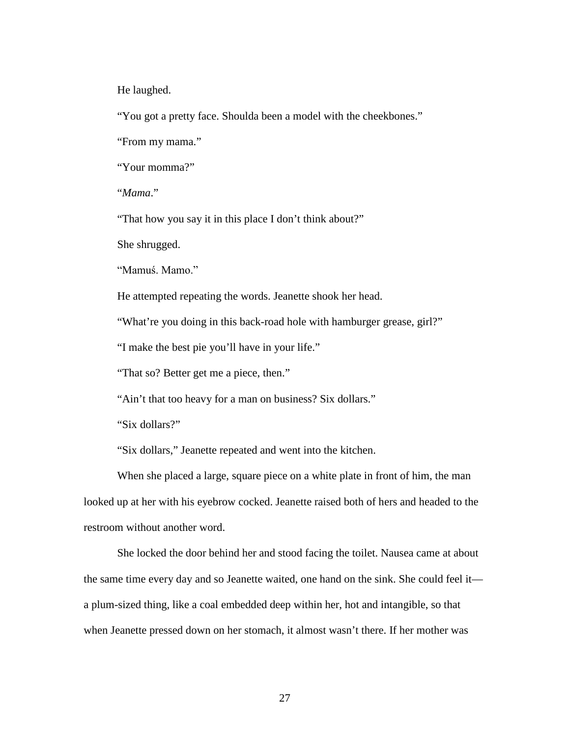He laughed.

"You got a pretty face. Shoulda been a model with the cheekbones."

"From my mama."

"Your momma?"

"*Mama*."

"That how you say it in this place I don't think about?"

She shrugged.

"Mamuś. Mamo."

He attempted repeating the words. Jeanette shook her head.

"What're you doing in this back-road hole with hamburger grease, girl?"

"I make the best pie you'll have in your life."

"That so? Better get me a piece, then."

"Ain't that too heavy for a man on business? Six dollars."

"Six dollars?"

"Six dollars," Jeanette repeated and went into the kitchen.

When she placed a large, square piece on a white plate in front of him, the man looked up at her with his eyebrow cocked. Jeanette raised both of hers and headed to the restroom without another word.

She locked the door behind her and stood facing the toilet. Nausea came at about the same time every day and so Jeanette waited, one hand on the sink. She could feel it—a plum-sized thing, like a coal embedded deep within her, hot and intangible, so that when Jeanette pressed down on her stomach, it almost wasn't there. If her mother was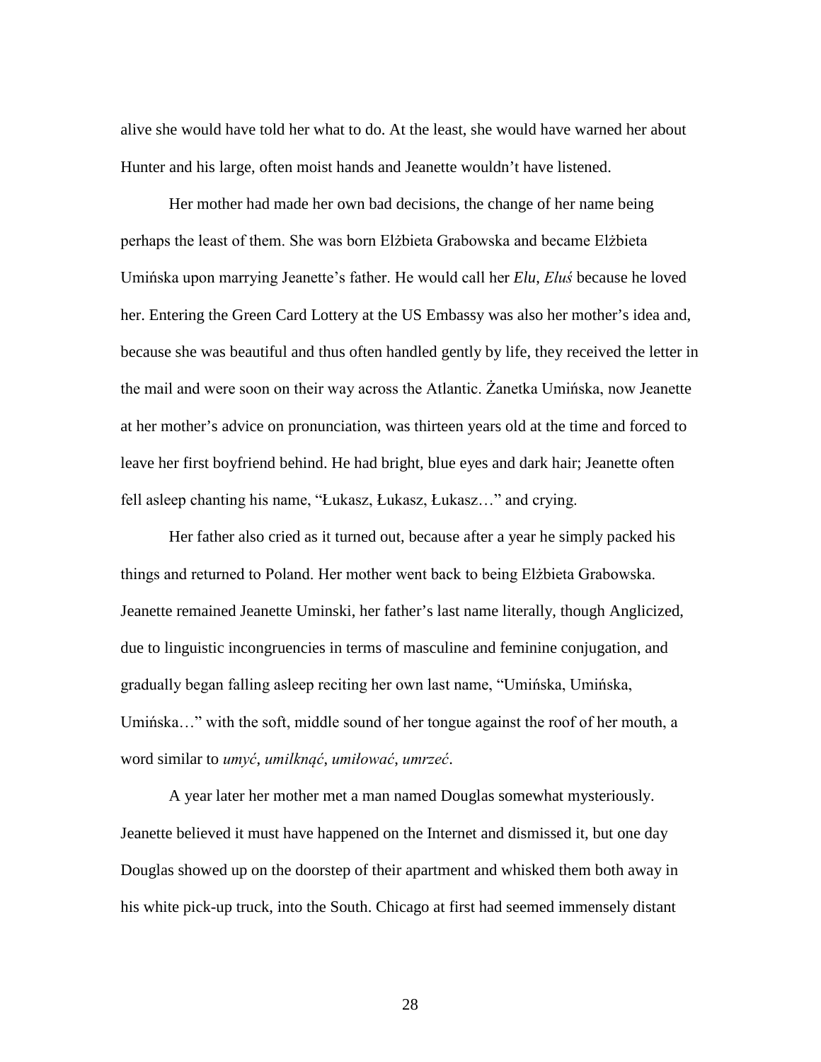alive she would have told her what to do. At the least, she would have warned her about Hunter and his large, often moist hands and Jeanette wouldn't have listened.

Her mother had made her own bad decisions, the change of her name being perhaps the least of them. She was born Elżbieta Grabowska and became Elżbieta Umińska upon marrying Jeanette's father. He would call her *Elu*, *Eluś* because he loved her. Entering the Green Card Lottery at the US Embassy was also her mother's idea and, because she was beautiful and thus often handled gently by life, they received the letter in the mail and were soon on their way across the Atlantic. Żanetka Umińska, now Jeanette at her mother's advice on pronunciation, was thirteen years old at the time and forced to leave her first boyfriend behind. He had bright, blue eyes and dark hair; Jeanette often fell asleep chanting his name, "Łukasz, Łukasz, Łukasz…" and crying.

Her father also cried as it turned out, because after a year he simply packed his things and returned to Poland. Her mother went back to being Elżbieta Grabowska. Jeanette remained Jeanette Uminski, her father's last name literally, though Anglicized, due to linguistic incongruencies in terms of masculine and feminine conjugation, and gradually began falling asleep reciting her own last name, "Umińska, Umińska, Umińska…" with the soft, middle sound of her tongue against the roof of her mouth, a word similar to *umyć*, *umilknąć*, *umiłować*, *umrzeć*.

A year later her mother met a man named Douglas somewhat mysteriously. Jeanette believed it must have happened on the Internet and dismissed it, but one day Douglas showed up on the doorstep of their apartment and whisked them both away in his white pick-up truck, into the South. Chicago at first had seemed immensely distant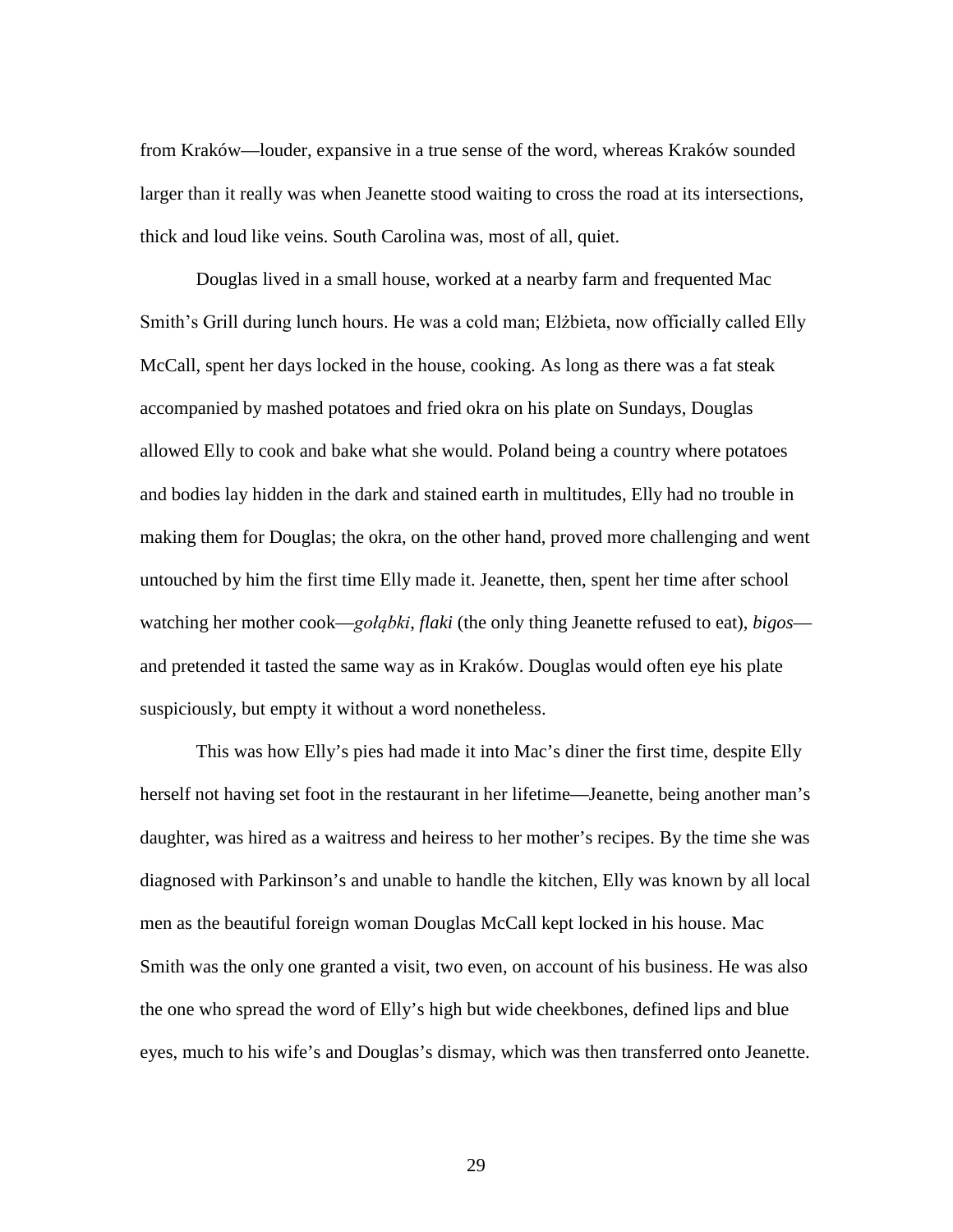from Kraków—louder, expansive in a true sense of the word, whereas Kraków sounded larger than it really was when Jeanette stood waiting to cross the road at its intersections, thick and loud like veins. South Carolina was, most of all, quiet.

Douglas lived in a small house, worked at a nearby farm and frequented Mac Smith's Grill during lunch hours. He was a cold man; Elżbieta, now officially called Elly McCall, spent her days locked in the house, cooking. As long as there was a fat steak accompanied by mashed potatoes and fried okra on his plate on Sundays, Douglas allowed Elly to cook and bake what she would. Poland being a country where potatoes and bodies lay hidden in the dark and stained earth in multitudes, Elly had no trouble in making them for Douglas; the okra, on the other hand, proved more challenging and went untouched by him the first time Elly made it. Jeanette, then, spent her time after school watching her mother cook—*gołąbki*, *flaki* (the only thing Jeanette refused to eat), *bigos*—and pretended it tasted the same way as in Kraków. Douglas would often eye his plate suspiciously, but empty it without a word nonetheless.

This was how Elly's pies had made it into Mac's diner the first time, despite Elly herself not having set foot in the restaurant in her lifetime—Jeanette, being another man's daughter, was hired as a waitress and heiress to her mother's recipes. By the time she was diagnosed with Parkinson's and unable to handle the kitchen, Elly was known by all local men as the beautiful foreign woman Douglas McCall kept locked in his house. Mac Smith was the only one granted a visit, two even, on account of his business. He was also the one who spread the word of Elly's high but wide cheekbones, defined lips and blue eyes, much to his wife's and Douglas's dismay, which was then transferred onto Jeanette.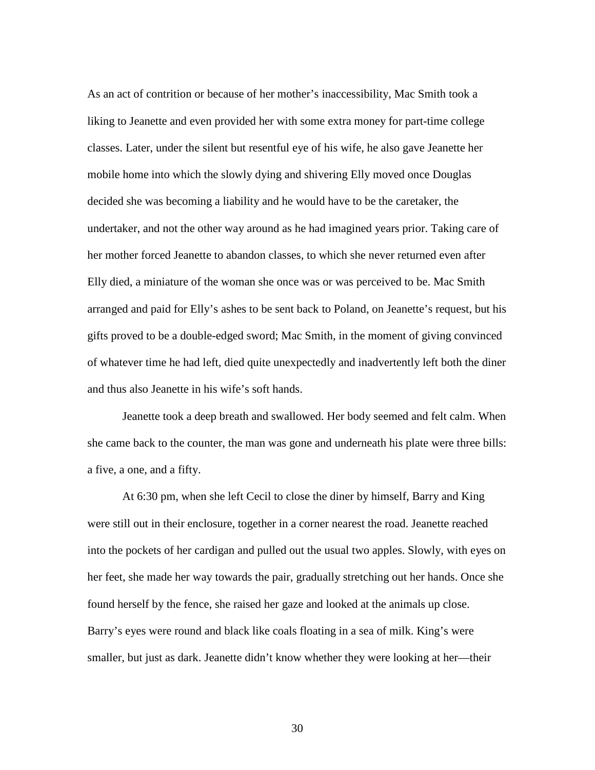As an act of contrition or because of her mother's inaccessibility, Mac Smith took a liking to Jeanette and even provided her with some extra money for part-time college classes. Later, under the silent but resentful eye of his wife, he also gave Jeanette her mobile home into which the slowly dying and shivering Elly moved once Douglas decided she was becoming a liability and he would have to be the caretaker, the undertaker, and not the other way around as he had imagined years prior. Taking care of her mother forced Jeanette to abandon classes, to which she never returned even after Elly died, a miniature of the woman she once was or was perceived to be. Mac Smith arranged and paid for Elly's ashes to be sent back to Poland, on Jeanette's request, but his gifts proved to be a double-edged sword; Mac Smith, in the moment of giving convinced of whatever time he had left, died quite unexpectedly and inadvertently left both the diner and thus also Jeanette in his wife's soft hands.

Jeanette took a deep breath and swallowed. Her body seemed and felt calm. When she came back to the counter, the man was gone and underneath his plate were three bills: a five, a one, and a fifty.

At 6:30 pm, when she left Cecil to close the diner by himself, Barry and King were still out in their enclosure, together in a corner nearest the road. Jeanette reached into the pockets of her cardigan and pulled out the usual two apples. Slowly, with eyes on her feet, she made her way towards the pair, gradually stretching out her hands. Once she found herself by the fence, she raised her gaze and looked at the animals up close. Barry's eyes were round and black like coals floating in a sea of milk. King's were smaller, but just as dark. Jeanette didn't know whether they were looking at her—their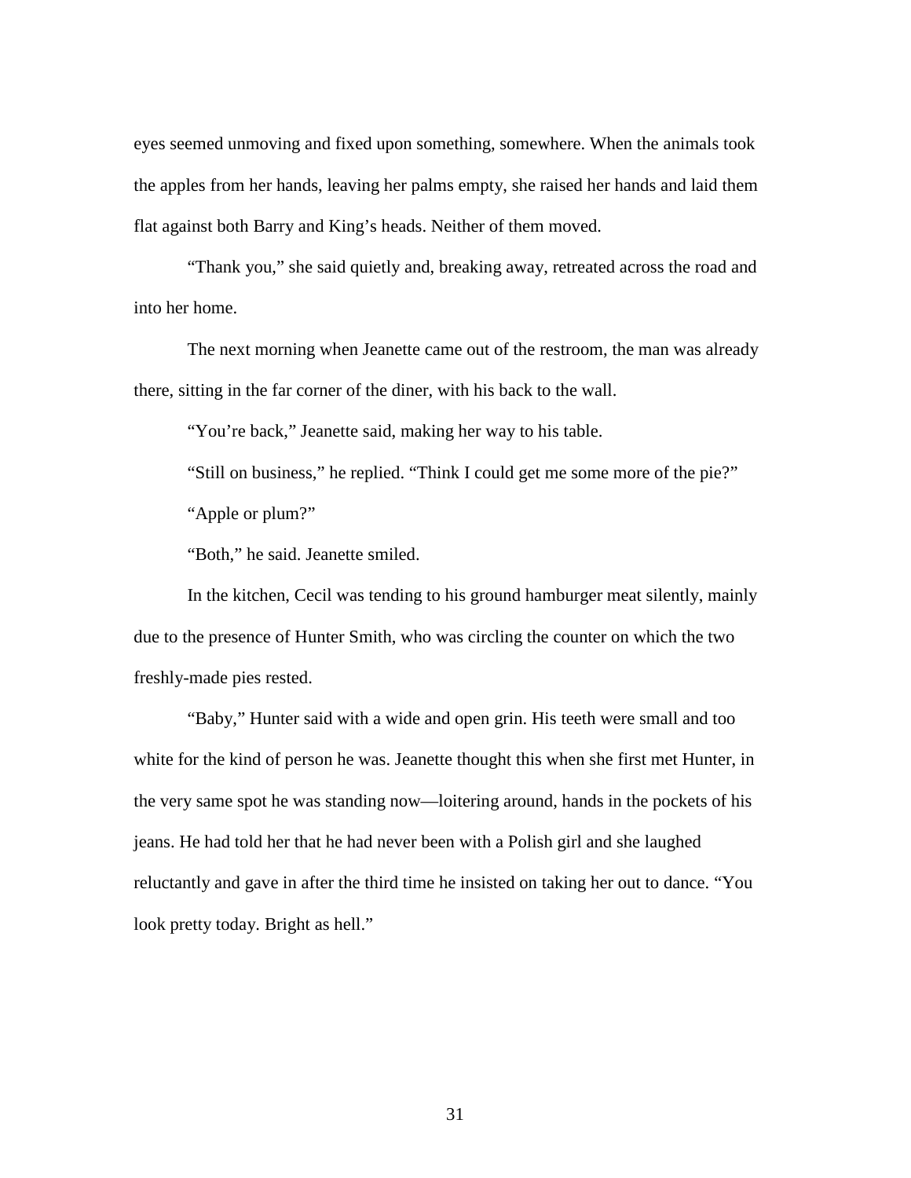eyes seemed unmoving and fixed upon something, somewhere. When the animals took the apples from her hands, leaving her palms empty, she raised her hands and laid them flat against both Barry and King's heads. Neither of them moved.

"Thank you," she said quietly and, breaking away, retreated across the road and into her home.

The next morning when Jeanette came out of the restroom, the man was already there, sitting in the far corner of the diner, with his back to the wall.

"You're back," Jeanette said, making her way to his table.

"Still on business," he replied. "Think I could get me some more of the pie?"

"Apple or plum?"

"Both," he said. Jeanette smiled.

In the kitchen, Cecil was tending to his ground hamburger meat silently, mainly due to the presence of Hunter Smith, who was circling the counter on which the two freshly-made pies rested.

"Baby," Hunter said with a wide and open grin. His teeth were small and too white for the kind of person he was. Jeanette thought this when she first met Hunter, in the very same spot he was standing now—loitering around, hands in the pockets of his jeans. He had told her that he had never been with a Polish girl and she laughed reluctantly and gave in after the third time he insisted on taking her out to dance. "You look pretty today. Bright as hell."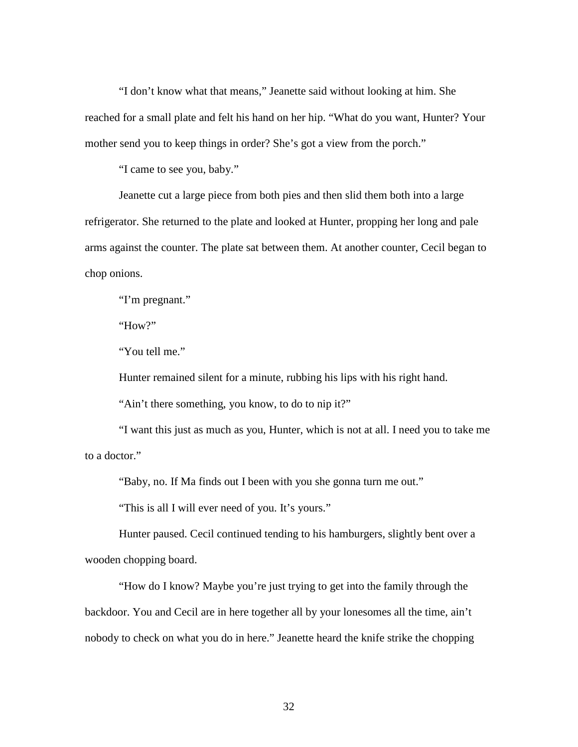"I don't know what that means," Jeanette said without looking at him. She reached for a small plate and felt his hand on her hip. "What do you want, Hunter? Your mother send you to keep things in order? She's got a view from the porch."

"I came to see you, baby."

Jeanette cut a large piece from both pies and then slid them both into a large refrigerator. She returned to the plate and looked at Hunter, propping her long and pale arms against the counter. The plate sat between them. At another counter, Cecil began to chop onions.

"I'm pregnant."

"How?"

"You tell me."

Hunter remained silent for a minute, rubbing his lips with his right hand.

"Ain't there something, you know, to do to nip it?"

"I want this just as much as you, Hunter, which is not at all. I need you to take me to a doctor."

"Baby, no. If Ma finds out I been with you she gonna turn me out."

"This is all I will ever need of you. It's yours."

Hunter paused. Cecil continued tending to his hamburgers, slightly bent over a wooden chopping board.

"How do I know? Maybe you're just trying to get into the family through the backdoor. You and Cecil are in here together all by your lonesomes all the time, ain't nobody to check on what you do in here." Jeanette heard the knife strike the chopping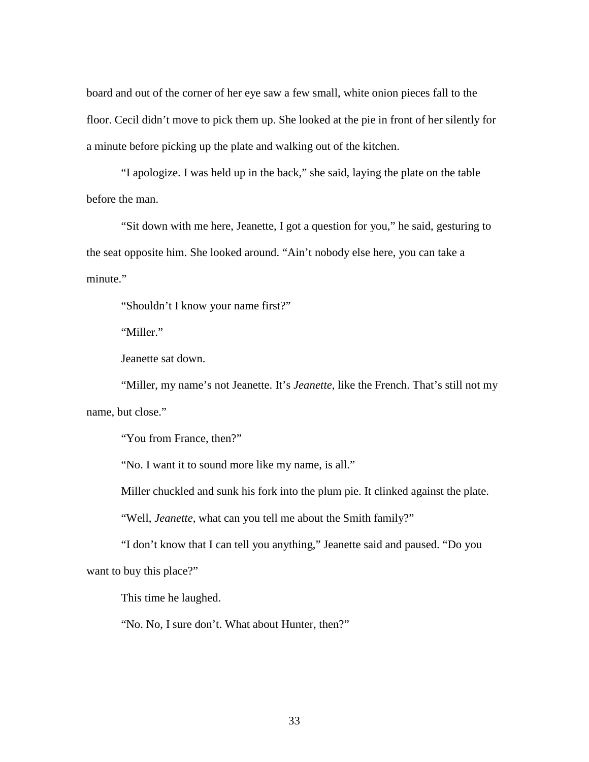board and out of the corner of her eye saw a few small, white onion pieces fall to the floor. Cecil didn't move to pick them up. She looked at the pie in front of her silently for a minute before picking up the plate and walking out of the kitchen.

"I apologize. I was held up in the back," she said, laying the plate on the table before the man.

"Sit down with me here, Jeanette, I got a question for you," he said, gesturing to the seat opposite him. She looked around. "Ain't nobody else here, you can take a minute."

"Shouldn't I know your name first?"

"Miller."

Jeanette sat down.

"Miller, my name's not Jeanette. It's *Jeanette*, like the French. That's still not my name, but close."

"You from France, then?"

"No. I want it to sound more like my name, is all."

Miller chuckled and sunk his fork into the plum pie. It clinked against the plate.

"Well, *Jeanette*, what can you tell me about the Smith family?"

"I don't know that I can tell you anything," Jeanette said and paused. "Do you want to buy this place?"

This time he laughed.

"No. No, I sure don't. What about Hunter, then?"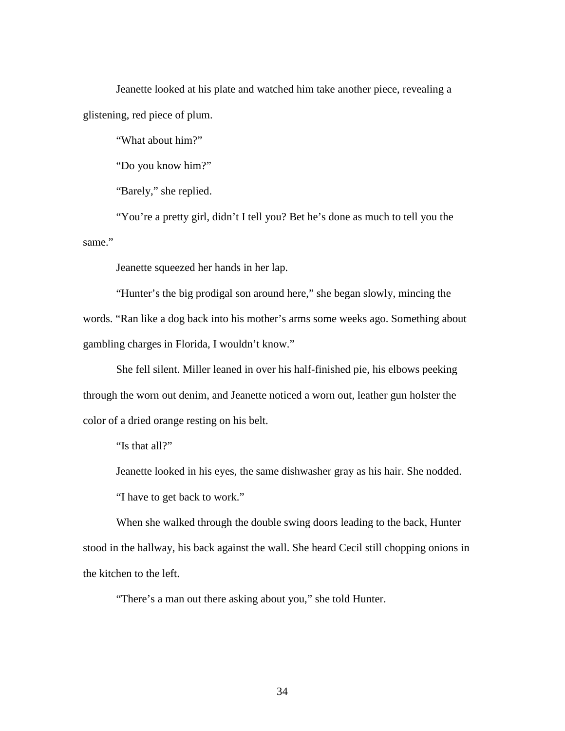Jeanette looked at his plate and watched him take another piece, revealing a glistening, red piece of plum.

"What about him?"

"Do you know him?"

"Barely," she replied.

"You're a pretty girl, didn't I tell you? Bet he's done as much to tell you the same."

Jeanette squeezed her hands in her lap.

"Hunter's the big prodigal son around here," she began slowly, mincing the words. "Ran like a dog back into his mother's arms some weeks ago. Something about gambling charges in Florida, I wouldn't know."

She fell silent. Miller leaned in over his half-finished pie, his elbows peeking through the worn out denim, and Jeanette noticed a worn out, leather gun holster the color of a dried orange resting on his belt.

"Is that all?"

Jeanette looked in his eyes, the same dishwasher gray as his hair. She nodded.

"I have to get back to work."

When she walked through the double swing doors leading to the back, Hunter stood in the hallway, his back against the wall. She heard Cecil still chopping onions in the kitchen to the left.

"There's a man out there asking about you," she told Hunter.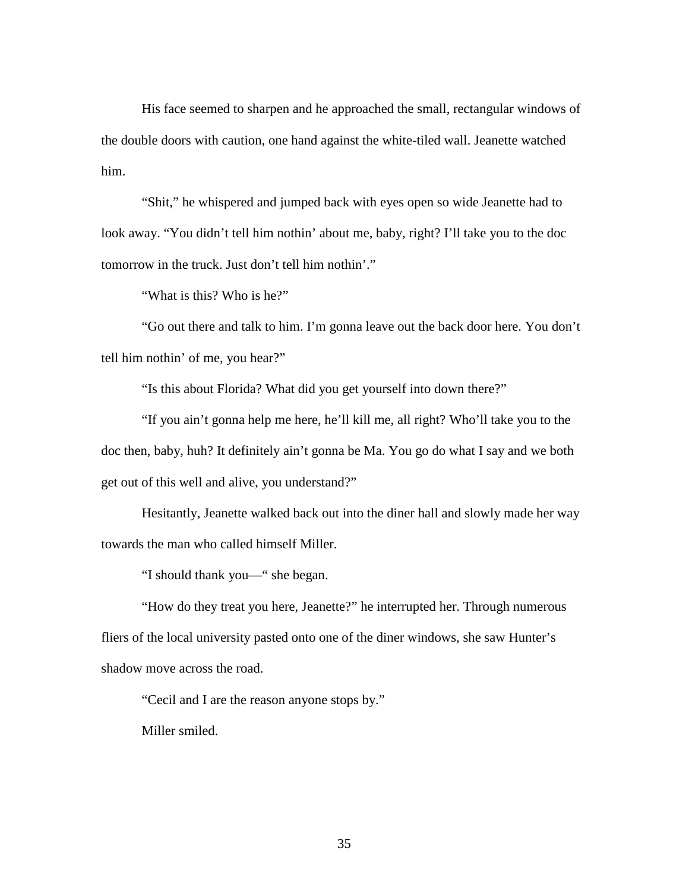His face seemed to sharpen and he approached the small, rectangular windows of the double doors with caution, one hand against the white-tiled wall. Jeanette watched him.

"Shit," he whispered and jumped back with eyes open so wide Jeanette had to look away. "You didn't tell him nothin' about me, baby, right? I'll take you to the doc tomorrow in the truck. Just don't tell him nothin'."

"What is this? Who is he?"

"Go out there and talk to him. I'm gonna leave out the back door here. You don't tell him nothin' of me, you hear?"

"Is this about Florida? What did you get yourself into down there?"

"If you ain't gonna help me here, he'll kill me, all right? Who'll take you to the doc then, baby, huh? It definitely ain't gonna be Ma. You go do what I say and we both get out of this well and alive, you understand?"

Hesitantly, Jeanette walked back out into the diner hall and slowly made her way towards the man who called himself Miller.

"I should thank you—" she began.

"How do they treat you here, Jeanette?" he interrupted her. Through numerous fliers of the local university pasted onto one of the diner windows, she saw Hunter's shadow move across the road.

"Cecil and I are the reason anyone stops by."

Miller smiled.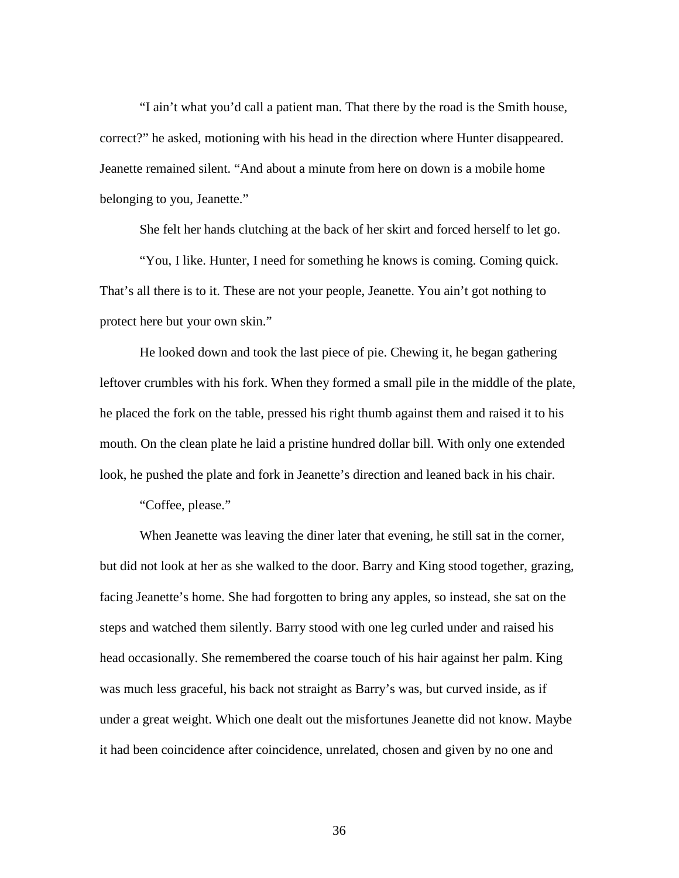"I ain't what you'd call a patient man. That there by the road is the Smith house, correct?" he asked, motioning with his head in the direction where Hunter disappeared. Jeanette remained silent. "And about a minute from here on down is a mobile home belonging to you, Jeanette."

She felt her hands clutching at the back of her skirt and forced herself to let go.

"You, I like. Hunter, I need for something he knows is coming. Coming quick. That's all there is to it. These are not your people, Jeanette. You ain't got nothing to protect here but your own skin."

He looked down and took the last piece of pie. Chewing it, he began gathering leftover crumbles with his fork. When they formed a small pile in the middle of the plate, he placed the fork on the table, pressed his right thumb against them and raised it to his mouth. On the clean plate he laid a pristine hundred dollar bill. With only one extended look, he pushed the plate and fork in Jeanette's direction and leaned back in his chair.

"Coffee, please."

When Jeanette was leaving the diner later that evening, he still sat in the corner, but did not look at her as she walked to the door. Barry and King stood together, grazing, facing Jeanette's home. She had forgotten to bring any apples, so instead, she sat on the steps and watched them silently. Barry stood with one leg curled under and raised his head occasionally. She remembered the coarse touch of his hair against her palm. King was much less graceful, his back not straight as Barry's was, but curved inside, as if under a great weight. Which one dealt out the misfortunes Jeanette did not know. Maybe it had been coincidence after coincidence, unrelated, chosen and given by no one and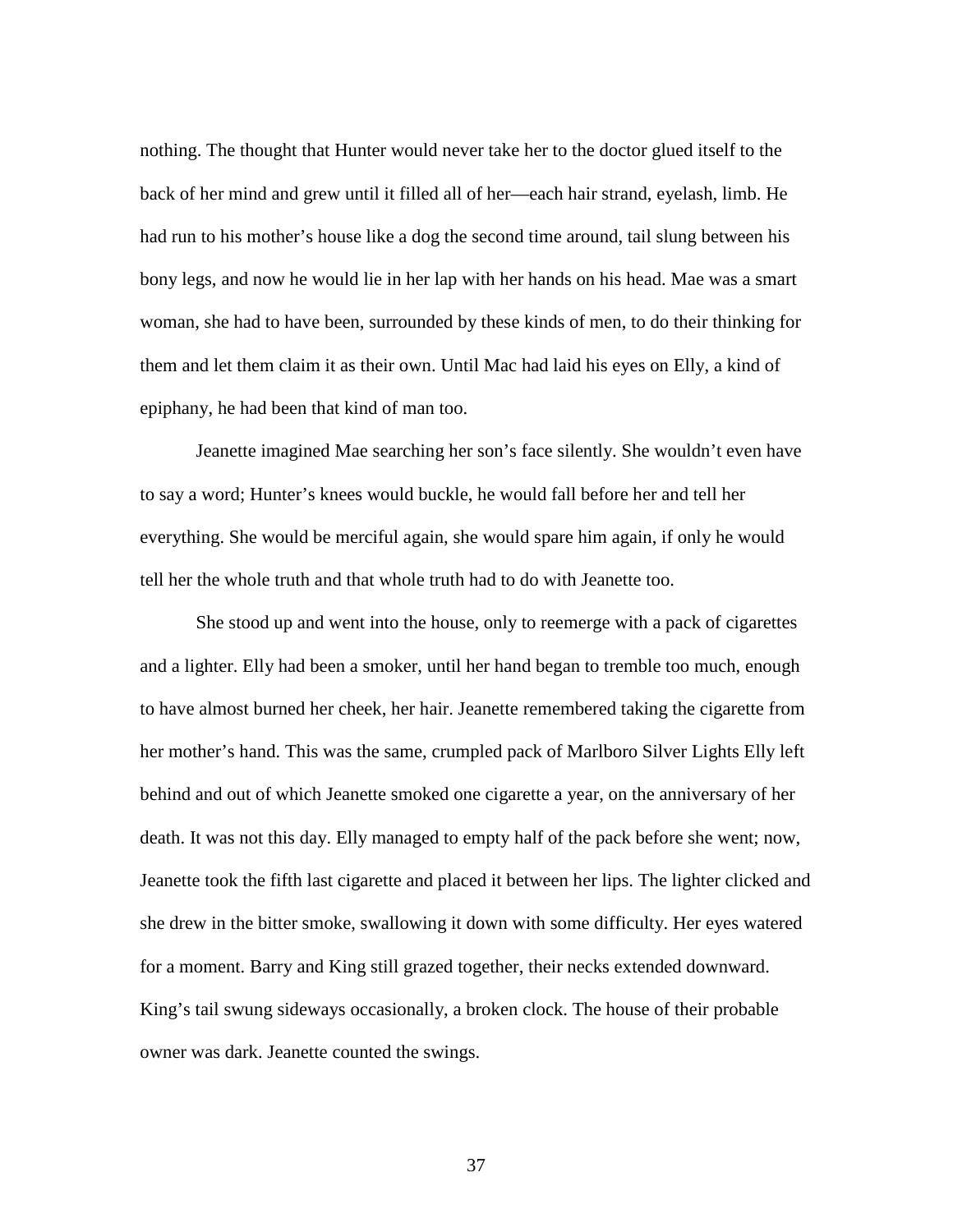nothing. The thought that Hunter would never take her to the doctor glued itself to the back of her mind and grew until it filled all of her—each hair strand, eyelash, limb. He had run to his mother's house like a dog the second time around, tail slung between his bony legs, and now he would lie in her lap with her hands on his head. Mae was a smart woman, she had to have been, surrounded by these kinds of men, to do their thinking for them and let them claim it as their own. Until Mac had laid his eyes on Elly, a kind of epiphany, he had been that kind of man too.

Jeanette imagined Mae searching her son's face silently. She wouldn't even have to say a word; Hunter's knees would buckle, he would fall before her and tell her everything. She would be merciful again, she would spare him again, if only he would tell her the whole truth and that whole truth had to do with Jeanette too.

She stood up and went into the house, only to reemerge with a pack of cigarettes and a lighter. Elly had been a smoker, until her hand began to tremble too much, enough to have almost burned her cheek, her hair. Jeanette remembered taking the cigarette from her mother's hand. This was the same, crumpled pack of Marlboro Silver Lights Elly left behind and out of which Jeanette smoked one cigarette a year, on the anniversary of her death. It was not this day. Elly managed to empty half of the pack before she went; now, Jeanette took the fifth last cigarette and placed it between her lips. The lighter clicked and she drew in the bitter smoke, swallowing it down with some difficulty. Her eyes watered for a moment. Barry and King still grazed together, their necks extended downward. King's tail swung sideways occasionally, a broken clock. The house of their probable owner was dark. Jeanette counted the swings.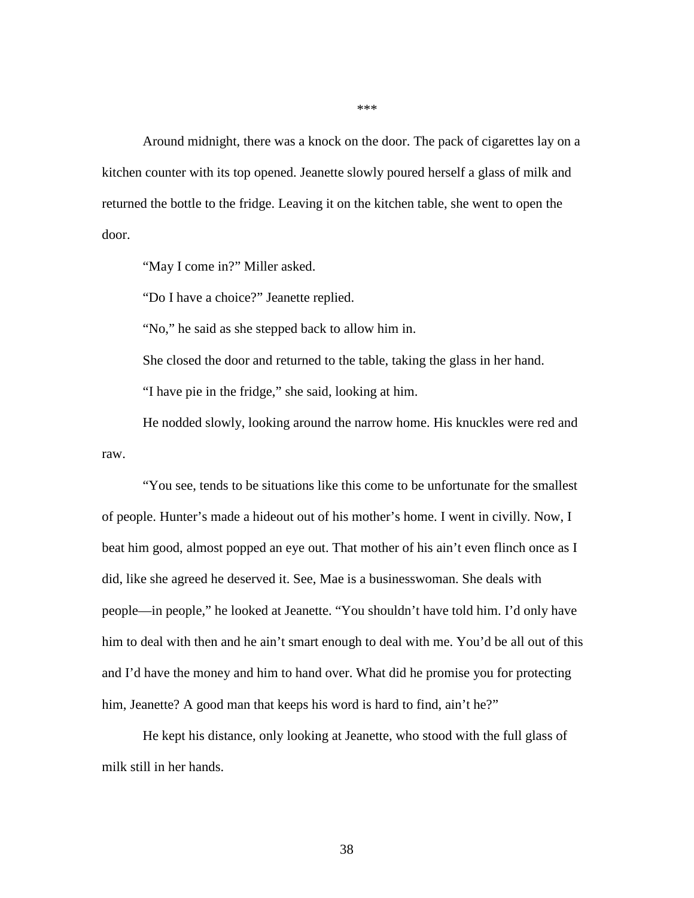***

Around midnight, there was a knock on the door. The pack of cigarettes lay on a kitchen counter with its top opened. Jeanette slowly poured herself a glass of milk and returned the bottle to the fridge. Leaving it on the kitchen table, she went to open the door.

"May I come in?" Miller asked.

"Do I have a choice?" Jeanette replied.

"No," he said as she stepped back to allow him in.

She closed the door and returned to the table, taking the glass in her hand.

"I have pie in the fridge," she said, looking at him.

He nodded slowly, looking around the narrow home. His knuckles were red and raw.

"You see, tends to be situations like this come to be unfortunate for the smallest of people. Hunter's made a hideout out of his mother's home. I went in civilly. Now, I beat him good, almost popped an eye out. That mother of his ain't even flinch once as I did, like she agreed he deserved it. See, Mae is a businesswoman. She deals with people—in people," he looked at Jeanette. "You shouldn't have told him. I'd only have him to deal with then and he ain't smart enough to deal with me. You'd be all out of this and I'd have the money and him to hand over. What did he promise you for protecting him, Jeanette? A good man that keeps his word is hard to find, ain't he?"

He kept his distance, only looking at Jeanette, who stood with the full glass of milk still in her hands.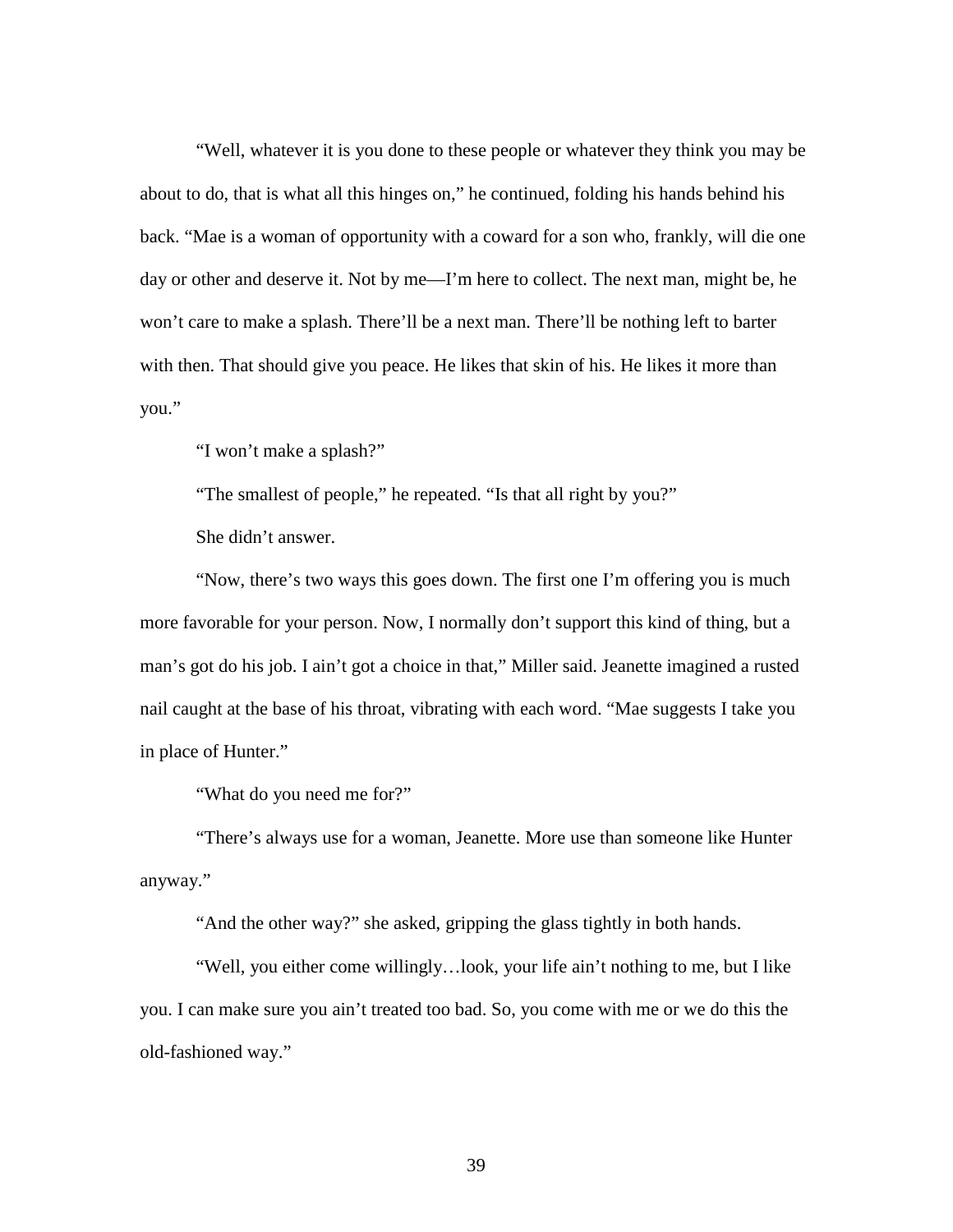"Well, whatever it is you done to these people or whatever they think you may be about to do, that is what all this hinges on," he continued, folding his hands behind his back. "Mae is a woman of opportunity with a coward for a son who, frankly, will die one day or other and deserve it. Not by me—I'm here to collect. The next man, might be, he won't care to make a splash. There'll be a next man. There'll be nothing left to barter with then. That should give you peace. He likes that skin of his. He likes it more than you."

"I won't make a splash?"

"The smallest of people," he repeated. "Is that all right by you?"

She didn't answer.

"Now, there's two ways this goes down. The first one I'm offering you is much more favorable for your person. Now, I normally don't support this kind of thing, but a man's got do his job. I ain't got a choice in that," Miller said. Jeanette imagined a rusted nail caught at the base of his throat, vibrating with each word. "Mae suggests I take you in place of Hunter."

"What do you need me for?"

"There's always use for a woman, Jeanette. More use than someone like Hunter anyway."

"And the other way?" she asked, gripping the glass tightly in both hands.

"Well, you either come willingly…look, your life ain't nothing to me, but I like you. I can make sure you ain't treated too bad. So, you come with me or we do this the old-fashioned way."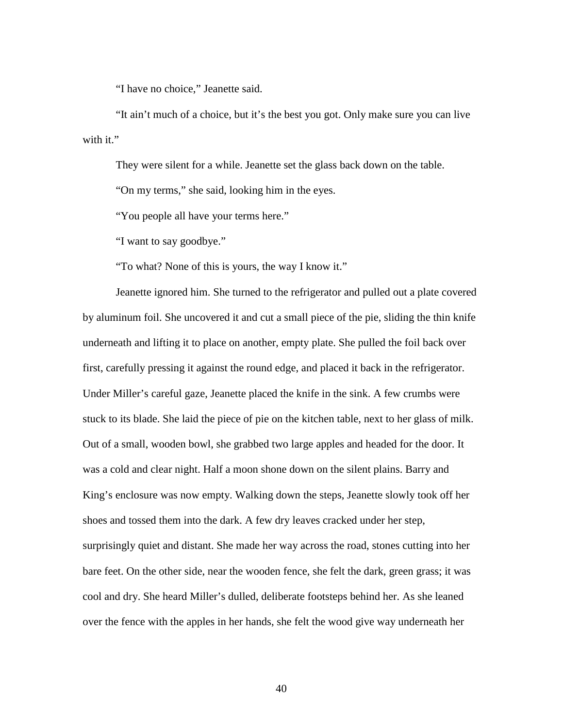"I have no choice," Jeanette said.

"It ain't much of a choice, but it's the best you got. Only make sure you can live with it."

They were silent for a while. Jeanette set the glass back down on the table.

"On my terms," she said, looking him in the eyes.

"You people all have your terms here."

"I want to say goodbye."

"To what? None of this is yours, the way I know it."

Jeanette ignored him. She turned to the refrigerator and pulled out a plate covered by aluminum foil. She uncovered it and cut a small piece of the pie, sliding the thin knife underneath and lifting it to place on another, empty plate. She pulled the foil back over first, carefully pressing it against the round edge, and placed it back in the refrigerator. Under Miller's careful gaze, Jeanette placed the knife in the sink. A few crumbs were stuck to its blade. She laid the piece of pie on the kitchen table, next to her glass of milk. Out of a small, wooden bowl, she grabbed two large apples and headed for the door. It was a cold and clear night. Half a moon shone down on the silent plains. Barry and King's enclosure was now empty. Walking down the steps, Jeanette slowly took off her shoes and tossed them into the dark. A few dry leaves cracked under her step, surprisingly quiet and distant. She made her way across the road, stones cutting into her bare feet. On the other side, near the wooden fence, she felt the dark, green grass; it was cool and dry. She heard Miller's dulled, deliberate footsteps behind her. As she leaned over the fence with the apples in her hands, she felt the wood give way underneath her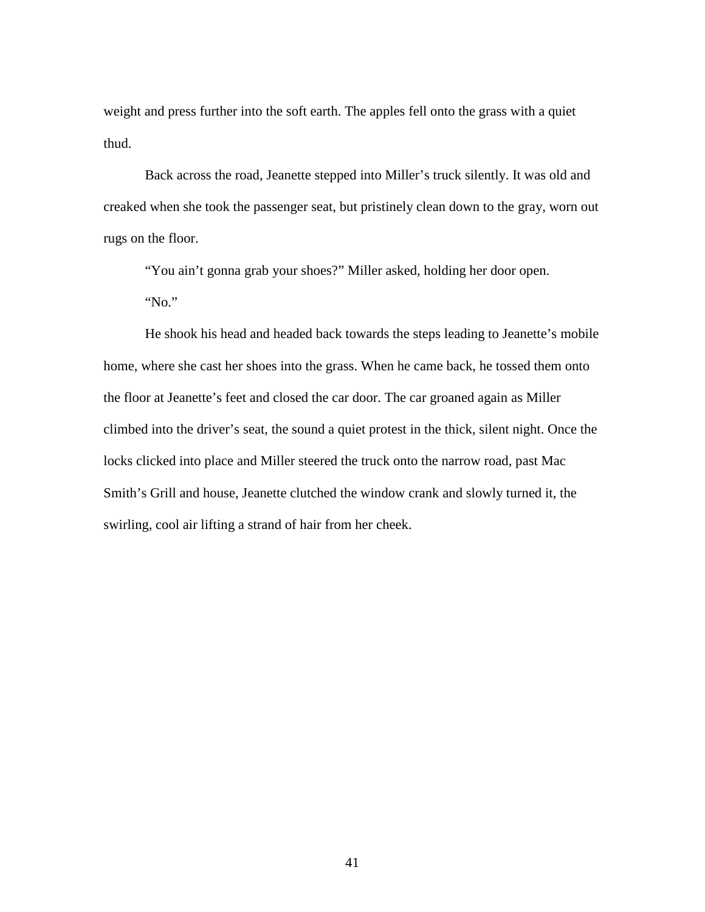weight and press further into the soft earth. The apples fell onto the grass with a quiet thud.

Back across the road, Jeanette stepped into Miller's truck silently. It was old and creaked when she took the passenger seat, but pristinely clean down to the gray, worn out rugs on the floor.

"You ain't gonna grab your shoes?" Miller asked, holding her door open.

"No."

He shook his head and headed back towards the steps leading to Jeanette's mobile home, where she cast her shoes into the grass. When he came back, he tossed them onto the floor at Jeanette's feet and closed the car door. The car groaned again as Miller climbed into the driver's seat, the sound a quiet protest in the thick, silent night. Once the locks clicked into place and Miller steered the truck onto the narrow road, past Mac Smith's Grill and house, Jeanette clutched the window crank and slowly turned it, the swirling, cool air lifting a strand of hair from her cheek.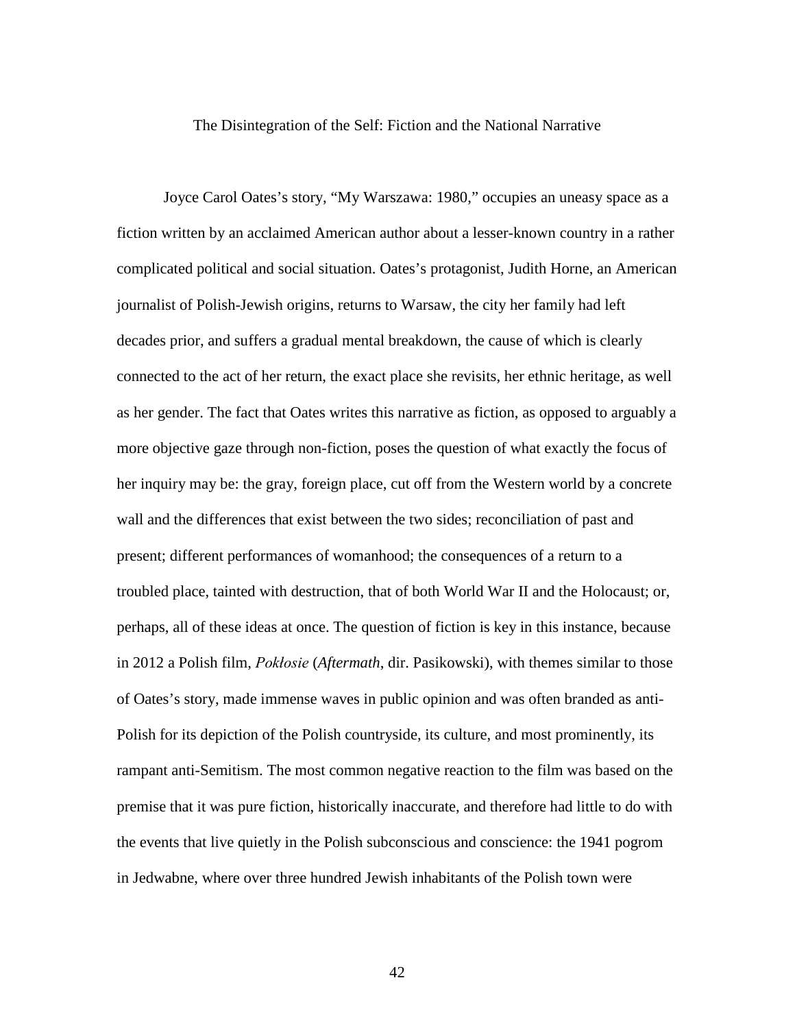# The Disintegration of the Self: Fiction and the National Narrative

Joyce Carol Oates's story, "My Warszawa: 1980," occupies an uneasy space as a fiction written by an acclaimed American author about a lesser-known country in a rather complicated political and social situation. Oates's protagonist, Judith Horne, an American journalist of Polish-Jewish origins, returns to Warsaw, the city her family had left decades prior, and suffers a gradual mental breakdown, the cause of which is clearly connected to the act of her return, the exact place she revisits, her ethnic heritage, as well as her gender. The fact that Oates writes this narrative as fiction, as opposed to arguably a more objective gaze through non-fiction, poses the question of what exactly the focus of her inquiry may be: the gray, foreign place, cut off from the Western world by a concrete wall and the differences that exist between the two sides; reconciliation of past and present; different performances of womanhood; the consequences of a return to a troubled place, tainted with destruction, that of both World War II and the Holocaust; or, perhaps, all of these ideas at once. The question of fiction is key in this instance, because in 2012 a Polish film, *Pokłosie* (*Aftermath*, dir. Pasikowski), with themes similar to those of Oates's story, made immense waves in public opinion and was often branded as anti-Polish for its depiction of the Polish countryside, its culture, and most prominently, its rampant anti-Semitism. The most common negative reaction to the film was based on the premise that it was pure fiction, historically inaccurate, and therefore had little to do with the events that live quietly in the Polish subconscious and conscience: the 1941 pogrom in Jedwabne, where over three hundred Jewish inhabitants of the Polish town were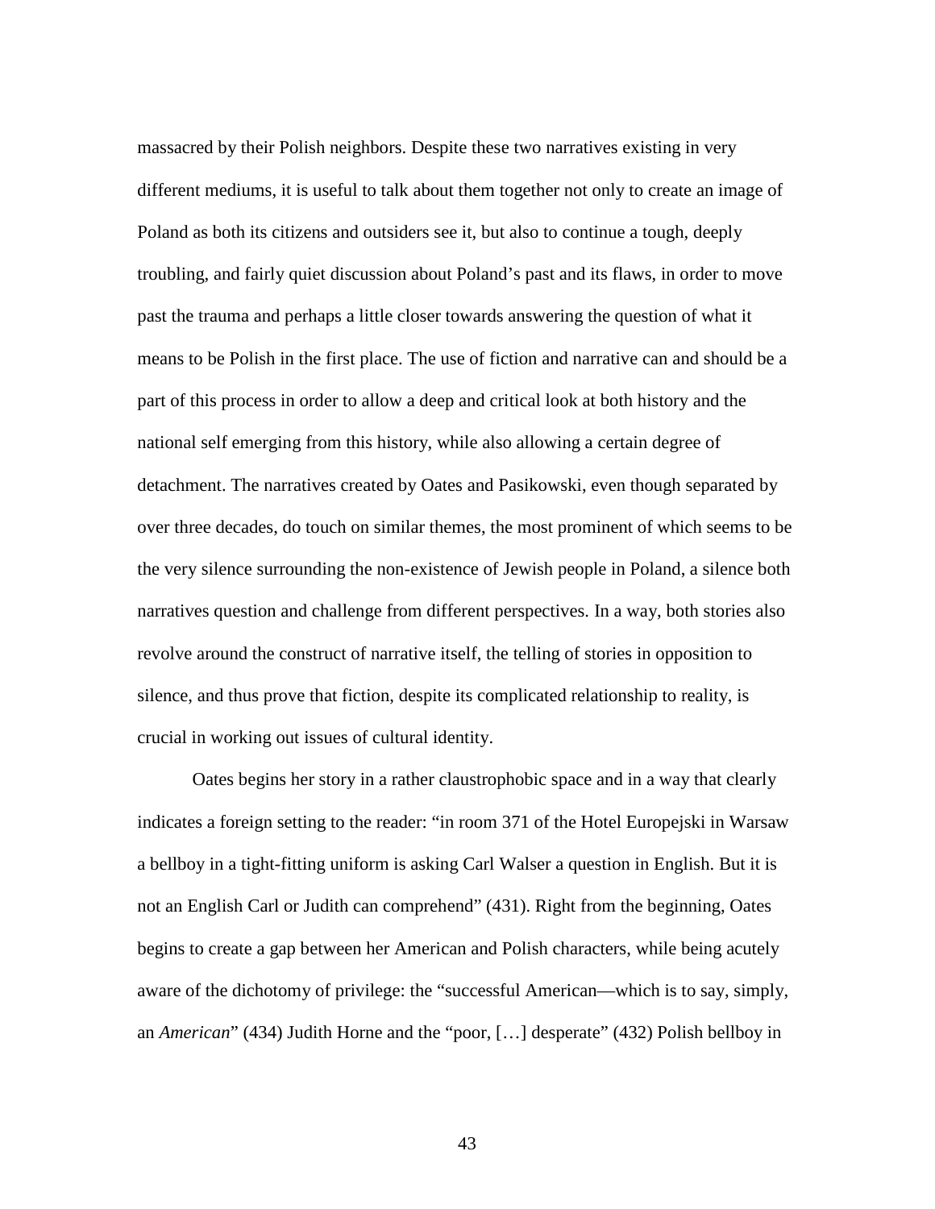massacred by their Polish neighbors. Despite these two narratives existing in very different mediums, it is useful to talk about them together not only to create an image of Poland as both its citizens and outsiders see it, but also to continue a tough, deeply troubling, and fairly quiet discussion about Poland's past and its flaws, in order to move past the trauma and perhaps a little closer towards answering the question of what it means to be Polish in the first place. The use of fiction and narrative can and should be a part of this process in order to allow a deep and critical look at both history and the national self emerging from this history, while also allowing a certain degree of detachment. The narratives created by Oates and Pasikowski, even though separated by over three decades, do touch on similar themes, the most prominent of which seems to be the very silence surrounding the non-existence of Jewish people in Poland, a silence both narratives question and challenge from different perspectives. In a way, both stories also revolve around the construct of narrative itself, the telling of stories in opposition to silence, and thus prove that fiction, despite its complicated relationship to reality, is crucial in working out issues of cultural identity.

Oates begins her story in a rather claustrophobic space and in a way that clearly indicates a foreign setting to the reader: "in room 371 of the Hotel Europejski in Warsaw a bellboy in a tight-fitting uniform is asking Carl Walser a question in English. But it is not an English Carl or Judith can comprehend" (431). Right from the beginning, Oates begins to create a gap between her American and Polish characters, while being acutely aware of the dichotomy of privilege: the "successful American—which is to say, simply, an *American*" (434) Judith Horne and the "poor, […] desperate" (432) Polish bellboy in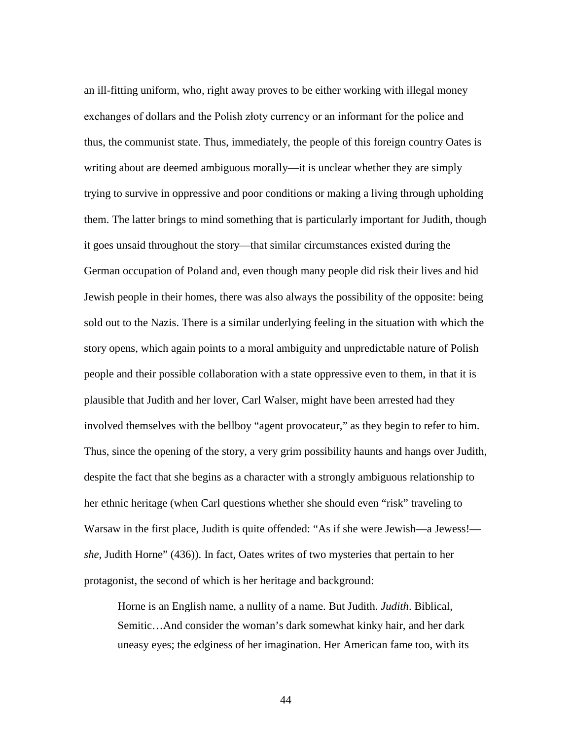an ill-fitting uniform, who, right away proves to be either working with illegal money exchanges of dollars and the Polish złoty currency or an informant for the police and thus, the communist state. Thus, immediately, the people of this foreign country Oates is writing about are deemed ambiguous morally—it is unclear whether they are simply trying to survive in oppressive and poor conditions or making a living through upholding them. The latter brings to mind something that is particularly important for Judith, though it goes unsaid throughout the story—that similar circumstances existed during the German occupation of Poland and, even though many people did risk their lives and hid Jewish people in their homes, there was also always the possibility of the opposite: being sold out to the Nazis. There is a similar underlying feeling in the situation with which the story opens, which again points to a moral ambiguity and unpredictable nature of Polish people and their possible collaboration with a state oppressive even to them, in that it is plausible that Judith and her lover, Carl Walser, might have been arrested had they involved themselves with the bellboy "agent provocateur," as they begin to refer to him. Thus, since the opening of the story, a very grim possibility haunts and hangs over Judith, despite the fact that she begins as a character with a strongly ambiguous relationship to her ethnic heritage (when Carl questions whether she should even "risk" traveling to Warsaw in the first place, Judith is quite offended: "As if she were Jewish—a Jewess!—*she*, Judith Horne" (436)). In fact, Oates writes of two mysteries that pertain to her protagonist, the second of which is her heritage and background:

> Horne is an English name, a nullity of a name. But Judith. *Judith*. Biblical, Semitic…And consider the woman's dark somewhat kinky hair, and her dark uneasy eyes; the edginess of her imagination. Her American fame too, with its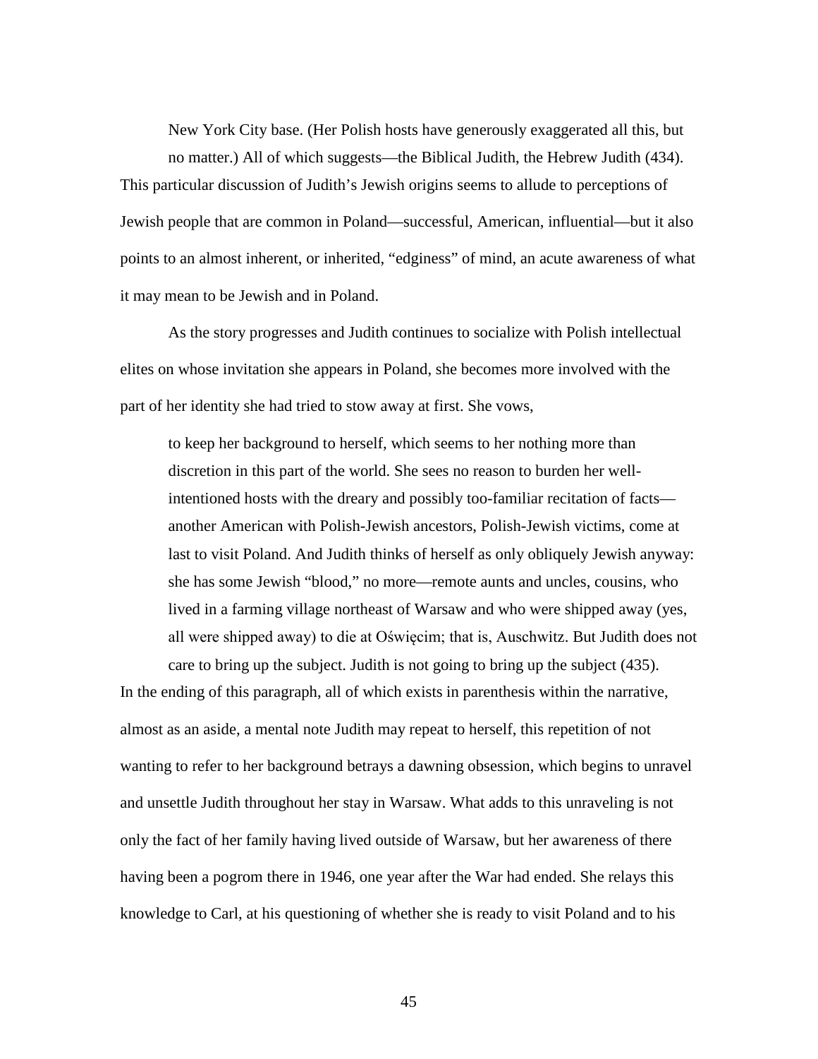> New York City base. (Her Polish hosts have generously exaggerated all this, but no matter.) All of which suggests—the Biblical Judith, the Hebrew Judith (434).

This particular discussion of Judith's Jewish origins seems to allude to perceptions of Jewish people that are common in Poland—successful, American, influential—but it also points to an almost inherent, or inherited, "edginess" of mind, an acute awareness of what it may mean to be Jewish and in Poland.

As the story progresses and Judith continues to socialize with Polish intellectual elites on whose invitation she appears in Poland, she becomes more involved with the part of her identity she had tried to stow away at first. She vows,

> to keep her background to herself, which seems to her nothing more than discretion in this part of the world. She sees no reason to burden her well-intentioned hosts with the dreary and possibly too-familiar recitation of facts—another American with Polish-Jewish ancestors, Polish-Jewish victims, come at last to visit Poland. And Judith thinks of herself as only obliquely Jewish anyway: she has some Jewish "blood," no more—remote aunts and uncles, cousins, who lived in a farming village northeast of Warsaw and who were shipped away (yes, all were shipped away) to die at Oświęcim; that is, Auschwitz. But Judith does not care to bring up the subject. Judith is not going to bring up the subject (435).

In the ending of this paragraph, all of which exists in parenthesis within the narrative, almost as an aside, a mental note Judith may repeat to herself, this repetition of not wanting to refer to her background betrays a dawning obsession, which begins to unravel and unsettle Judith throughout her stay in Warsaw. What adds to this unraveling is not only the fact of her family having lived outside of Warsaw, but her awareness of there having been a pogrom there in 1946, one year after the War had ended. She relays this knowledge to Carl, at his questioning of whether she is ready to visit Poland and to his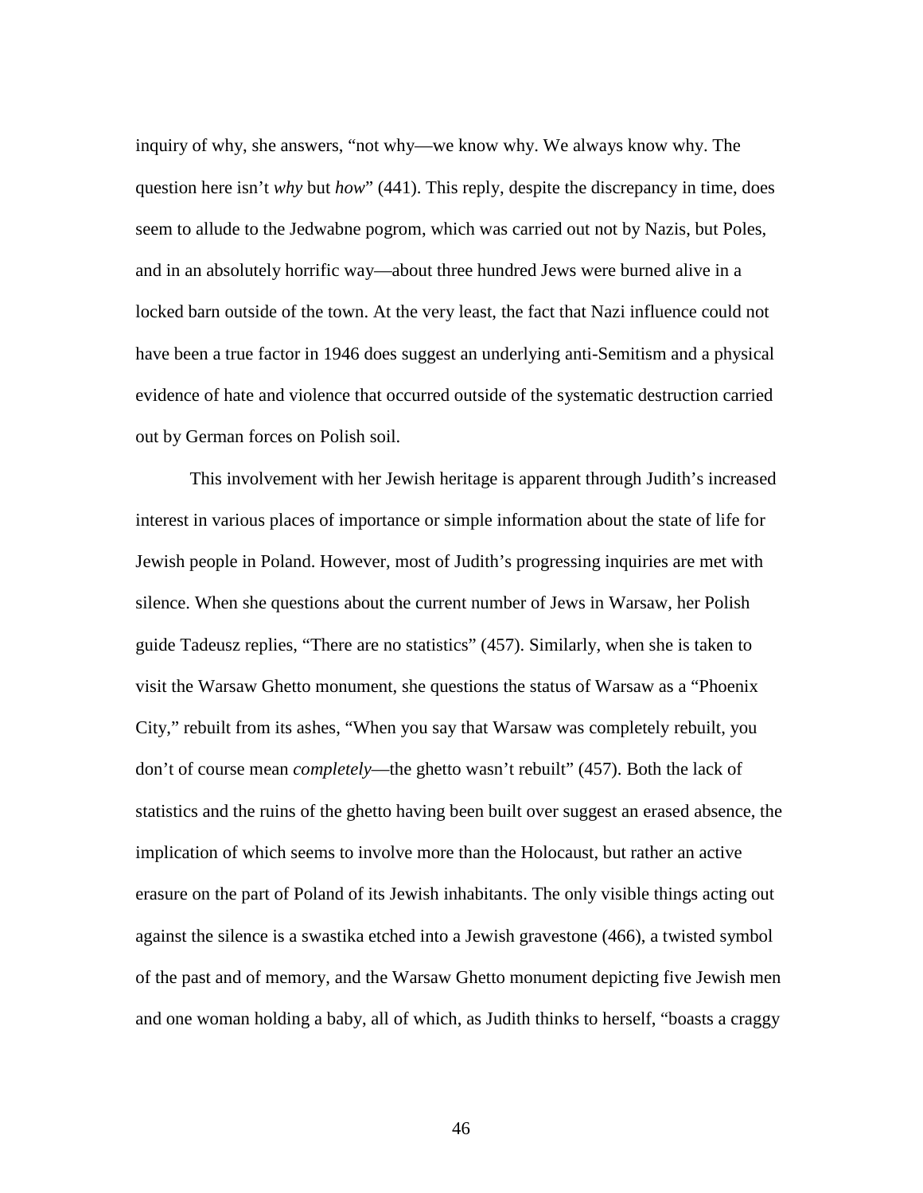inquiry of why, she answers, "not why—we know why. We always know why. The question here isn't *why* but *how*" (441). This reply, despite the discrepancy in time, does seem to allude to the Jedwabne pogrom, which was carried out not by Nazis, but Poles, and in an absolutely horrific way—about three hundred Jews were burned alive in a locked barn outside of the town. At the very least, the fact that Nazi influence could not have been a true factor in 1946 does suggest an underlying anti-Semitism and a physical evidence of hate and violence that occurred outside of the systematic destruction carried out by German forces on Polish soil.

This involvement with her Jewish heritage is apparent through Judith's increased interest in various places of importance or simple information about the state of life for Jewish people in Poland. However, most of Judith's progressing inquiries are met with silence. When she questions about the current number of Jews in Warsaw, her Polish guide Tadeusz replies, "There are no statistics" (457). Similarly, when she is taken to visit the Warsaw Ghetto monument, she questions the status of Warsaw as a "Phoenix City," rebuilt from its ashes, "When you say that Warsaw was completely rebuilt, you don't of course mean *completely*—the ghetto wasn't rebuilt" (457). Both the lack of statistics and the ruins of the ghetto having been built over suggest an erased absence, the implication of which seems to involve more than the Holocaust, but rather an active erasure on the part of Poland of its Jewish inhabitants. The only visible things acting out against the silence is a swastika etched into a Jewish gravestone (466), a twisted symbol of the past and of memory, and the Warsaw Ghetto monument depicting five Jewish men and one woman holding a baby, all of which, as Judith thinks to herself, "boasts a craggy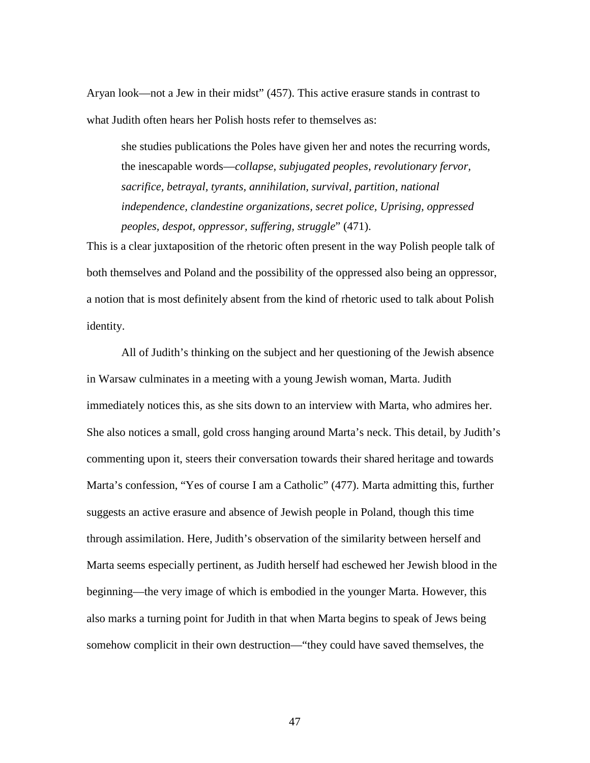Aryan look—not a Jew in their midst" (457). This active erasure stands in contrast to what Judith often hears her Polish hosts refer to themselves as:

> she studies publications the Poles have given her and notes the recurring words, the inescapable words—*collapse, subjugated peoples, revolutionary fervor, sacrifice, betrayal, tyrants, annihilation, survival, partition, national independence, clandestine organizations, secret police, Uprising, oppressed peoples, despot, oppressor, suffering, struggle*" (471).

This is a clear juxtaposition of the rhetoric often present in the way Polish people talk of both themselves and Poland and the possibility of the oppressed also being an oppressor, a notion that is most definitely absent from the kind of rhetoric used to talk about Polish identity.

All of Judith's thinking on the subject and her questioning of the Jewish absence in Warsaw culminates in a meeting with a young Jewish woman, Marta. Judith immediately notices this, as she sits down to an interview with Marta, who admires her. She also notices a small, gold cross hanging around Marta's neck. This detail, by Judith's commenting upon it, steers their conversation towards their shared heritage and towards Marta's confession, "Yes of course I am a Catholic" (477). Marta admitting this, further suggests an active erasure and absence of Jewish people in Poland, though this time through assimilation. Here, Judith's observation of the similarity between herself and Marta seems especially pertinent, as Judith herself had eschewed her Jewish blood in the beginning—the very image of which is embodied in the younger Marta. However, this also marks a turning point for Judith in that when Marta begins to speak of Jews being somehow complicit in their own destruction—"they could have saved themselves, the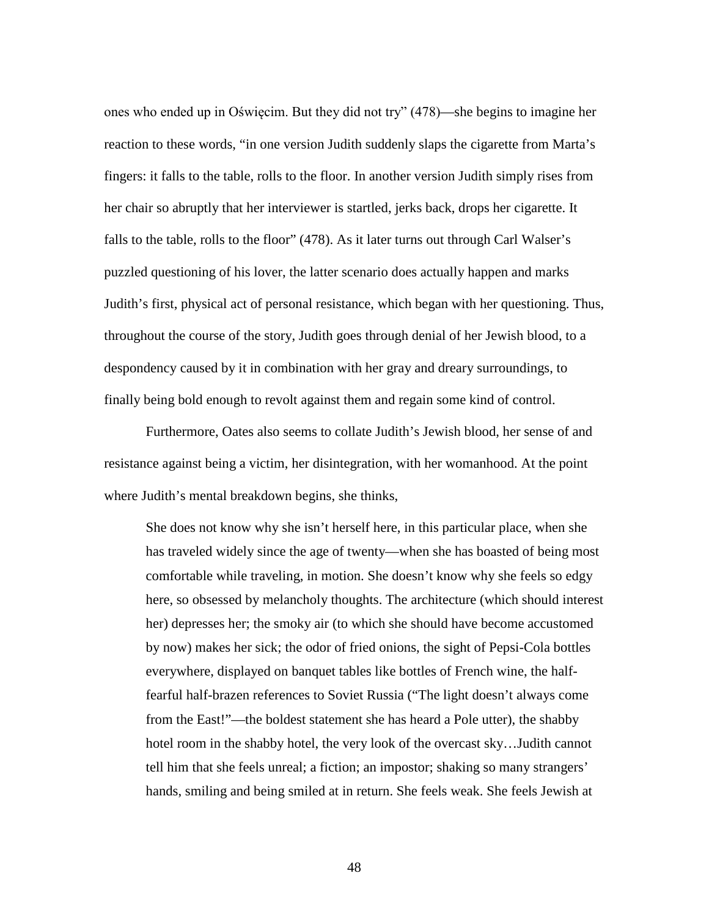ones who ended up in Oświęcim. But they did not try" (478)—she begins to imagine her reaction to these words, "in one version Judith suddenly slaps the cigarette from Marta's fingers: it falls to the table, rolls to the floor. In another version Judith simply rises from her chair so abruptly that her interviewer is startled, jerks back, drops her cigarette. It falls to the table, rolls to the floor" (478). As it later turns out through Carl Walser's puzzled questioning of his lover, the latter scenario does actually happen and marks Judith's first, physical act of personal resistance, which began with her questioning. Thus, throughout the course of the story, Judith goes through denial of her Jewish blood, to a despondency caused by it in combination with her gray and dreary surroundings, to finally being bold enough to revolt against them and regain some kind of control.

Furthermore, Oates also seems to collate Judith's Jewish blood, her sense of and resistance against being a victim, her disintegration, with her womanhood. At the point where Judith's mental breakdown begins, she thinks,

> She does not know why she isn't herself here, in this particular place, when she has traveled widely since the age of twenty—when she has boasted of being most comfortable while traveling, in motion. She doesn't know why she feels so edgy here, so obsessed by melancholy thoughts. The architecture (which should interest her) depresses her; the smoky air (to which she should have become accustomed by now) makes her sick; the odor of fried onions, the sight of Pepsi-Cola bottles everywhere, displayed on banquet tables like bottles of French wine, the half-fearful half-brazen references to Soviet Russia ("The light doesn't always come from the East!"—the boldest statement she has heard a Pole utter), the shabby hotel room in the shabby hotel, the very look of the overcast sky…Judith cannot tell him that she feels unreal; a fiction; an impostor; shaking so many strangers' hands, smiling and being smiled at in return. She feels weak. She feels Jewish at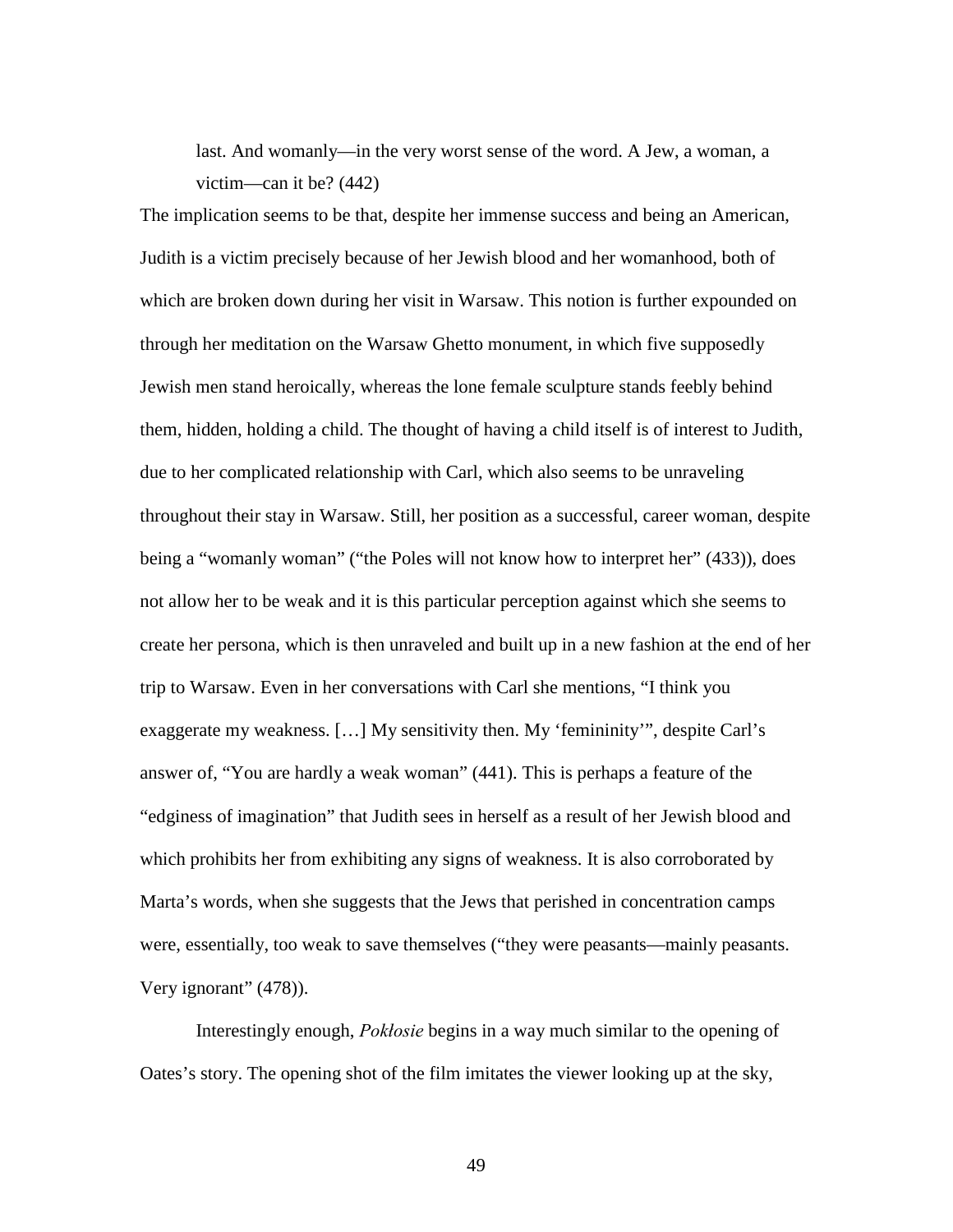> last. And womanly—in the very worst sense of the word. A Jew, a woman, a victim—can it be? (442)

The implication seems to be that, despite her immense success and being an American, Judith is a victim precisely because of her Jewish blood and her womanhood, both of which are broken down during her visit in Warsaw. This notion is further expounded on through her meditation on the Warsaw Ghetto monument, in which five supposedly Jewish men stand heroically, whereas the lone female sculpture stands feebly behind them, hidden, holding a child. The thought of having a child itself is of interest to Judith, due to her complicated relationship with Carl, which also seems to be unraveling throughout their stay in Warsaw. Still, her position as a successful, career woman, despite being a "womanly woman" ("the Poles will not know how to interpret her" (433)), does not allow her to be weak and it is this particular perception against which she seems to create her persona, which is then unraveled and built up in a new fashion at the end of her trip to Warsaw. Even in her conversations with Carl she mentions, "I think you exaggerate my weakness. […] My sensitivity then. My 'femininity'", despite Carl's answer of, "You are hardly a weak woman" (441). This is perhaps a feature of the "edginess of imagination" that Judith sees in herself as a result of her Jewish blood and which prohibits her from exhibiting any signs of weakness. It is also corroborated by Marta's words, when she suggests that the Jews that perished in concentration camps were, essentially, too weak to save themselves ("they were peasants—mainly peasants. Very ignorant" (478)).

Interestingly enough, *Pokłosie* begins in a way much similar to the opening of Oates's story. The opening shot of the film imitates the viewer looking up at the sky,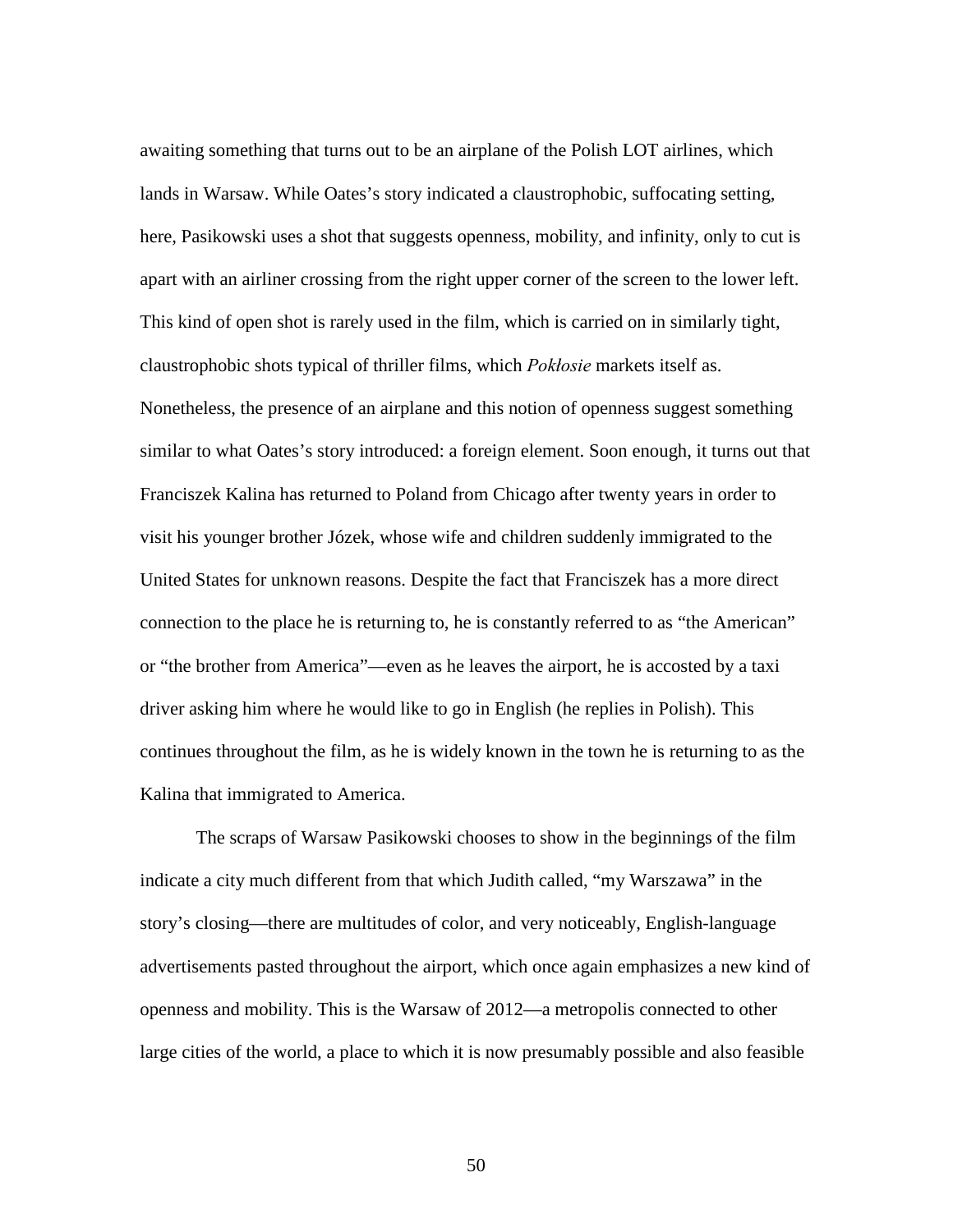awaiting something that turns out to be an airplane of the Polish LOT airlines, which lands in Warsaw. While Oates's story indicated a claustrophobic, suffocating setting, here, Pasikowski uses a shot that suggests openness, mobility, and infinity, only to cut is apart with an airliner crossing from the right upper corner of the screen to the lower left. This kind of open shot is rarely used in the film, which is carried on in similarly tight, claustrophobic shots typical of thriller films, which *Pokłosie* markets itself as. Nonetheless, the presence of an airplane and this notion of openness suggest something similar to what Oates's story introduced: a foreign element. Soon enough, it turns out that Franciszek Kalina has returned to Poland from Chicago after twenty years in order to visit his younger brother Józek, whose wife and children suddenly immigrated to the United States for unknown reasons. Despite the fact that Franciszek has a more direct connection to the place he is returning to, he is constantly referred to as "the American" or "the brother from America"—even as he leaves the airport, he is accosted by a taxi driver asking him where he would like to go in English (he replies in Polish). This continues throughout the film, as he is widely known in the town he is returning to as the Kalina that immigrated to America.

The scraps of Warsaw Pasikowski chooses to show in the beginnings of the film indicate a city much different from that which Judith called, "my Warszawa" in the story's closing—there are multitudes of color, and very noticeably, English-language advertisements pasted throughout the airport, which once again emphasizes a new kind of openness and mobility. This is the Warsaw of 2012—a metropolis connected to other large cities of the world, a place to which it is now presumably possible and also feasible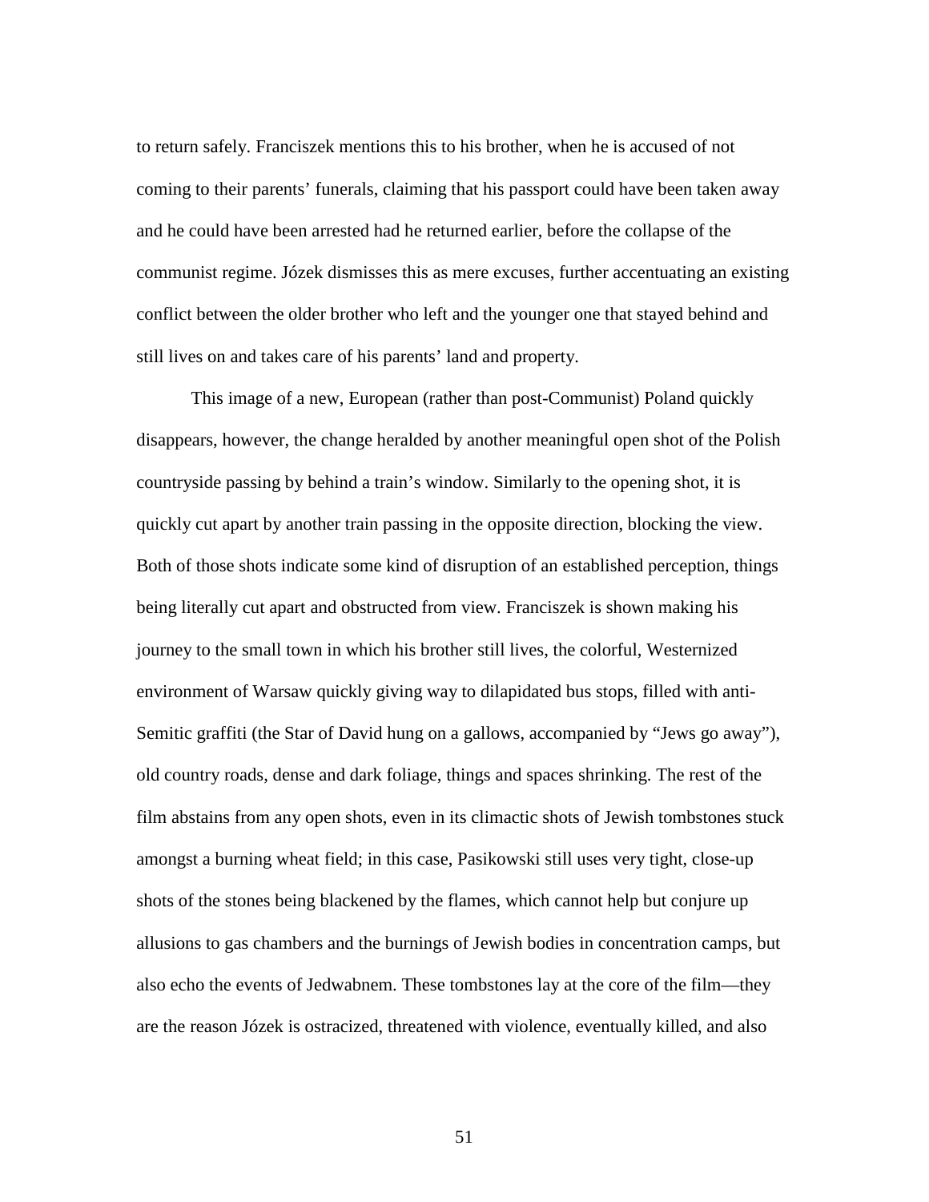to return safely. Franciszek mentions this to his brother, when he is accused of not coming to their parents' funerals, claiming that his passport could have been taken away and he could have been arrested had he returned earlier, before the collapse of the communist regime. Józek dismisses this as mere excuses, further accentuating an existing conflict between the older brother who left and the younger one that stayed behind and still lives on and takes care of his parents' land and property.

This image of a new, European (rather than post-Communist) Poland quickly disappears, however, the change heralded by another meaningful open shot of the Polish countryside passing by behind a train's window. Similarly to the opening shot, it is quickly cut apart by another train passing in the opposite direction, blocking the view. Both of those shots indicate some kind of disruption of an established perception, things being literally cut apart and obstructed from view. Franciszek is shown making his journey to the small town in which his brother still lives, the colorful, Westernized environment of Warsaw quickly giving way to dilapidated bus stops, filled with anti-Semitic graffiti (the Star of David hung on a gallows, accompanied by "Jews go away"), old country roads, dense and dark foliage, things and spaces shrinking. The rest of the film abstains from any open shots, even in its climactic shots of Jewish tombstones stuck amongst a burning wheat field; in this case, Pasikowski still uses very tight, close-up shots of the stones being blackened by the flames, which cannot help but conjure up allusions to gas chambers and the burnings of Jewish bodies in concentration camps, but also echo the events of Jedwabnem. These tombstones lay at the core of the film—they are the reason Józek is ostracized, threatened with violence, eventually killed, and also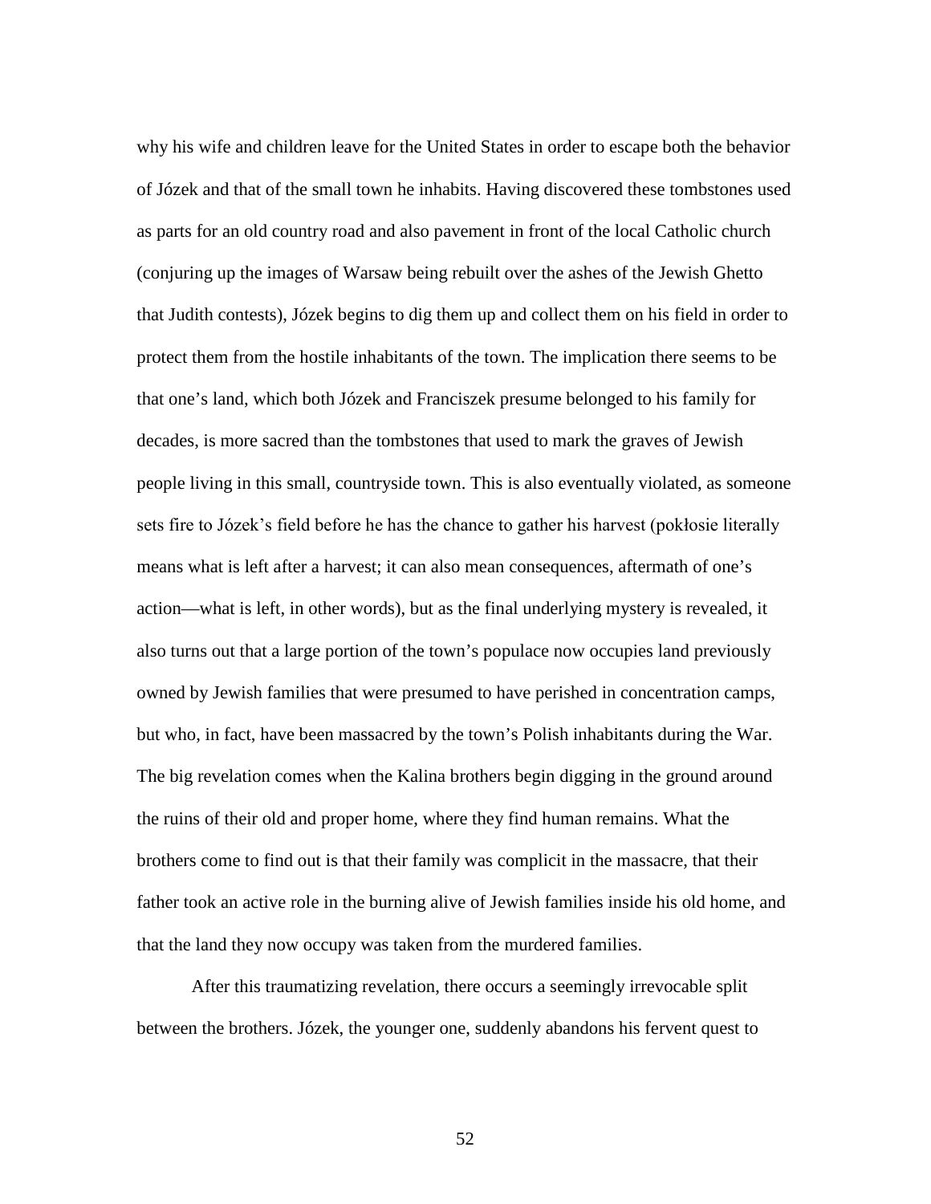why his wife and children leave for the United States in order to escape both the behavior of Józek and that of the small town he inhabits. Having discovered these tombstones used as parts for an old country road and also pavement in front of the local Catholic church (conjuring up the images of Warsaw being rebuilt over the ashes of the Jewish Ghetto that Judith contests), Józek begins to dig them up and collect them on his field in order to protect them from the hostile inhabitants of the town. The implication there seems to be that one's land, which both Józek and Franciszek presume belonged to his family for decades, is more sacred than the tombstones that used to mark the graves of Jewish people living in this small, countryside town. This is also eventually violated, as someone sets fire to Józek's field before he has the chance to gather his harvest (pokłosie literally means what is left after a harvest; it can also mean consequences, aftermath of one's action—what is left, in other words), but as the final underlying mystery is revealed, it also turns out that a large portion of the town's populace now occupies land previously owned by Jewish families that were presumed to have perished in concentration camps, but who, in fact, have been massacred by the town's Polish inhabitants during the War. The big revelation comes when the Kalina brothers begin digging in the ground around the ruins of their old and proper home, where they find human remains. What the brothers come to find out is that their family was complicit in the massacre, that their father took an active role in the burning alive of Jewish families inside his old home, and that the land they now occupy was taken from the murdered families.

After this traumatizing revelation, there occurs a seemingly irrevocable split between the brothers. Józek, the younger one, suddenly abandons his fervent quest to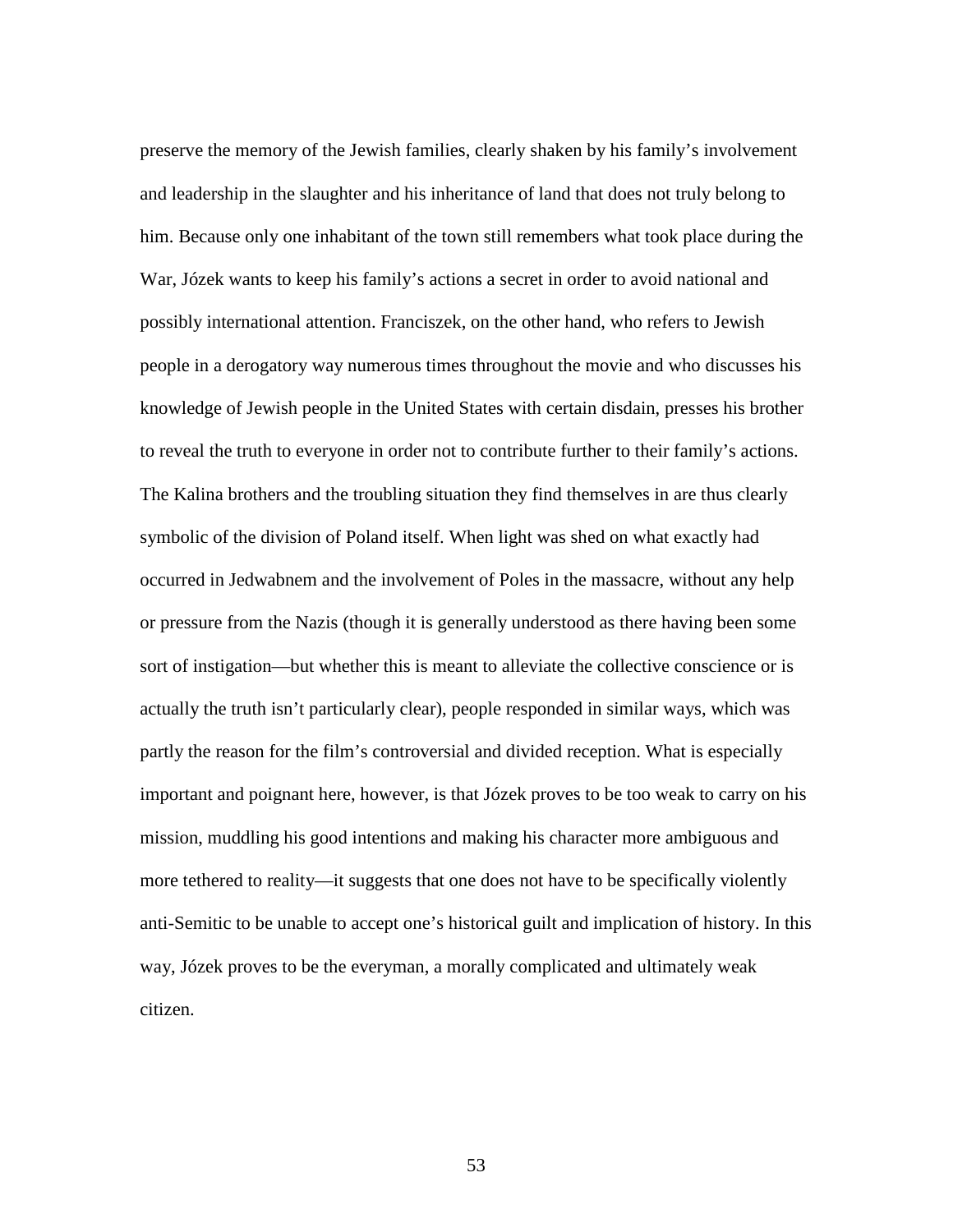preserve the memory of the Jewish families, clearly shaken by his family's involvement and leadership in the slaughter and his inheritance of land that does not truly belong to him. Because only one inhabitant of the town still remembers what took place during the War, Józek wants to keep his family's actions a secret in order to avoid national and possibly international attention. Franciszek, on the other hand, who refers to Jewish people in a derogatory way numerous times throughout the movie and who discusses his knowledge of Jewish people in the United States with certain disdain, presses his brother to reveal the truth to everyone in order not to contribute further to their family's actions. The Kalina brothers and the troubling situation they find themselves in are thus clearly symbolic of the division of Poland itself. When light was shed on what exactly had occurred in Jedwabnem and the involvement of Poles in the massacre, without any help or pressure from the Nazis (though it is generally understood as there having been some sort of instigation—but whether this is meant to alleviate the collective conscience or is actually the truth isn't particularly clear), people responded in similar ways, which was partly the reason for the film's controversial and divided reception. What is especially important and poignant here, however, is that Józek proves to be too weak to carry on his mission, muddling his good intentions and making his character more ambiguous and more tethered to reality—it suggests that one does not have to be specifically violently anti-Semitic to be unable to accept one's historical guilt and implication of history. In this way, Józek proves to be the everyman, a morally complicated and ultimately weak citizen.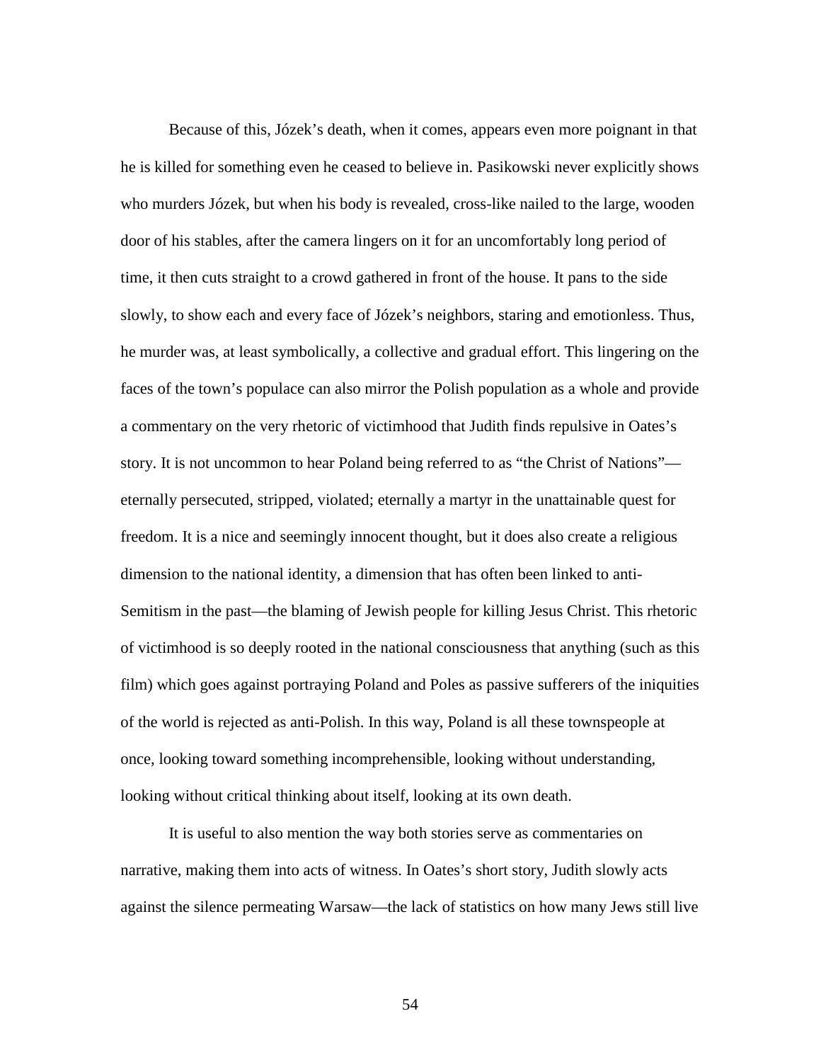Because of this, Józek's death, when it comes, appears even more poignant in that he is killed for something even he ceased to believe in. Pasikowski never explicitly shows who murders Józek, but when his body is revealed, cross-like nailed to the large, wooden door of his stables, after the camera lingers on it for an uncomfortably long period of time, it then cuts straight to a crowd gathered in front of the house. It pans to the side slowly, to show each and every face of Józek's neighbors, staring and emotionless. Thus, he murder was, at least symbolically, a collective and gradual effort. This lingering on the faces of the town's populace can also mirror the Polish population as a whole and provide a commentary on the very rhetoric of victimhood that Judith finds repulsive in Oates's story. It is not uncommon to hear Poland being referred to as "the Christ of Nations"—eternally persecuted, stripped, violated; eternally a martyr in the unattainable quest for freedom. It is a nice and seemingly innocent thought, but it does also create a religious dimension to the national identity, a dimension that has often been linked to anti-Semitism in the past—the blaming of Jewish people for killing Jesus Christ. This rhetoric of victimhood is so deeply rooted in the national consciousness that anything (such as this film) which goes against portraying Poland and Poles as passive sufferers of the iniquities of the world is rejected as anti-Polish. In this way, Poland is all these townspeople at once, looking toward something incomprehensible, looking without understanding, looking without critical thinking about itself, looking at its own death.

It is useful to also mention the way both stories serve as commentaries on narrative, making them into acts of witness. In Oates's short story, Judith slowly acts against the silence permeating Warsaw—the lack of statistics on how many Jews still live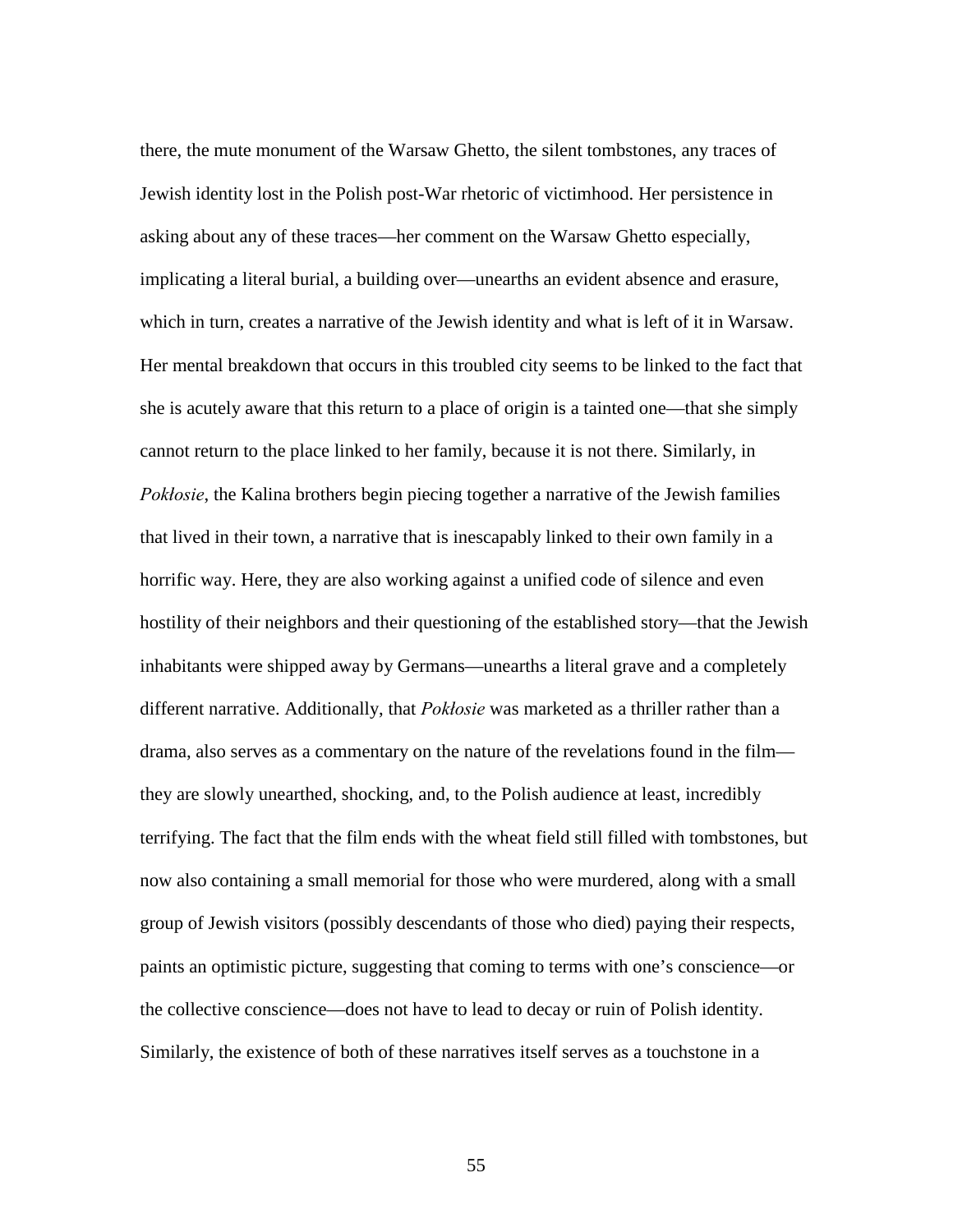there, the mute monument of the Warsaw Ghetto, the silent tombstones, any traces of Jewish identity lost in the Polish post-War rhetoric of victimhood. Her persistence in asking about any of these traces—her comment on the Warsaw Ghetto especially, implicating a literal burial, a building over—unearths an evident absence and erasure, which in turn, creates a narrative of the Jewish identity and what is left of it in Warsaw. Her mental breakdown that occurs in this troubled city seems to be linked to the fact that she is acutely aware that this return to a place of origin is a tainted one—that she simply cannot return to the place linked to her family, because it is not there. Similarly, in *Pokłosie*, the Kalina brothers begin piecing together a narrative of the Jewish families that lived in their town, a narrative that is inescapably linked to their own family in a horrific way. Here, they are also working against a unified code of silence and even hostility of their neighbors and their questioning of the established story—that the Jewish inhabitants were shipped away by Germans—unearths a literal grave and a completely different narrative. Additionally, that *Pokłosie* was marketed as a thriller rather than a drama, also serves as a commentary on the nature of the revelations found in the film—they are slowly unearthed, shocking, and, to the Polish audience at least, incredibly terrifying. The fact that the film ends with the wheat field still filled with tombstones, but now also containing a small memorial for those who were murdered, along with a small group of Jewish visitors (possibly descendants of those who died) paying their respects, paints an optimistic picture, suggesting that coming to terms with one's conscience—or the collective conscience—does not have to lead to decay or ruin of Polish identity. Similarly, the existence of both of these narratives itself serves as a touchstone in a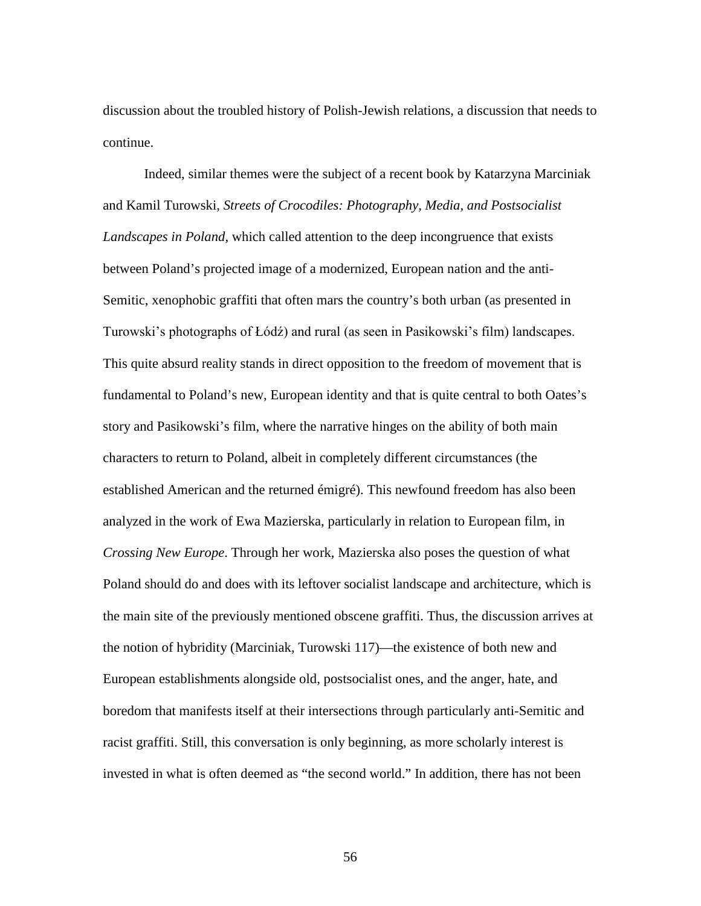discussion about the troubled history of Polish-Jewish relations, a discussion that needs to continue.

Indeed, similar themes were the subject of a recent book by Katarzyna Marciniak and Kamil Turowski, *Streets of Crocodiles: Photography, Media, and Postsocialist Landscapes in Poland*, which called attention to the deep incongruence that exists between Poland's projected image of a modernized, European nation and the anti-Semitic, xenophobic graffiti that often mars the country's both urban (as presented in Turowski's photographs of Łódź) and rural (as seen in Pasikowski's film) landscapes. This quite absurd reality stands in direct opposition to the freedom of movement that is fundamental to Poland's new, European identity and that is quite central to both Oates's story and Pasikowski's film, where the narrative hinges on the ability of both main characters to return to Poland, albeit in completely different circumstances (the established American and the returned émigré). This newfound freedom has also been analyzed in the work of Ewa Mazierska, particularly in relation to European film, in *Crossing New Europe*. Through her work, Mazierska also poses the question of what Poland should do and does with its leftover socialist landscape and architecture, which is the main site of the previously mentioned obscene graffiti. Thus, the discussion arrives at the notion of hybridity (Marciniak, Turowski 117)—the existence of both new and European establishments alongside old, postsocialist ones, and the anger, hate, and boredom that manifests itself at their intersections through particularly anti-Semitic and racist graffiti. Still, this conversation is only beginning, as more scholarly interest is invested in what is often deemed as "the second world." In addition, there has not been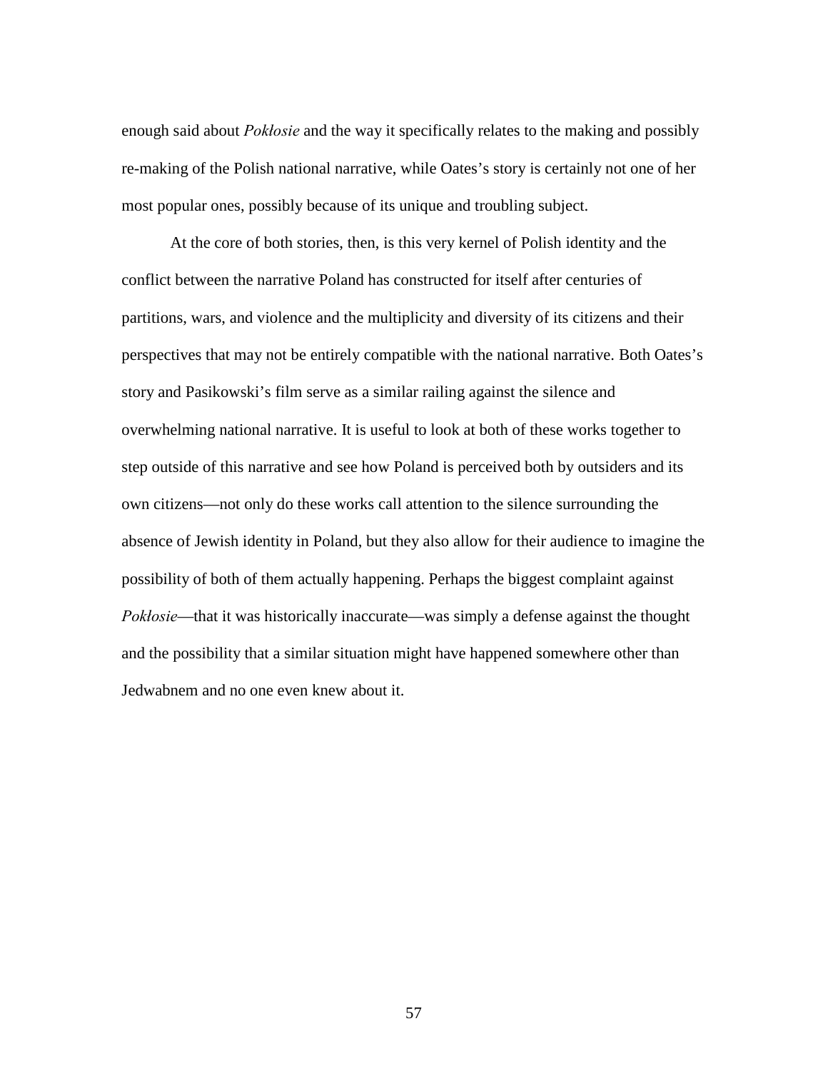enough said about *Pokłosie* and the way it specifically relates to the making and possibly re-making of the Polish national narrative, while Oates's story is certainly not one of her most popular ones, possibly because of its unique and troubling subject.

At the core of both stories, then, is this very kernel of Polish identity and the conflict between the narrative Poland has constructed for itself after centuries of partitions, wars, and violence and the multiplicity and diversity of its citizens and their perspectives that may not be entirely compatible with the national narrative. Both Oates's story and Pasikowski's film serve as a similar railing against the silence and overwhelming national narrative. It is useful to look at both of these works together to step outside of this narrative and see how Poland is perceived both by outsiders and its own citizens—not only do these works call attention to the silence surrounding the absence of Jewish identity in Poland, but they also allow for their audience to imagine the possibility of both of them actually happening. Perhaps the biggest complaint against *Pokłosie*—that it was historically inaccurate—was simply a defense against the thought and the possibility that a similar situation might have happened somewhere other than Jedwabnem and no one even knew about it.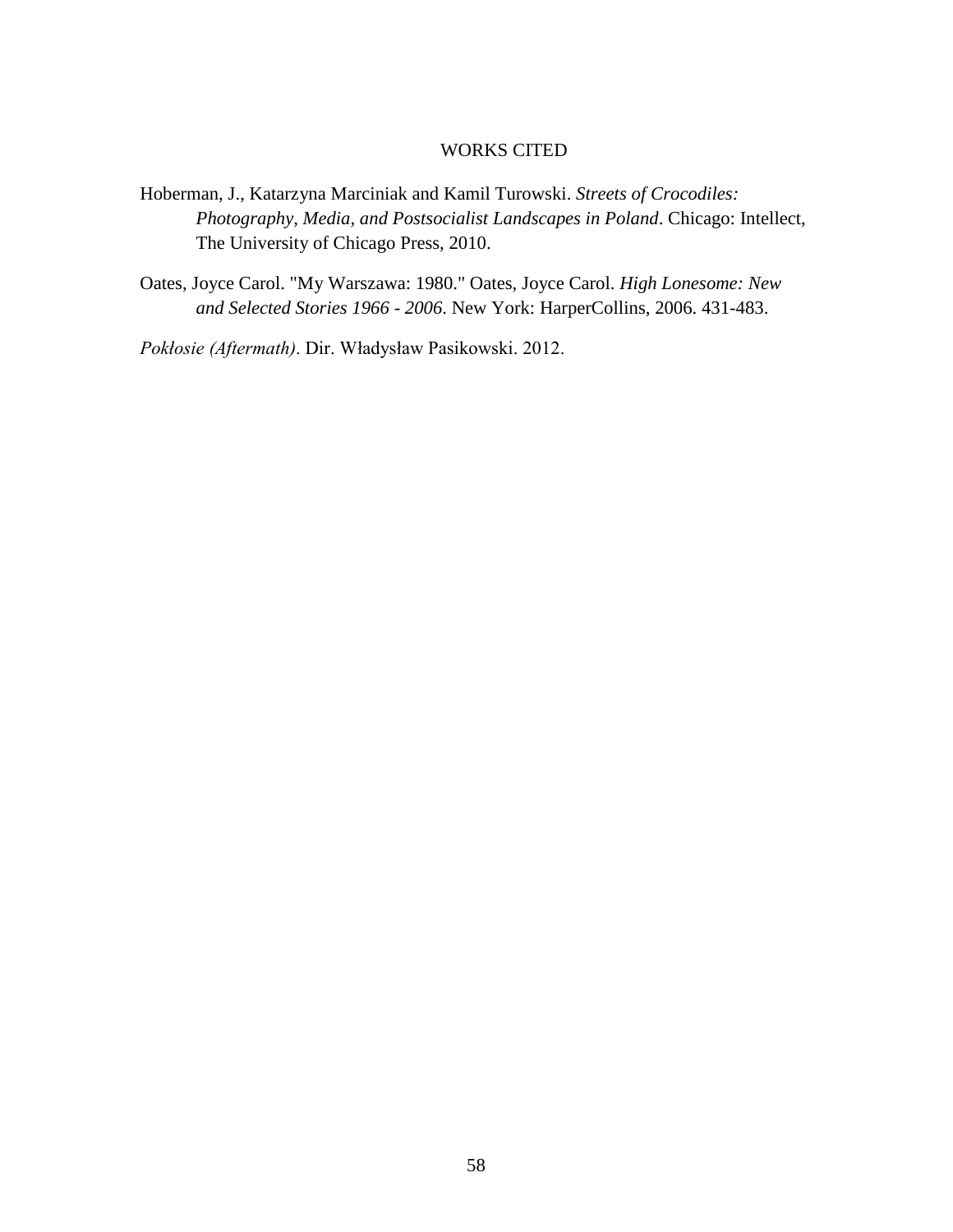# WORKS CITED

Hoberman, J., Katarzyna Marciniak and Kamil Turowski. *Streets of Crocodiles: Photography, Media, and Postsocialist Landscapes in Poland*. Chicago: Intellect, The University of Chicago Press, 2010.

Oates, Joyce Carol. "My Warszawa: 1980." Oates, Joyce Carol. *High Lonesome: New and Selected Stories 1966 - 2006*. New York: HarperCollins, 2006. 431-483.

*Pokłosie (Aftermath)*. Dir. Władysław Pasikowski. 2012.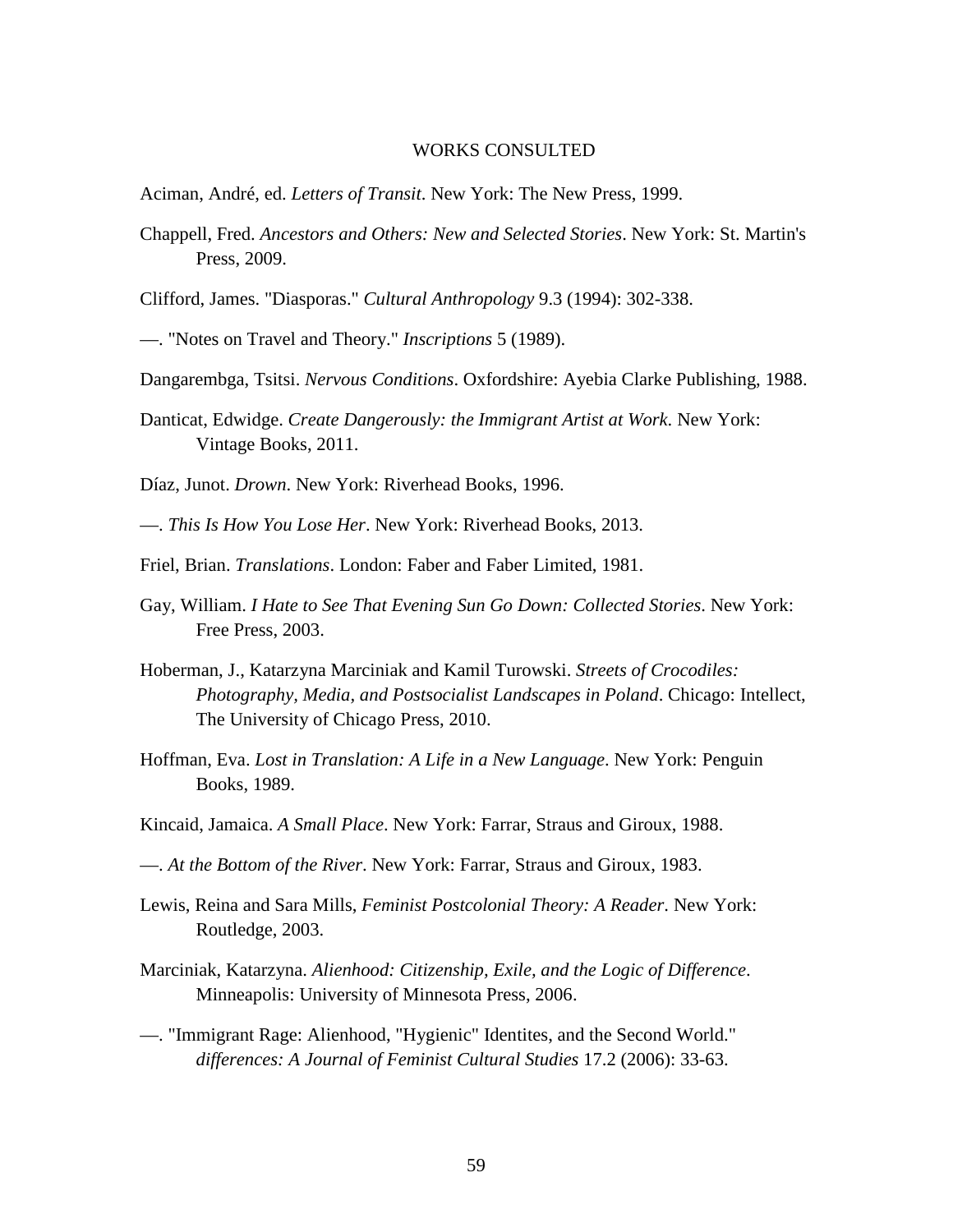# WORKS CONSULTED

Aciman, André, ed. *Letters of Transit*. New York: The New Press, 1999.

Chappell, Fred. *Ancestors and Others: New and Selected Stories*. New York: St. Martin's Press, 2009.

Clifford, James. "Diasporas." *Cultural Anthropology* 9.3 (1994): 302-338.

—. "Notes on Travel and Theory." *Inscriptions* 5 (1989).

Dangarembga, Tsitsi. *Nervous Conditions*. Oxfordshire: Ayebia Clarke Publishing, 1988.

Danticat, Edwidge. *Create Dangerously: the Immigrant Artist at Work*. New York: Vintage Books, 2011.

Díaz, Junot. *Drown*. New York: Riverhead Books, 1996.

—. *This Is How You Lose Her*. New York: Riverhead Books, 2013.

Friel, Brian. *Translations*. London: Faber and Faber Limited, 1981.

Gay, William. *I Hate to See That Evening Sun Go Down: Collected Stories*. New York: Free Press, 2003.

Hoberman, J., Katarzyna Marciniak and Kamil Turowski. *Streets of Crocodiles: Photography, Media, and Postsocialist Landscapes in Poland*. Chicago: Intellect, The University of Chicago Press, 2010.

Hoffman, Eva. *Lost in Translation: A Life in a New Language*. New York: Penguin Books, 1989.

Kincaid, Jamaica. *A Small Place*. New York: Farrar, Straus and Giroux, 1988.

—. *At the Bottom of the River*. New York: Farrar, Straus and Giroux, 1983.

Lewis, Reina and Sara Mills, *Feminist Postcolonial Theory: A Reader*. New York: Routledge, 2003.

Marciniak, Katarzyna. *Alienhood: Citizenship, Exile, and the Logic of Difference*. Minneapolis: University of Minnesota Press, 2006.

—. "Immigrant Rage: Alienhood, "Hygienic" Identites, and the Second World." *differences: A Journal of Feminist Cultural Studies* 17.2 (2006): 33-63.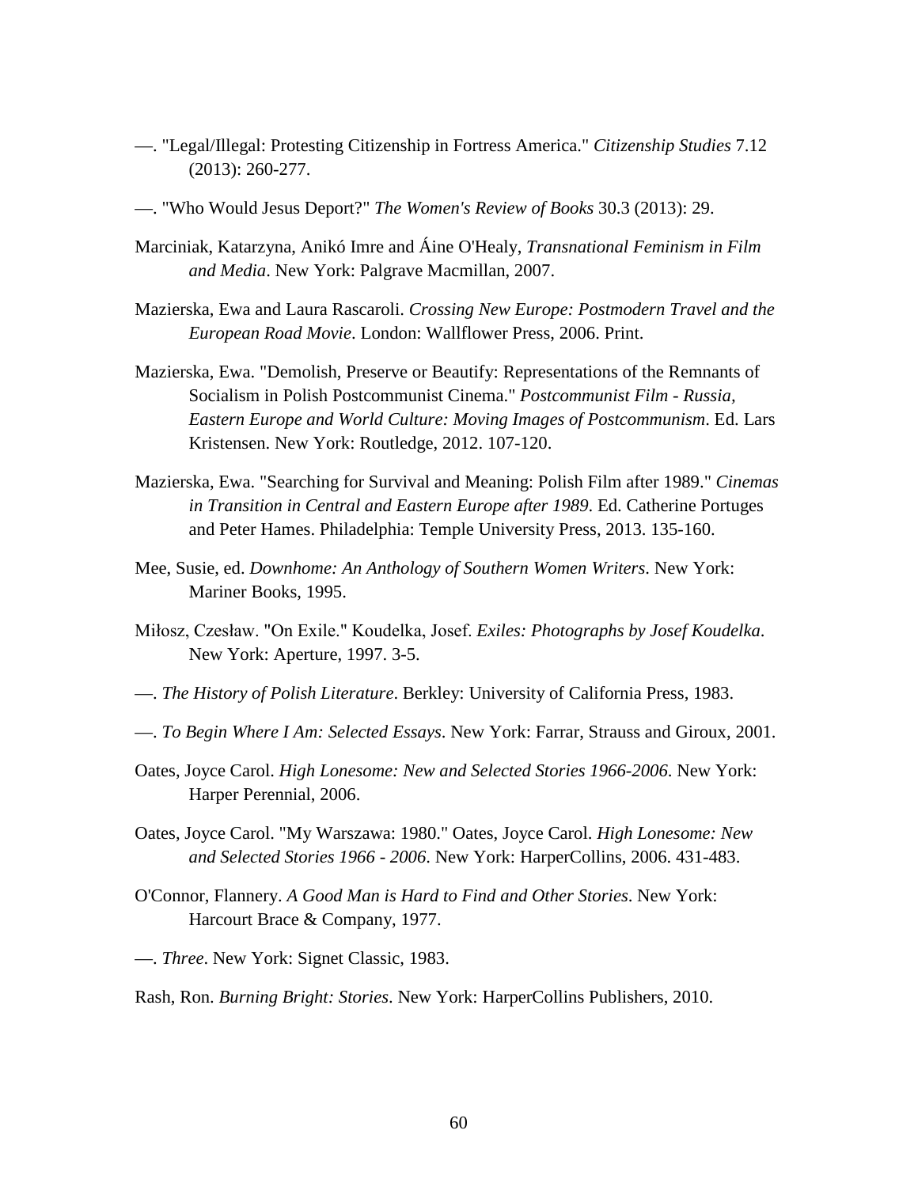—. "Legal/Illegal: Protesting Citizenship in Fortress America." *Citizenship Studies* 7.12 (2013): 260-277.

—. "Who Would Jesus Deport?" *The Women's Review of Books* 30.3 (2013): 29.

Marciniak, Katarzyna, Anikó Imre and Áine O'Healy, *Transnational Feminism in Film and Media*. New York: Palgrave Macmillan, 2007.

Mazierska, Ewa and Laura Rascaroli. *Crossing New Europe: Postmodern Travel and the European Road Movie*. London: Wallflower Press, 2006. Print.

Mazierska, Ewa. "Demolish, Preserve or Beautify: Representations of the Remnants of Socialism in Polish Postcommunist Cinema." *Postcommunist Film - Russia, Eastern Europe and World Culture: Moving Images of Postcommunism*. Ed. Lars Kristensen. New York: Routledge, 2012. 107-120.

Mazierska, Ewa. "Searching for Survival and Meaning: Polish Film after 1989." *Cinemas in Transition in Central and Eastern Europe after 1989*. Ed. Catherine Portuges and Peter Hames. Philadelphia: Temple University Press, 2013. 135-160.

Mee, Susie, ed. *Downhome: An Anthology of Southern Women Writers*. New York: Mariner Books, 1995.

Miłosz, Czesław. "On Exile." Koudelka, Josef. *Exiles: Photographs by Josef Koudelka*. New York: Aperture, 1997. 3-5.

—. *The History of Polish Literature*. Berkley: University of California Press, 1983.

—. *To Begin Where I Am: Selected Essays*. New York: Farrar, Strauss and Giroux, 2001.

Oates, Joyce Carol. *High Lonesome: New and Selected Stories 1966-2006*. New York: Harper Perennial, 2006.

Oates, Joyce Carol. "My Warszawa: 1980." Oates, Joyce Carol. *High Lonesome: New and Selected Stories 1966 - 2006*. New York: HarperCollins, 2006. 431-483.

O'Connor, Flannery. *A Good Man is Hard to Find and Other Stories*. New York: Harcourt Brace & Company, 1977.

—. *Three*. New York: Signet Classic, 1983.

Rash, Ron. *Burning Bright: Stories*. New York: HarperCollins Publishers, 2010.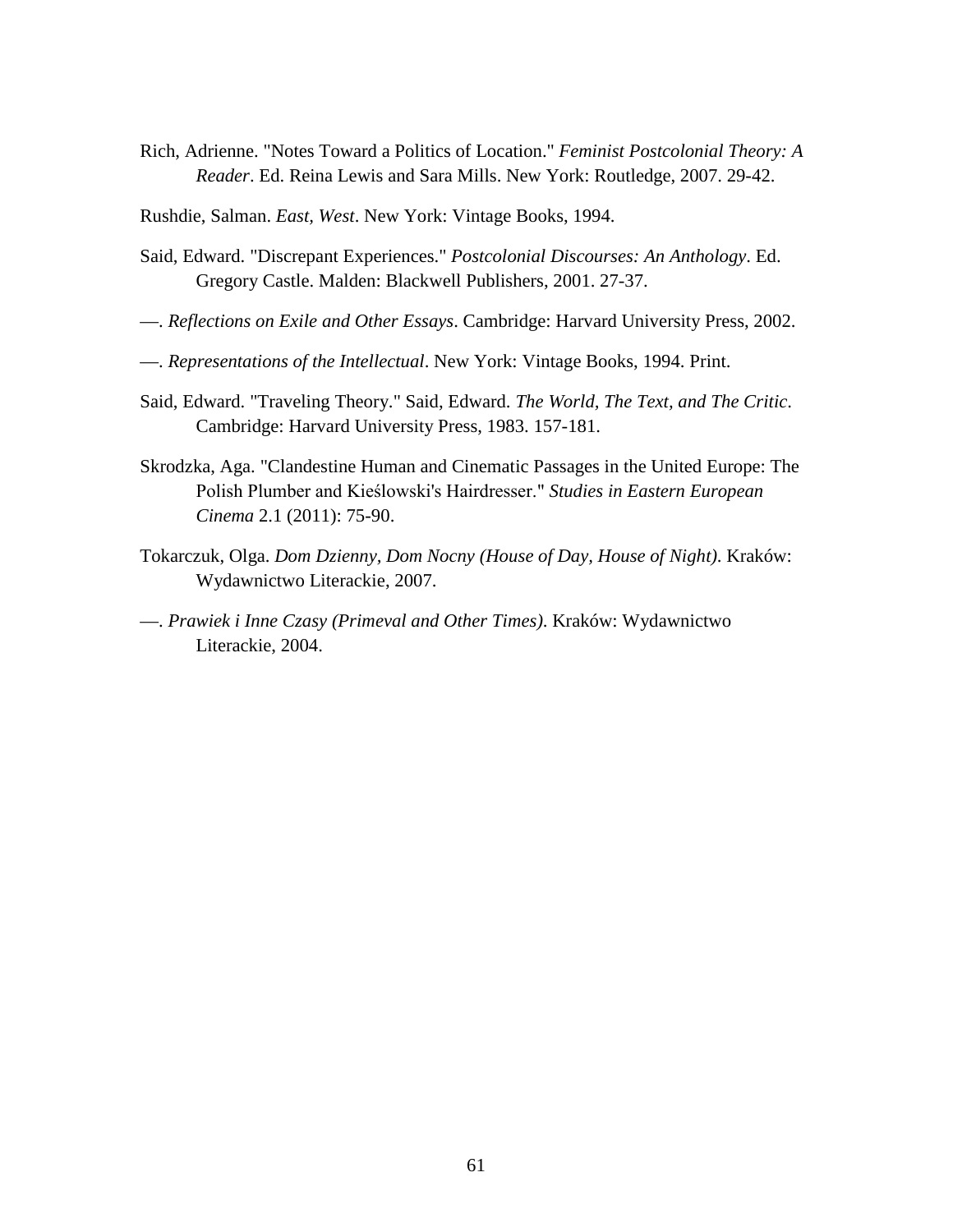Rich, Adrienne. "Notes Toward a Politics of Location." *Feminist Postcolonial Theory: A Reader*. Ed. Reina Lewis and Sara Mills. New York: Routledge, 2007. 29-42.

Rushdie, Salman. *East, West*. New York: Vintage Books, 1994.

Said, Edward. "Discrepant Experiences." *Postcolonial Discourses: An Anthology*. Ed. Gregory Castle. Malden: Blackwell Publishers, 2001. 27-37.

—. *Reflections on Exile and Other Essays*. Cambridge: Harvard University Press, 2002.

—. *Representations of the Intellectual*. New York: Vintage Books, 1994. Print.

Said, Edward. "Traveling Theory." Said, Edward. *The World, The Text, and The Critic*. Cambridge: Harvard University Press, 1983. 157-181.

Skrodzka, Aga. "Clandestine Human and Cinematic Passages in the United Europe: The Polish Plumber and Kieślowski's Hairdresser." *Studies in Eastern European Cinema* 2.1 (2011): 75-90.

Tokarczuk, Olga. *Dom Dzienny, Dom Nocny (House of Day, House of Night)*. Kraków: Wydawnictwo Literackie, 2007.

—. *Prawiek i Inne Czasy (Primeval and Other Times)*. Kraków: Wydawnictwo Literackie, 2004.